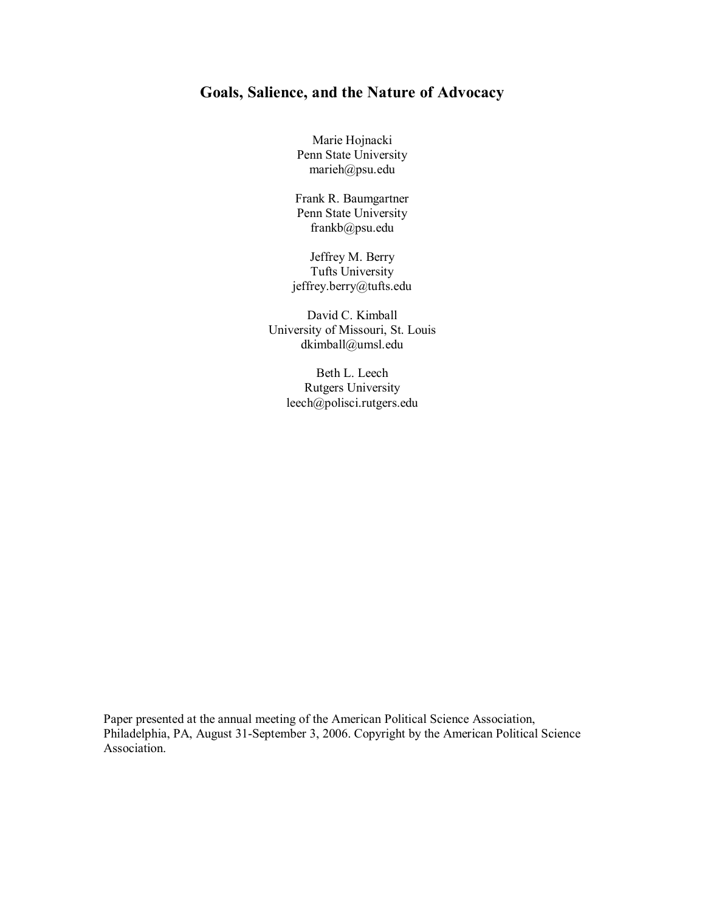# Goals, Salience, and the Nature of Advocacy

Marie Hojnacki
Penn State University
marieh@psu.edu

Frank R. Baumgartner
Penn State University
frankb@psu.edu

Jeffrey M. Berry
Tufts University
jeffrey.berry@tufts.edu

David C. Kimball
University of Missouri, St. Louis
dkimball@umsl.edu

Beth L. Leech
Rutgers University
leech@polisci.rutgers.edu

Paper presented at the annual meeting of the American Political Science Association, Philadelphia, PA, August 31-September 3, 2006. Copyright by the American Political Science Association.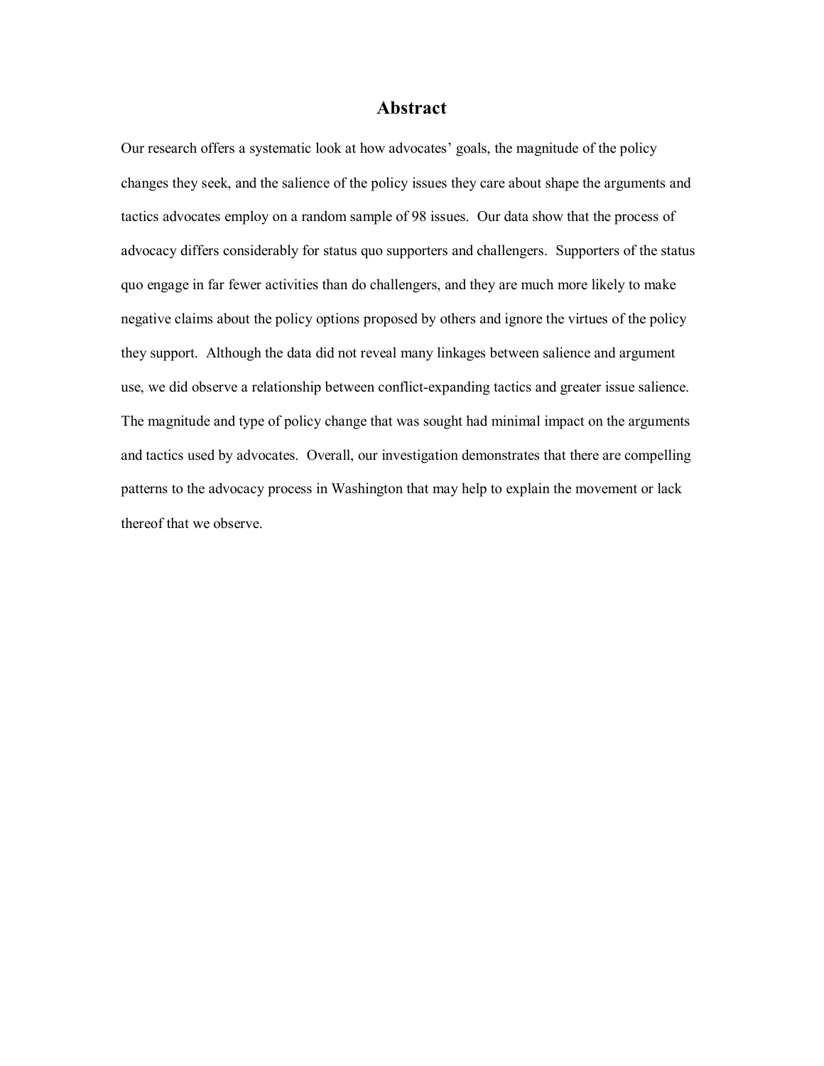## Abstract

Our research offers a systematic look at how advocates' goals, the magnitude of the policy changes they seek, and the salience of the policy issues they care about shape the arguments and tactics advocates employ on a random sample of 98 issues. Our data show that the process of advocacy differs considerably for status quo supporters and challengers. Supporters of the status quo engage in far fewer activities than do challengers, and they are much more likely to make negative claims about the policy options proposed by others and ignore the virtues of the policy they support. Although the data did not reveal many linkages between salience and argument use, we did observe a relationship between conflict-expanding tactics and greater issue salience. The magnitude and type of policy change that was sought had minimal impact on the arguments and tactics used by advocates. Overall, our investigation demonstrates that there are compelling patterns to the advocacy process in Washington that may help to explain the movement or lack thereof that we observe.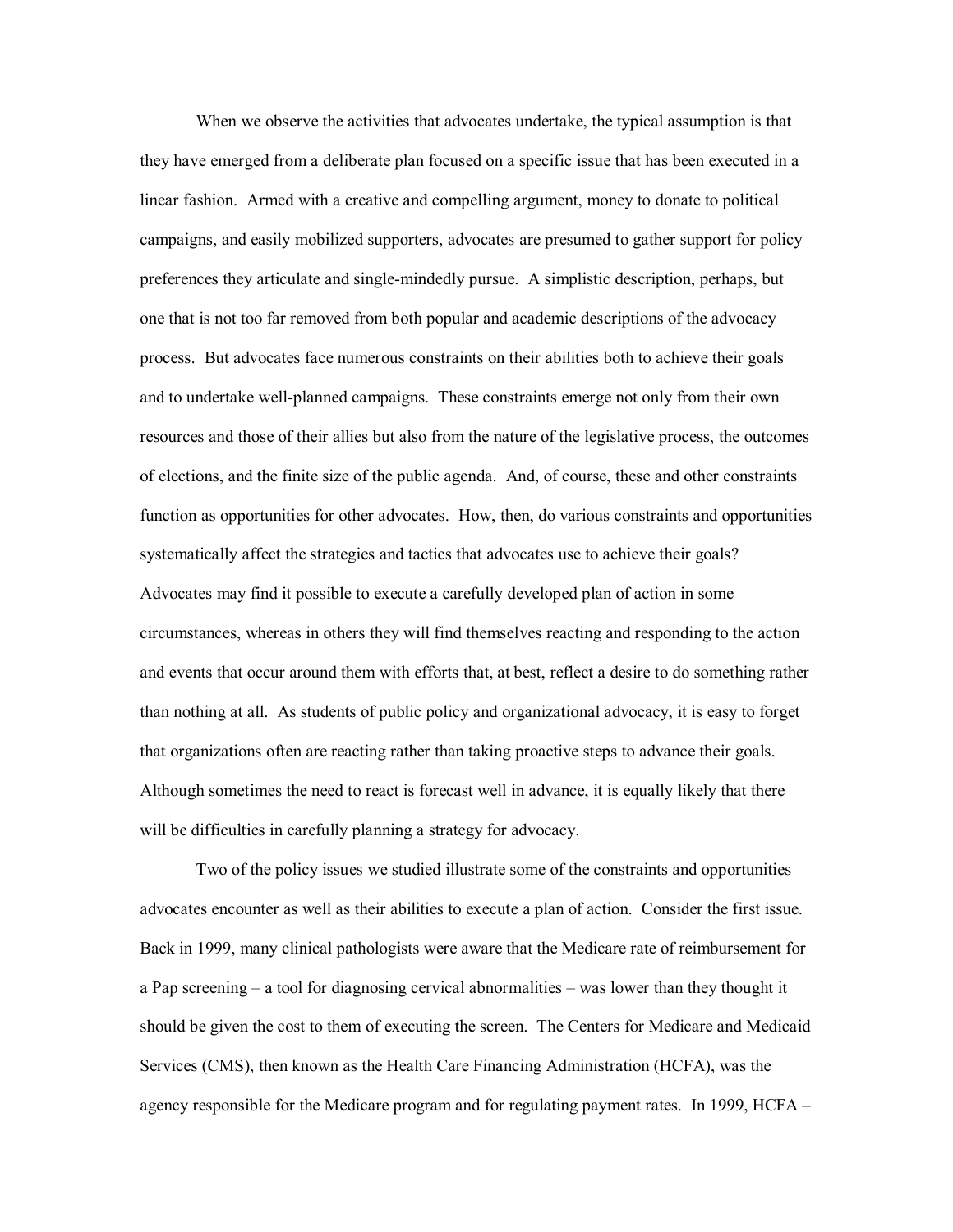When we observe the activities that advocates undertake, the typical assumption is that they have emerged from a deliberate plan focused on a specific issue that has been executed in a linear fashion. Armed with a creative and compelling argument, money to donate to political campaigns, and easily mobilized supporters, advocates are presumed to gather support for policy preferences they articulate and single-mindedly pursue. A simplistic description, perhaps, but one that is not too far removed from both popular and academic descriptions of the advocacy process. But advocates face numerous constraints on their abilities both to achieve their goals and to undertake well-planned campaigns. These constraints emerge not only from their own resources and those of their allies but also from the nature of the legislative process, the outcomes of elections, and the finite size of the public agenda. And, of course, these and other constraints function as opportunities for other advocates. How, then, do various constraints and opportunities systematically affect the strategies and tactics that advocates use to achieve their goals? Advocates may find it possible to execute a carefully developed plan of action in some circumstances, whereas in others they will find themselves reacting and responding to the action and events that occur around them with efforts that, at best, reflect a desire to do something rather than nothing at all. As students of public policy and organizational advocacy, it is easy to forget that organizations often are reacting rather than taking proactive steps to advance their goals. Although sometimes the need to react is forecast well in advance, it is equally likely that there will be difficulties in carefully planning a strategy for advocacy.

Two of the policy issues we studied illustrate some of the constraints and opportunities advocates encounter as well as their abilities to execute a plan of action. Consider the first issue. Back in 1999, many clinical pathologists were aware that the Medicare rate of reimbursement for a Pap screening – a tool for diagnosing cervical abnormalities – was lower than they thought it should be given the cost to them of executing the screen. The Centers for Medicare and Medicaid Services (CMS), then known as the Health Care Financing Administration (HCFA), was the agency responsible for the Medicare program and for regulating payment rates. In 1999, HCFA –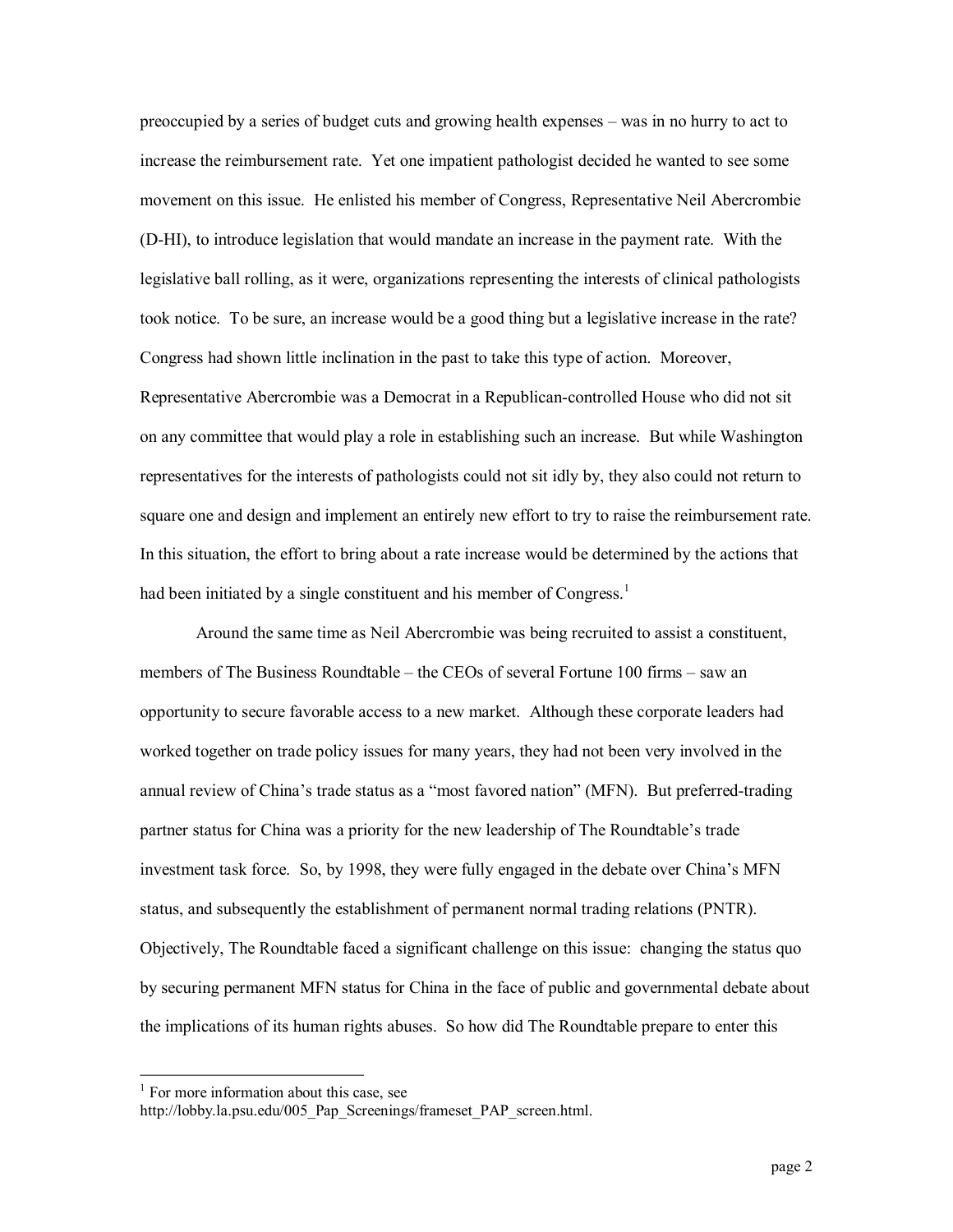preoccupied by a series of budget cuts and growing health expenses – was in no hurry to act to increase the reimbursement rate. Yet one impatient pathologist decided he wanted to see some movement on this issue. He enlisted his member of Congress, Representative Neil Abercrombie (D-HI), to introduce legislation that would mandate an increase in the payment rate. With the legislative ball rolling, as it were, organizations representing the interests of clinical pathologists took notice. To be sure, an increase would be a good thing but a legislative increase in the rate? Congress had shown little inclination in the past to take this type of action. Moreover, Representative Abercrombie was a Democrat in a Republican-controlled House who did not sit on any committee that would play a role in establishing such an increase. But while Washington representatives for the interests of pathologists could not sit idly by, they also could not return to square one and design and implement an entirely new effort to try to raise the reimbursement rate. In this situation, the effort to bring about a rate increase would be determined by the actions that had been initiated by a single constituent and his member of Congress.[1]

Around the same time as Neil Abercrombie was being recruited to assist a constituent, members of The Business Roundtable – the CEOs of several Fortune 100 firms – saw an opportunity to secure favorable access to a new market. Although these corporate leaders had worked together on trade policy issues for many years, they had not been very involved in the annual review of China's trade status as a "most favored nation" (MFN). But preferred-trading partner status for China was a priority for the new leadership of The Roundtable's trade investment task force. So, by 1998, they were fully engaged in the debate over China's MFN status, and subsequently the establishment of permanent normal trading relations (PNTR). Objectively, The Roundtable faced a significant challenge on this issue: changing the status quo by securing permanent MFN status for China in the face of public and governmental debate about the implications of its human rights abuses. So how did The Roundtable prepare to enter this

---

[1] For more information about this case, see http://lobby.la.psu.edu/005_Pap_Screenings/frameset_PAP_screen.html.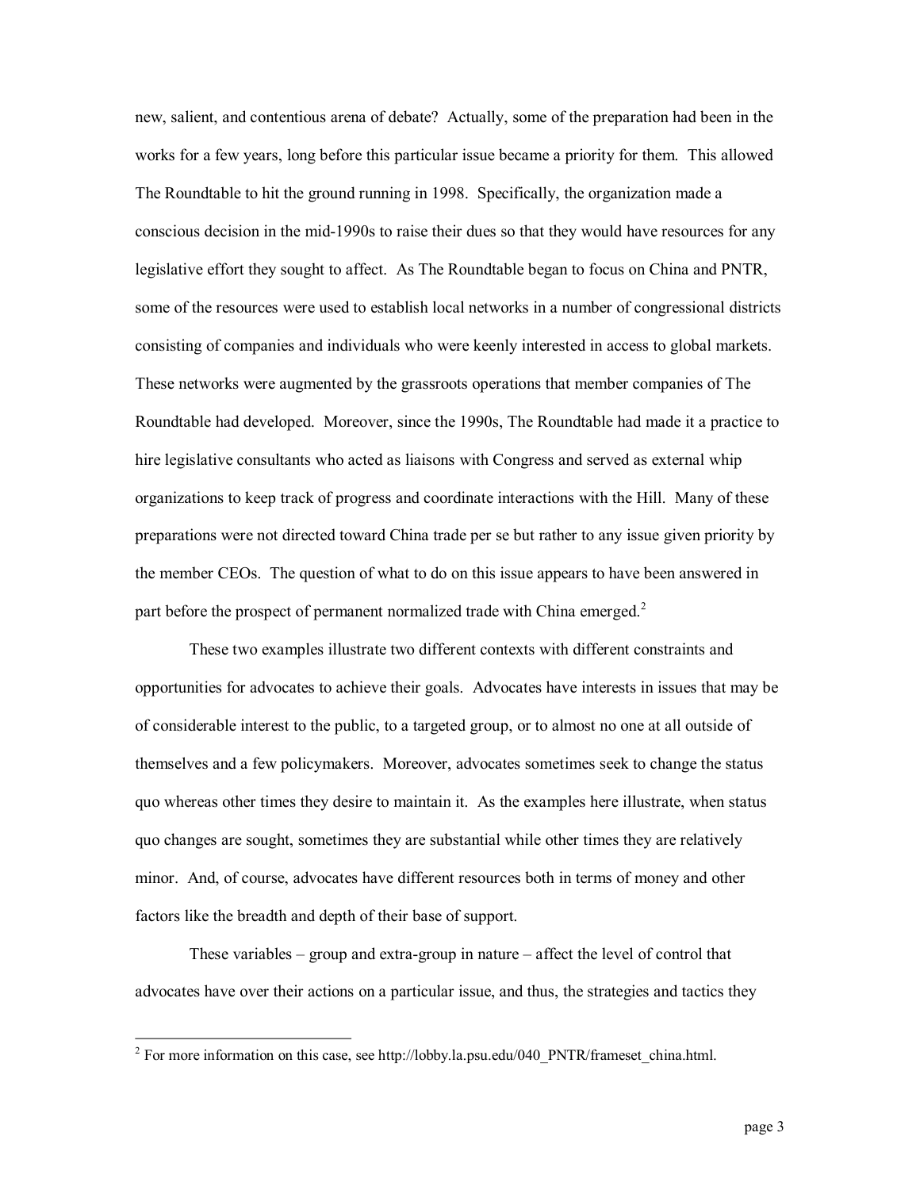new, salient, and contentious arena of debate? Actually, some of the preparation had been in the works for a few years, long before this particular issue became a priority for them. This allowed The Roundtable to hit the ground running in 1998. Specifically, the organization made a conscious decision in the mid-1990s to raise their dues so that they would have resources for any legislative effort they sought to affect. As The Roundtable began to focus on China and PNTR, some of the resources were used to establish local networks in a number of congressional districts consisting of companies and individuals who were keenly interested in access to global markets. These networks were augmented by the grassroots operations that member companies of The Roundtable had developed. Moreover, since the 1990s, The Roundtable had made it a practice to hire legislative consultants who acted as liaisons with Congress and served as external whip organizations to keep track of progress and coordinate interactions with the Hill. Many of these preparations were not directed toward China trade per se but rather to any issue given priority by the member CEOs. The question of what to do on this issue appears to have been answered in part before the prospect of permanent normalized trade with China emerged.[2]

These two examples illustrate two different contexts with different constraints and opportunities for advocates to achieve their goals. Advocates have interests in issues that may be of considerable interest to the public, to a targeted group, or to almost no one at all outside of themselves and a few policymakers. Moreover, advocates sometimes seek to change the status quo whereas other times they desire to maintain it. As the examples here illustrate, when status quo changes are sought, sometimes they are substantial while other times they are relatively minor. And, of course, advocates have different resources both in terms of money and other factors like the breadth and depth of their base of support.

These variables – group and extra-group in nature – affect the level of control that advocates have over their actions on a particular issue, and thus, the strategies and tactics they

---

[2] For more information on this case, see http://lobby.la.psu.edu/040_PNTR/frameset_china.html.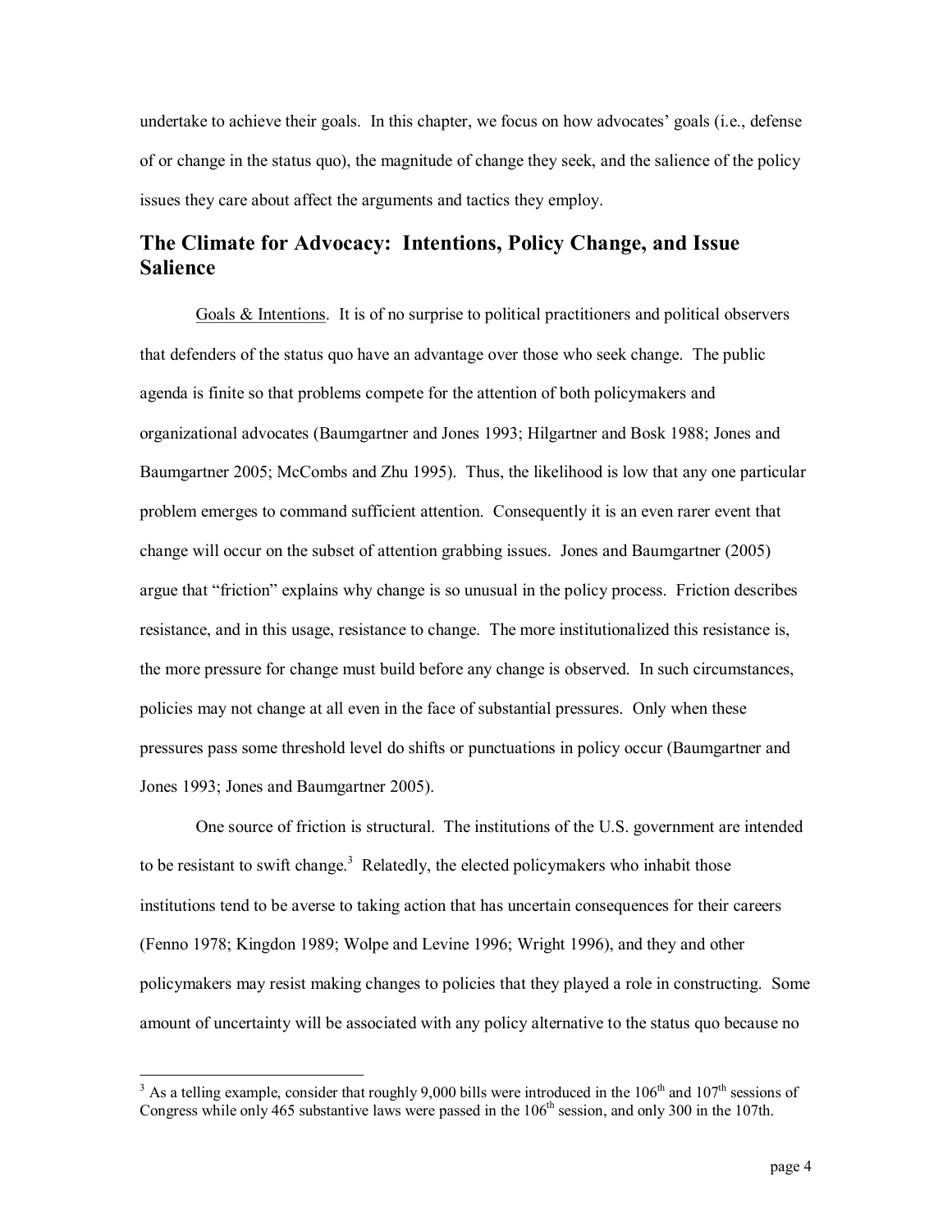undertake to achieve their goals. In this chapter, we focus on how advocates' goals (i.e., defense of or change in the status quo), the magnitude of change they seek, and the salience of the policy issues they care about affect the arguments and tactics they employ.

## The Climate for Advocacy: Intentions, Policy Change, and Issue Salience

Goals & Intentions. It is of no surprise to political practitioners and political observers that defenders of the status quo have an advantage over those who seek change. The public agenda is finite so that problems compete for the attention of both policymakers and organizational advocates (Baumgartner and Jones 1993; Hilgartner and Bosk 1988; Jones and Baumgartner 2005; McCombs and Zhu 1995). Thus, the likelihood is low that any one particular problem emerges to command sufficient attention. Consequently it is an even rarer event that change will occur on the subset of attention grabbing issues. Jones and Baumgartner (2005) argue that "friction" explains why change is so unusual in the policy process. Friction describes resistance, and in this usage, resistance to change. The more institutionalized this resistance is, the more pressure for change must build before any change is observed. In such circumstances, policies may not change at all even in the face of substantial pressures. Only when these pressures pass some threshold level do shifts or punctuations in policy occur (Baumgartner and Jones 1993; Jones and Baumgartner 2005).

One source of friction is structural. The institutions of the U.S. government are intended to be resistant to swift change.[3] Relatedly, the elected policymakers who inhabit those institutions tend to be averse to taking action that has uncertain consequences for their careers (Fenno 1978; Kingdon 1989; Wolpe and Levine 1996; Wright 1996), and they and other policymakers may resist making changes to policies that they played a role in constructing. Some amount of uncertainty will be associated with any policy alternative to the status quo because no

---

[3] As a telling example, consider that roughly 9,000 bills were introduced in the 106th and 107th sessions of Congress while only 465 substantive laws were passed in the 106th session, and only 300 in the 107th.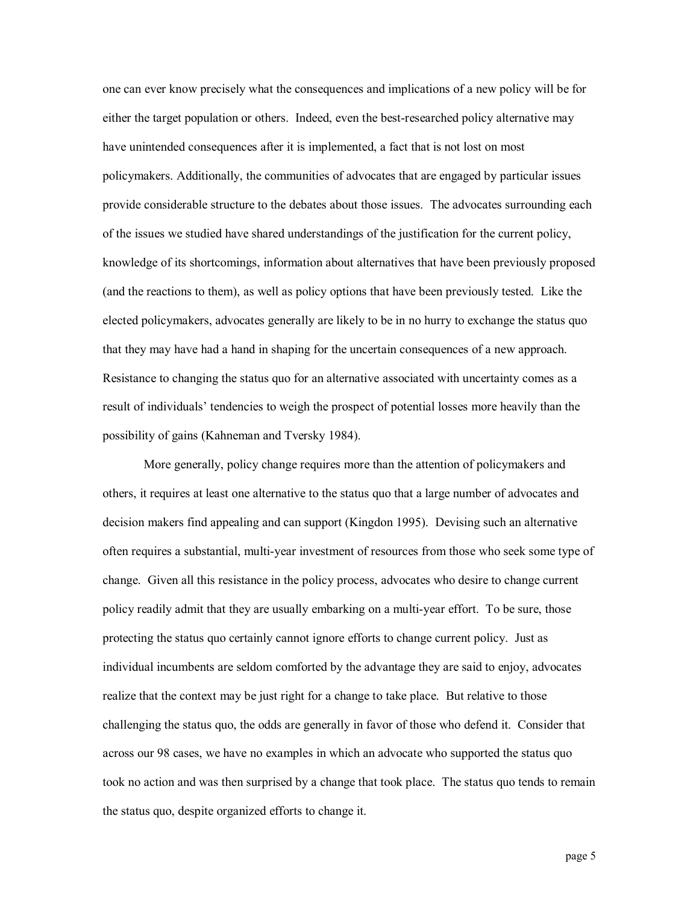one can ever know precisely what the consequences and implications of a new policy will be for either the target population or others. Indeed, even the best-researched policy alternative may have unintended consequences after it is implemented, a fact that is not lost on most policymakers. Additionally, the communities of advocates that are engaged by particular issues provide considerable structure to the debates about those issues. The advocates surrounding each of the issues we studied have shared understandings of the justification for the current policy, knowledge of its shortcomings, information about alternatives that have been previously proposed (and the reactions to them), as well as policy options that have been previously tested. Like the elected policymakers, advocates generally are likely to be in no hurry to exchange the status quo that they may have had a hand in shaping for the uncertain consequences of a new approach. Resistance to changing the status quo for an alternative associated with uncertainty comes as a result of individuals' tendencies to weigh the prospect of potential losses more heavily than the possibility of gains (Kahneman and Tversky 1984).

More generally, policy change requires more than the attention of policymakers and others, it requires at least one alternative to the status quo that a large number of advocates and decision makers find appealing and can support (Kingdon 1995). Devising such an alternative often requires a substantial, multi-year investment of resources from those who seek some type of change. Given all this resistance in the policy process, advocates who desire to change current policy readily admit that they are usually embarking on a multi-year effort. To be sure, those protecting the status quo certainly cannot ignore efforts to change current policy. Just as individual incumbents are seldom comforted by the advantage they are said to enjoy, advocates realize that the context may be just right for a change to take place. But relative to those challenging the status quo, the odds are generally in favor of those who defend it. Consider that across our 98 cases, we have no examples in which an advocate who supported the status quo took no action and was then surprised by a change that took place. The status quo tends to remain the status quo, despite organized efforts to change it.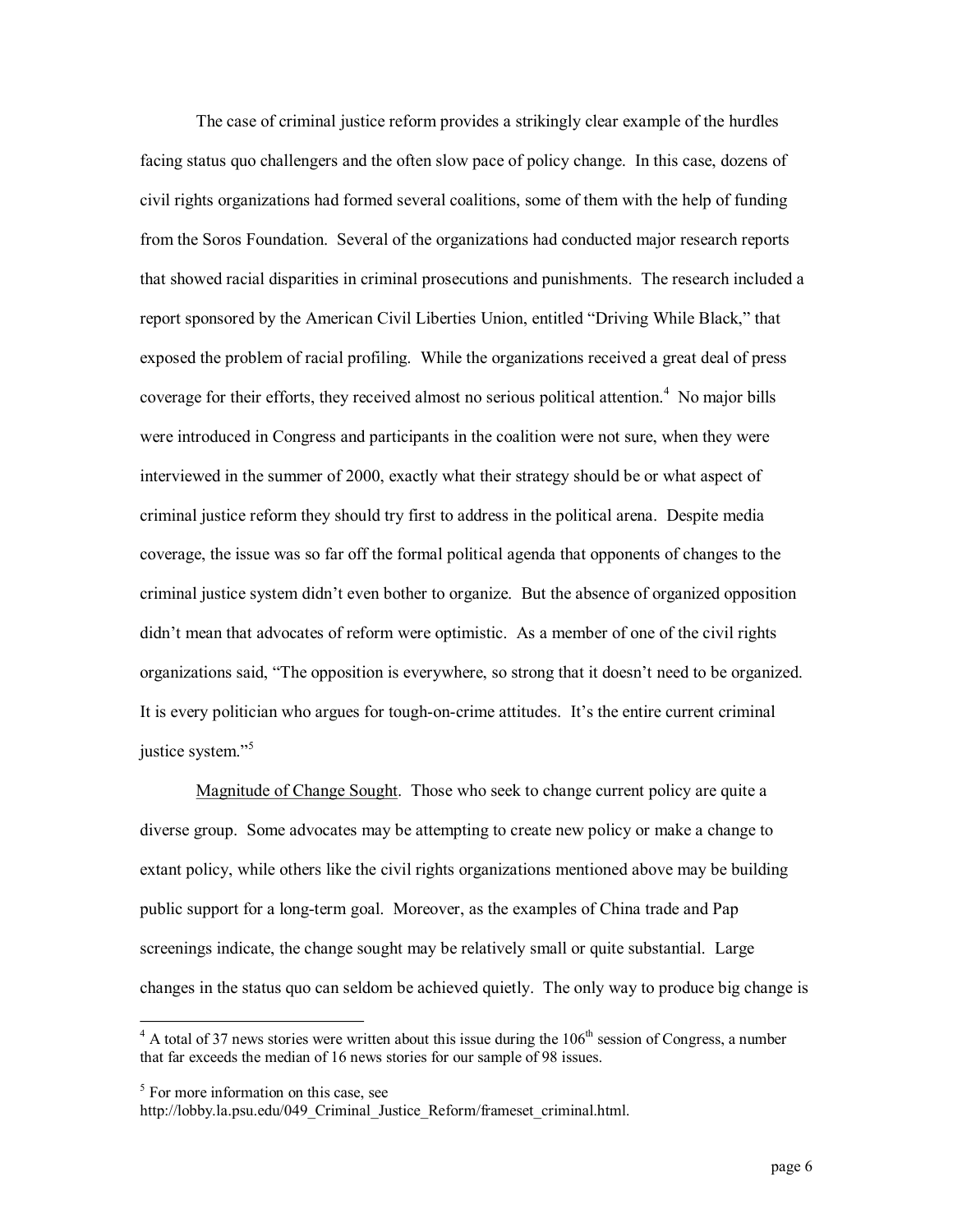The case of criminal justice reform provides a strikingly clear example of the hurdles facing status quo challengers and the often slow pace of policy change. In this case, dozens of civil rights organizations had formed several coalitions, some of them with the help of funding from the Soros Foundation. Several of the organizations had conducted major research reports that showed racial disparities in criminal prosecutions and punishments. The research included a report sponsored by the American Civil Liberties Union, entitled "Driving While Black," that exposed the problem of racial profiling. While the organizations received a great deal of press coverage for their efforts, they received almost no serious political attention.[4] No major bills were introduced in Congress and participants in the coalition were not sure, when they were interviewed in the summer of 2000, exactly what their strategy should be or what aspect of criminal justice reform they should try first to address in the political arena. Despite media coverage, the issue was so far off the formal political agenda that opponents of changes to the criminal justice system didn't even bother to organize. But the absence of organized opposition didn't mean that advocates of reform were optimistic. As a member of one of the civil rights organizations said, "The opposition is everywhere, so strong that it doesn't need to be organized. It is every politician who argues for tough-on-crime attitudes. It's the entire current criminal justice system."[5]

<u>Magnitude of Change Sought</u>. Those who seek to change current policy are quite a diverse group. Some advocates may be attempting to create new policy or make a change to extant policy, while others like the civil rights organizations mentioned above may be building public support for a long-term goal. Moreover, as the examples of China trade and Pap screenings indicate, the change sought may be relatively small or quite substantial. Large changes in the status quo can seldom be achieved quietly. The only way to produce big change is

---

[4] A total of 37 news stories were written about this issue during the 106th session of Congress, a number that far exceeds the median of 16 news stories for our sample of 98 issues.

[5] For more information on this case, see http://lobby.la.psu.edu/049_Criminal_Justice_Reform/frameset_criminal.html.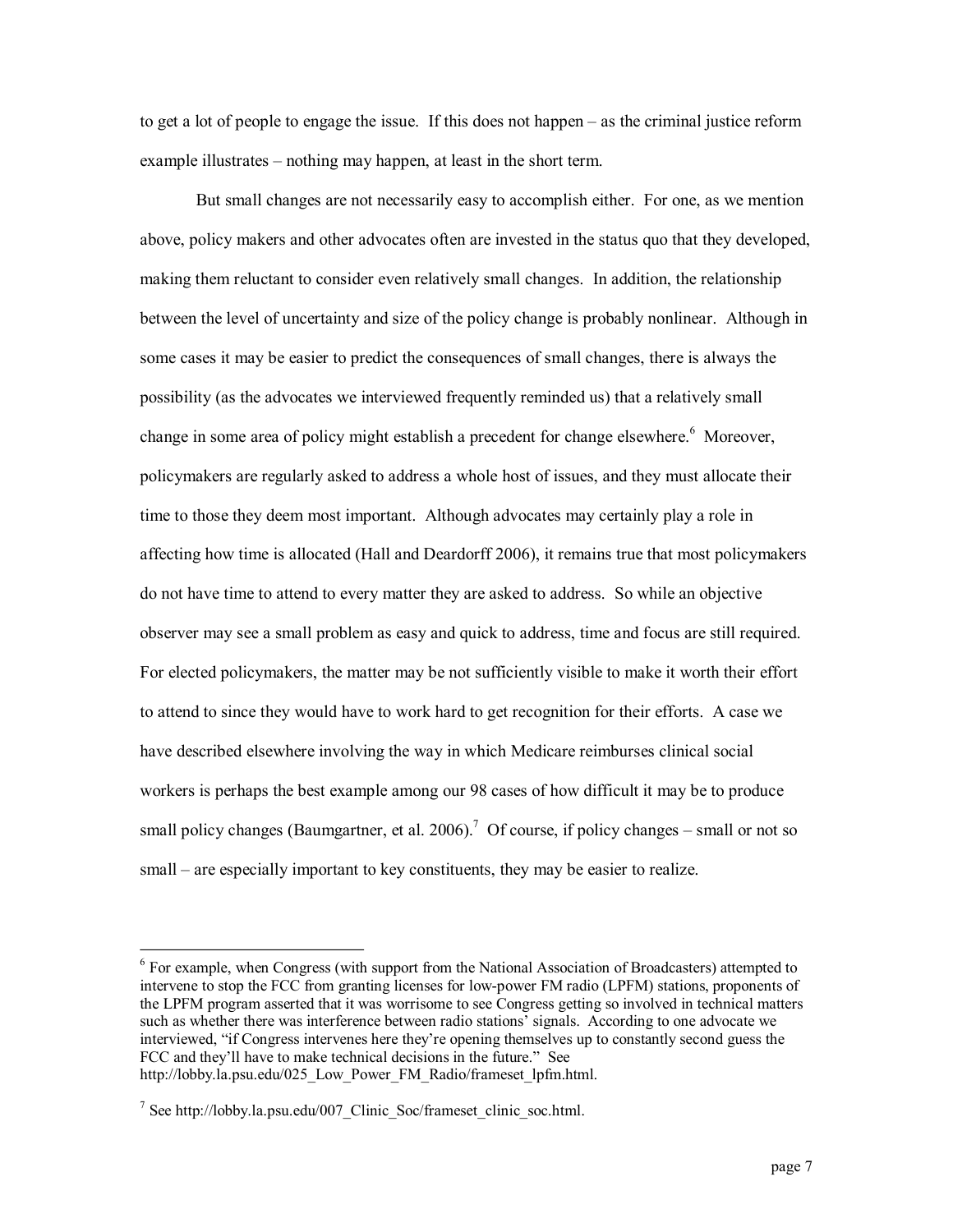to get a lot of people to engage the issue. If this does not happen – as the criminal justice reform example illustrates – nothing may happen, at least in the short term.

But small changes are not necessarily easy to accomplish either. For one, as we mention above, policy makers and other advocates often are invested in the status quo that they developed, making them reluctant to consider even relatively small changes. In addition, the relationship between the level of uncertainty and size of the policy change is probably nonlinear. Although in some cases it may be easier to predict the consequences of small changes, there is always the possibility (as the advocates we interviewed frequently reminded us) that a relatively small change in some area of policy might establish a precedent for change elsewhere.[6] Moreover, policymakers are regularly asked to address a whole host of issues, and they must allocate their time to those they deem most important. Although advocates may certainly play a role in affecting how time is allocated (Hall and Deardorff 2006), it remains true that most policymakers do not have time to attend to every matter they are asked to address. So while an objective observer may see a small problem as easy and quick to address, time and focus are still required. For elected policymakers, the matter may be not sufficiently visible to make it worth their effort to attend to since they would have to work hard to get recognition for their efforts. A case we have described elsewhere involving the way in which Medicare reimburses clinical social workers is perhaps the best example among our 98 cases of how difficult it may be to produce small policy changes (Baumgartner, et al. 2006).[7] Of course, if policy changes – small or not so small – are especially important to key constituents, they may be easier to realize.

---

[6] For example, when Congress (with support from the National Association of Broadcasters) attempted to intervene to stop the FCC from granting licenses for low-power FM radio (LPFM) stations, proponents of the LPFM program asserted that it was worrisome to see Congress getting so involved in technical matters such as whether there was interference between radio stations' signals. According to one advocate we interviewed, "if Congress intervenes here they're opening themselves up to constantly second guess the FCC and they'll have to make technical decisions in the future." See http://lobby.la.psu.edu/025_Low_Power_FM_Radio/frameset_lpfm.html.

[7] See http://lobby.la.psu.edu/007_Clinic_Soc/frameset_clinic_soc.html.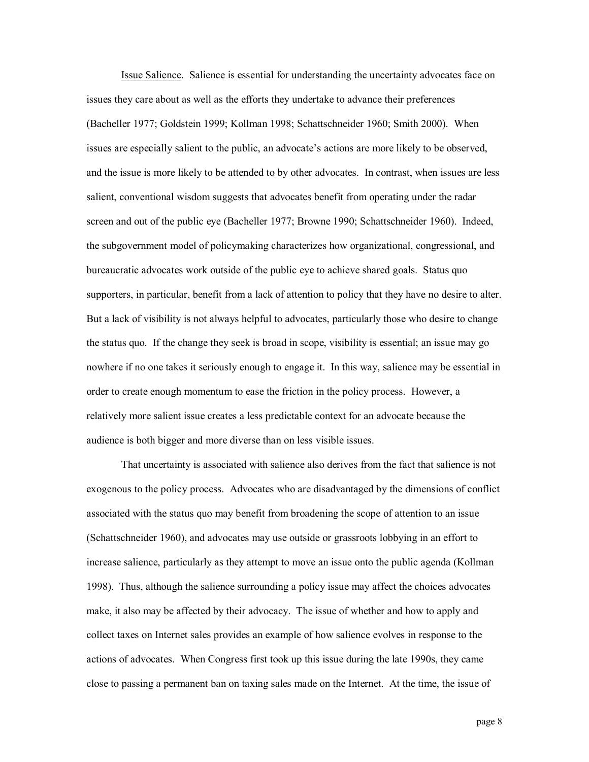<u>Issue Salience</u>. Salience is essential for understanding the uncertainty advocates face on issues they care about as well as the efforts they undertake to advance their preferences (Bacheller 1977; Goldstein 1999; Kollman 1998; Schattschneider 1960; Smith 2000). When issues are especially salient to the public, an advocate's actions are more likely to be observed, and the issue is more likely to be attended to by other advocates. In contrast, when issues are less salient, conventional wisdom suggests that advocates benefit from operating under the radar screen and out of the public eye (Bacheller 1977; Browne 1990; Schattschneider 1960). Indeed, the subgovernment model of policymaking characterizes how organizational, congressional, and bureaucratic advocates work outside of the public eye to achieve shared goals. Status quo supporters, in particular, benefit from a lack of attention to policy that they have no desire to alter. But a lack of visibility is not always helpful to advocates, particularly those who desire to change the status quo. If the change they seek is broad in scope, visibility is essential; an issue may go nowhere if no one takes it seriously enough to engage it. In this way, salience may be essential in order to create enough momentum to ease the friction in the policy process. However, a relatively more salient issue creates a less predictable context for an advocate because the audience is both bigger and more diverse than on less visible issues.

That uncertainty is associated with salience also derives from the fact that salience is not exogenous to the policy process. Advocates who are disadvantaged by the dimensions of conflict associated with the status quo may benefit from broadening the scope of attention to an issue (Schattschneider 1960), and advocates may use outside or grassroots lobbying in an effort to increase salience, particularly as they attempt to move an issue onto the public agenda (Kollman 1998). Thus, although the salience surrounding a policy issue may affect the choices advocates make, it also may be affected by their advocacy. The issue of whether and how to apply and collect taxes on Internet sales provides an example of how salience evolves in response to the actions of advocates. When Congress first took up this issue during the late 1990s, they came close to passing a permanent ban on taxing sales made on the Internet. At the time, the issue of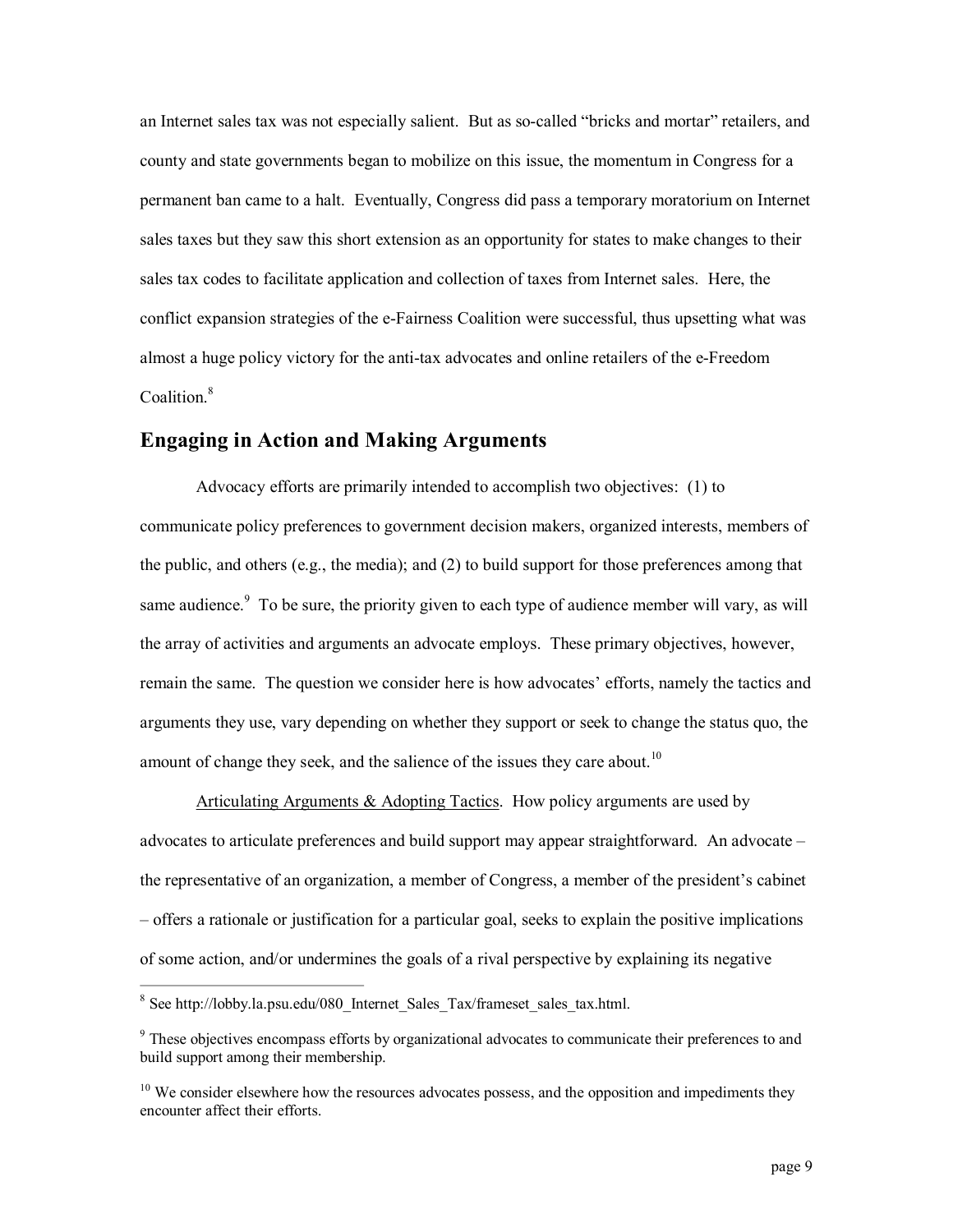an Internet sales tax was not especially salient. But as so-called "bricks and mortar" retailers, and county and state governments began to mobilize on this issue, the momentum in Congress for a permanent ban came to a halt. Eventually, Congress did pass a temporary moratorium on Internet sales taxes but they saw this short extension as an opportunity for states to make changes to their sales tax codes to facilitate application and collection of taxes from Internet sales. Here, the conflict expansion strategies of the e-Fairness Coalition were successful, thus upsetting what was almost a huge policy victory for the anti-tax advocates and online retailers of the e-Freedom Coalition.[8]

## Engaging in Action and Making Arguments

Advocacy efforts are primarily intended to accomplish two objectives: (1) to communicate policy preferences to government decision makers, organized interests, members of the public, and others (e.g., the media); and (2) to build support for those preferences among that same audience.[9] To be sure, the priority given to each type of audience member will vary, as will the array of activities and arguments an advocate employs. These primary objectives, however, remain the same. The question we consider here is how advocates' efforts, namely the tactics and arguments they use, vary depending on whether they support or seek to change the status quo, the amount of change they seek, and the salience of the issues they care about.[10]

Articulating Arguments & Adopting Tactics. How policy arguments are used by advocates to articulate preferences and build support may appear straightforward. An advocate – the representative of an organization, a member of Congress, a member of the president's cabinet – offers a rationale or justification for a particular goal, seeks to explain the positive implications of some action, and/or undermines the goals of a rival perspective by explaining its negative

---

[8] See http://lobby.la.psu.edu/080_Internet_Sales_Tax/frameset_sales_tax.html.

[9] These objectives encompass efforts by organizational advocates to communicate their preferences to and build support among their membership.

[10] We consider elsewhere how the resources advocates possess, and the opposition and impediments they encounter affect their efforts.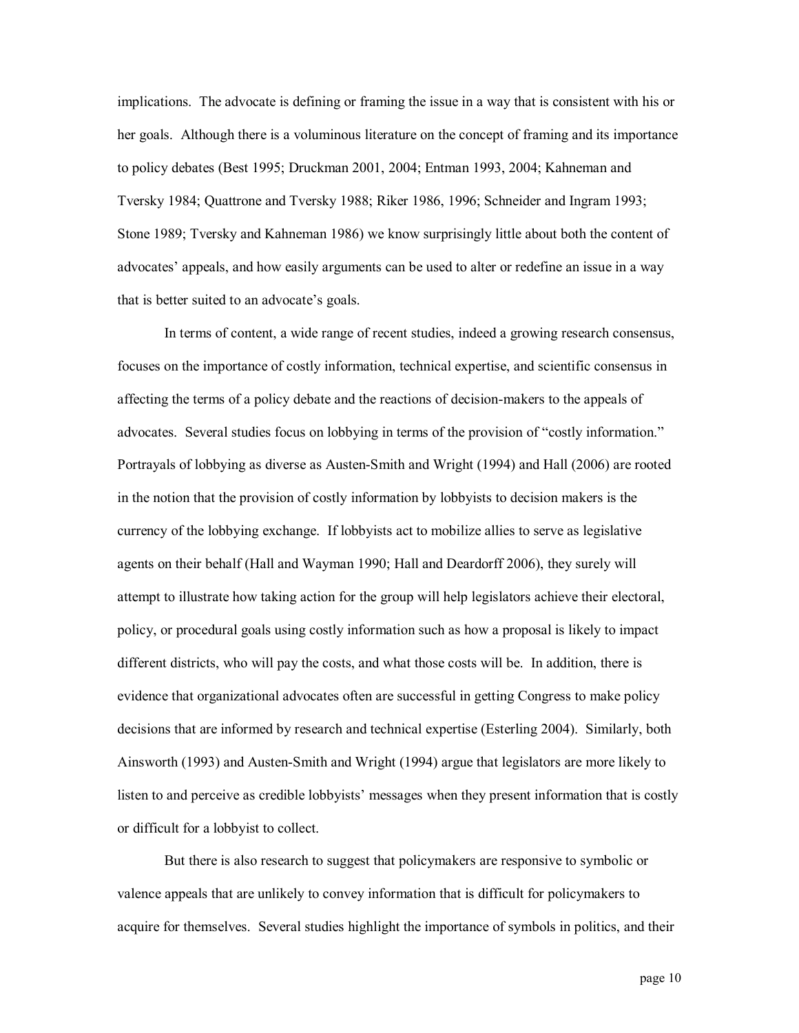implications. The advocate is defining or framing the issue in a way that is consistent with his or her goals. Although there is a voluminous literature on the concept of framing and its importance to policy debates (Best 1995; Druckman 2001, 2004; Entman 1993, 2004; Kahneman and Tversky 1984; Quattrone and Tversky 1988; Riker 1986, 1996; Schneider and Ingram 1993; Stone 1989; Tversky and Kahneman 1986) we know surprisingly little about both the content of advocates' appeals, and how easily arguments can be used to alter or redefine an issue in a way that is better suited to an advocate's goals.

In terms of content, a wide range of recent studies, indeed a growing research consensus, focuses on the importance of costly information, technical expertise, and scientific consensus in affecting the terms of a policy debate and the reactions of decision-makers to the appeals of advocates. Several studies focus on lobbying in terms of the provision of "costly information." Portrayals of lobbying as diverse as Austen-Smith and Wright (1994) and Hall (2006) are rooted in the notion that the provision of costly information by lobbyists to decision makers is the currency of the lobbying exchange. If lobbyists act to mobilize allies to serve as legislative agents on their behalf (Hall and Wayman 1990; Hall and Deardorff 2006), they surely will attempt to illustrate how taking action for the group will help legislators achieve their electoral, policy, or procedural goals using costly information such as how a proposal is likely to impact different districts, who will pay the costs, and what those costs will be. In addition, there is evidence that organizational advocates often are successful in getting Congress to make policy decisions that are informed by research and technical expertise (Esterling 2004). Similarly, both Ainsworth (1993) and Austen-Smith and Wright (1994) argue that legislators are more likely to listen to and perceive as credible lobbyists' messages when they present information that is costly or difficult for a lobbyist to collect.

But there is also research to suggest that policymakers are responsive to symbolic or valence appeals that are unlikely to convey information that is difficult for policymakers to acquire for themselves. Several studies highlight the importance of symbols in politics, and their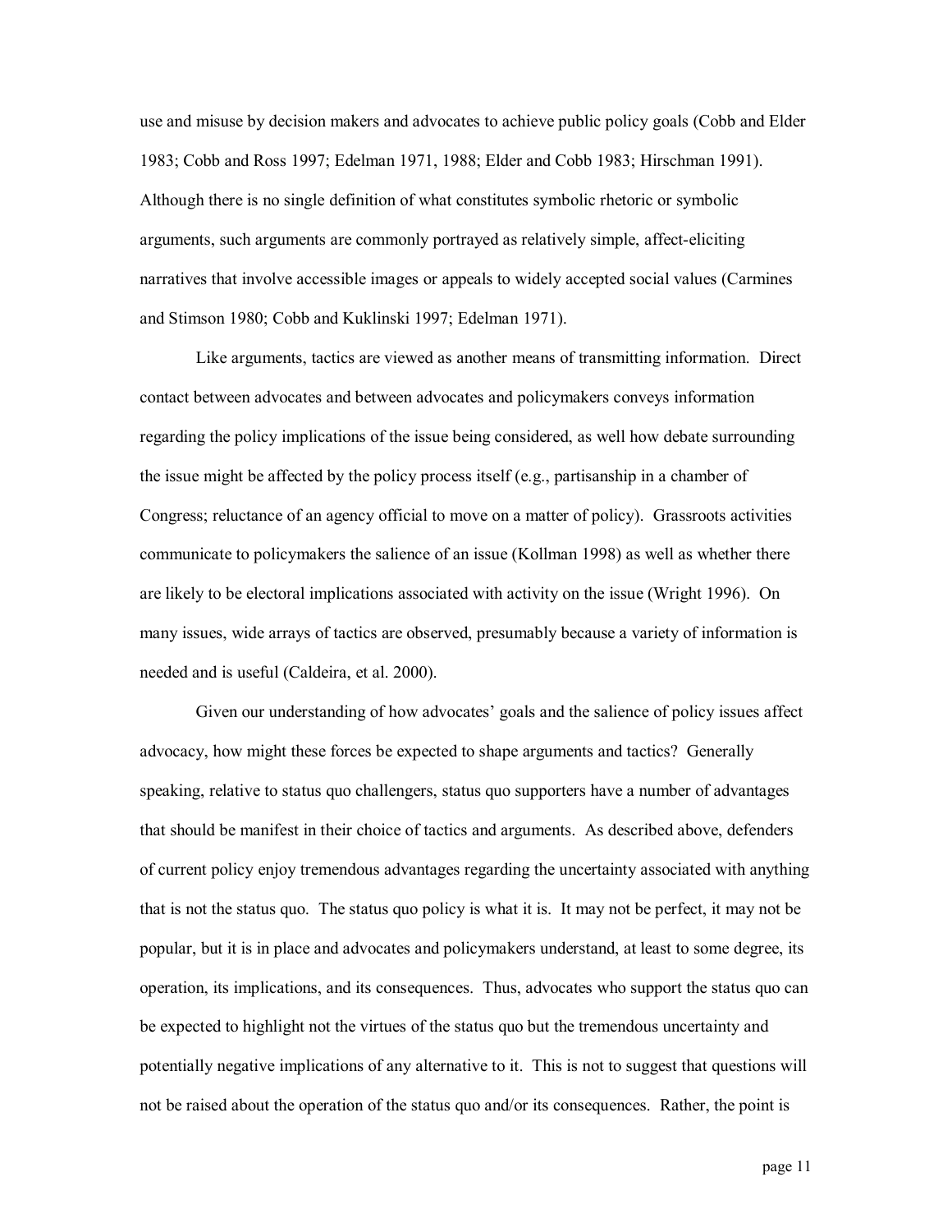use and misuse by decision makers and advocates to achieve public policy goals (Cobb and Elder 1983; Cobb and Ross 1997; Edelman 1971, 1988; Elder and Cobb 1983; Hirschman 1991). Although there is no single definition of what constitutes symbolic rhetoric or symbolic arguments, such arguments are commonly portrayed as relatively simple, affect-eliciting narratives that involve accessible images or appeals to widely accepted social values (Carmines and Stimson 1980; Cobb and Kuklinski 1997; Edelman 1971).

Like arguments, tactics are viewed as another means of transmitting information. Direct contact between advocates and between advocates and policymakers conveys information regarding the policy implications of the issue being considered, as well how debate surrounding the issue might be affected by the policy process itself (e.g., partisanship in a chamber of Congress; reluctance of an agency official to move on a matter of policy). Grassroots activities communicate to policymakers the salience of an issue (Kollman 1998) as well as whether there are likely to be electoral implications associated with activity on the issue (Wright 1996). On many issues, wide arrays of tactics are observed, presumably because a variety of information is needed and is useful (Caldeira, et al. 2000).

Given our understanding of how advocates' goals and the salience of policy issues affect advocacy, how might these forces be expected to shape arguments and tactics? Generally speaking, relative to status quo challengers, status quo supporters have a number of advantages that should be manifest in their choice of tactics and arguments. As described above, defenders of current policy enjoy tremendous advantages regarding the uncertainty associated with anything that is not the status quo. The status quo policy is what it is. It may not be perfect, it may not be popular, but it is in place and advocates and policymakers understand, at least to some degree, its operation, its implications, and its consequences. Thus, advocates who support the status quo can be expected to highlight not the virtues of the status quo but the tremendous uncertainty and potentially negative implications of any alternative to it. This is not to suggest that questions will not be raised about the operation of the status quo and/or its consequences. Rather, the point is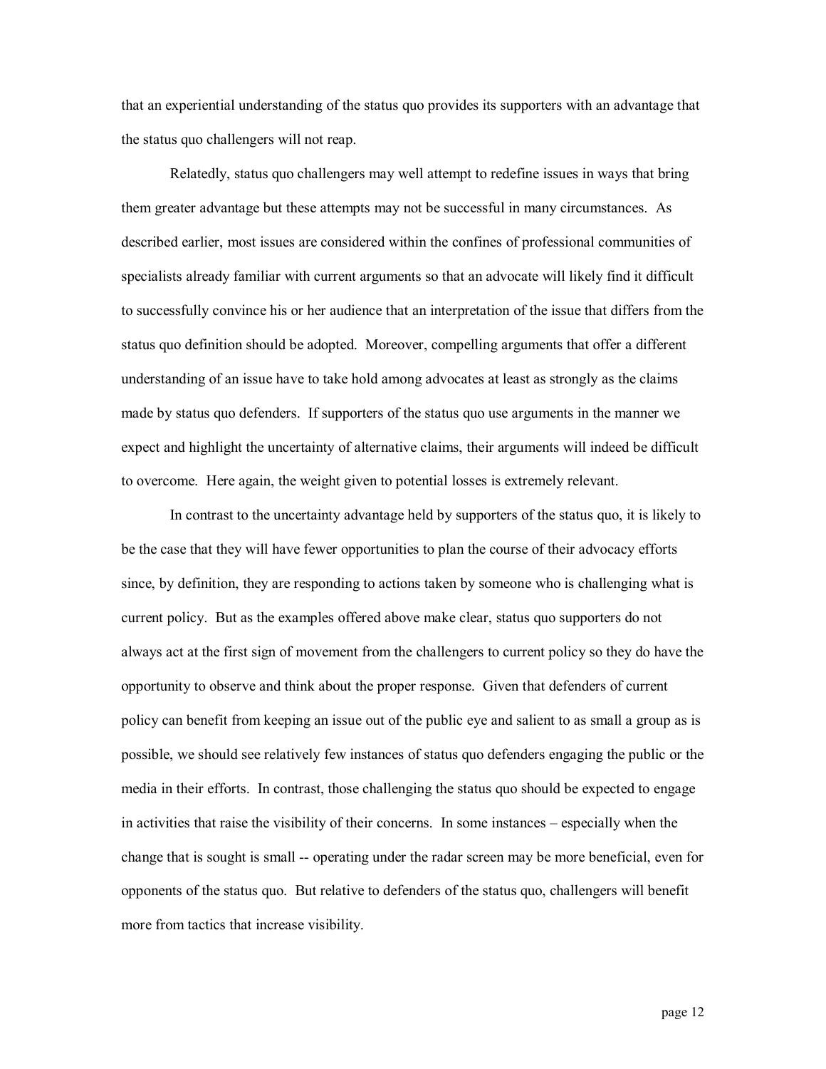that an experiential understanding of the status quo provides its supporters with an advantage that the status quo challengers will not reap.

Relatedly, status quo challengers may well attempt to redefine issues in ways that bring them greater advantage but these attempts may not be successful in many circumstances. As described earlier, most issues are considered within the confines of professional communities of specialists already familiar with current arguments so that an advocate will likely find it difficult to successfully convince his or her audience that an interpretation of the issue that differs from the status quo definition should be adopted. Moreover, compelling arguments that offer a different understanding of an issue have to take hold among advocates at least as strongly as the claims made by status quo defenders. If supporters of the status quo use arguments in the manner we expect and highlight the uncertainty of alternative claims, their arguments will indeed be difficult to overcome. Here again, the weight given to potential losses is extremely relevant.

In contrast to the uncertainty advantage held by supporters of the status quo, it is likely to be the case that they will have fewer opportunities to plan the course of their advocacy efforts since, by definition, they are responding to actions taken by someone who is challenging what is current policy. But as the examples offered above make clear, status quo supporters do not always act at the first sign of movement from the challengers to current policy so they do have the opportunity to observe and think about the proper response. Given that defenders of current policy can benefit from keeping an issue out of the public eye and salient to as small a group as is possible, we should see relatively few instances of status quo defenders engaging the public or the media in their efforts. In contrast, those challenging the status quo should be expected to engage in activities that raise the visibility of their concerns. In some instances – especially when the change that is sought is small -- operating under the radar screen may be more beneficial, even for opponents of the status quo. But relative to defenders of the status quo, challengers will benefit more from tactics that increase visibility.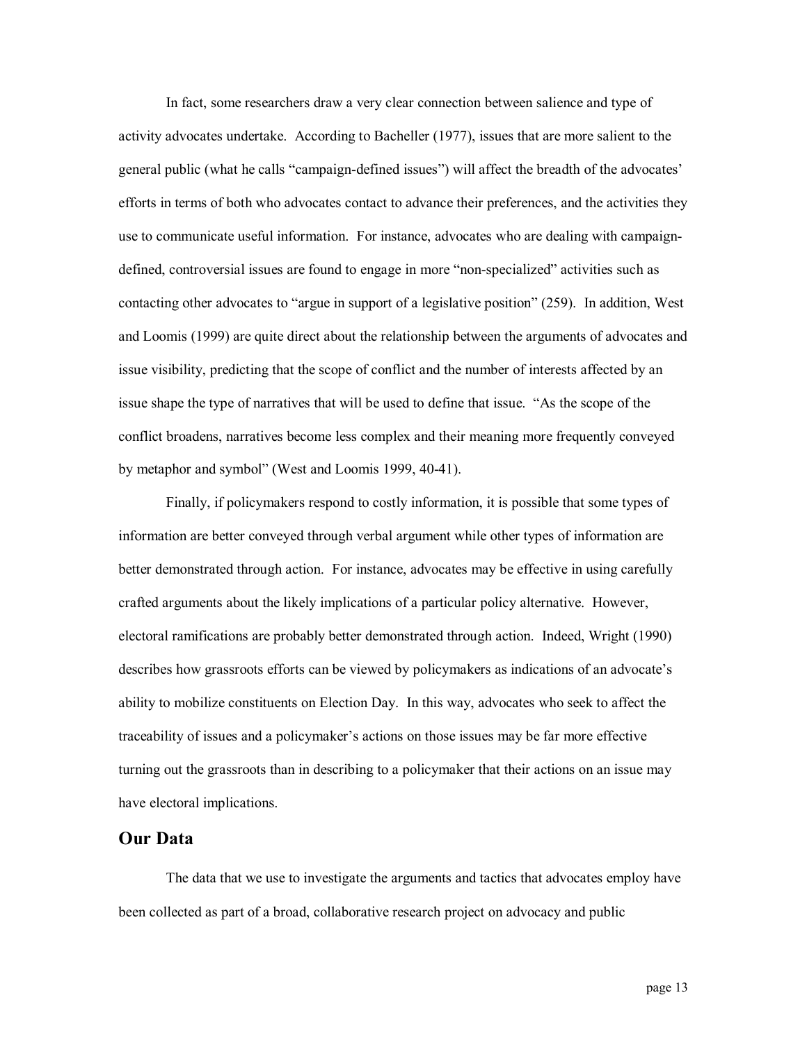In fact, some researchers draw a very clear connection between salience and type of activity advocates undertake. According to Bacheller (1977), issues that are more salient to the general public (what he calls "campaign-defined issues") will affect the breadth of the advocates' efforts in terms of both who advocates contact to advance their preferences, and the activities they use to communicate useful information. For instance, advocates who are dealing with campaign-defined, controversial issues are found to engage in more "non-specialized" activities such as contacting other advocates to "argue in support of a legislative position" (259). In addition, West and Loomis (1999) are quite direct about the relationship between the arguments of advocates and issue visibility, predicting that the scope of conflict and the number of interests affected by an issue shape the type of narratives that will be used to define that issue. "As the scope of the conflict broadens, narratives become less complex and their meaning more frequently conveyed by metaphor and symbol" (West and Loomis 1999, 40-41).

Finally, if policymakers respond to costly information, it is possible that some types of information are better conveyed through verbal argument while other types of information are better demonstrated through action. For instance, advocates may be effective in using carefully crafted arguments about the likely implications of a particular policy alternative. However, electoral ramifications are probably better demonstrated through action. Indeed, Wright (1990) describes how grassroots efforts can be viewed by policymakers as indications of an advocate's ability to mobilize constituents on Election Day. In this way, advocates who seek to affect the traceability of issues and a policymaker's actions on those issues may be far more effective turning out the grassroots than in describing to a policymaker that their actions on an issue may have electoral implications.

## Our Data

The data that we use to investigate the arguments and tactics that advocates employ have been collected as part of a broad, collaborative research project on advocacy and public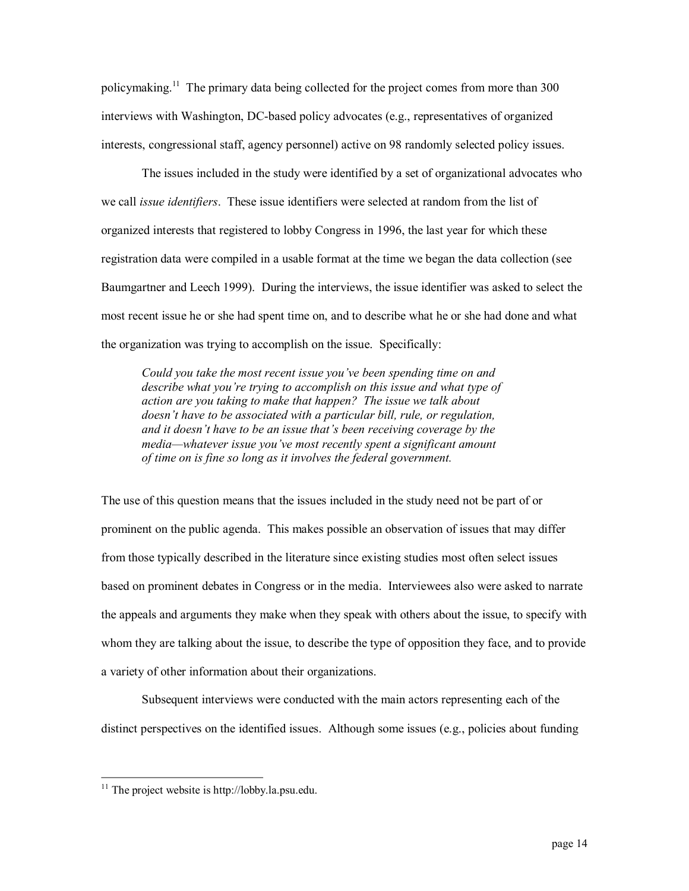policymaking.[11] The primary data being collected for the project comes from more than 300 interviews with Washington, DC-based policy advocates (e.g., representatives of organized interests, congressional staff, agency personnel) active on 98 randomly selected policy issues.

The issues included in the study were identified by a set of organizational advocates who we call *issue identifiers*. These issue identifiers were selected at random from the list of organized interests that registered to lobby Congress in 1996, the last year for which these registration data were compiled in a usable format at the time we began the data collection (see Baumgartner and Leech 1999). During the interviews, the issue identifier was asked to select the most recent issue he or she had spent time on, and to describe what he or she had done and what the organization was trying to accomplish on the issue. Specifically:

> *Could you take the most recent issue you've been spending time on and describe what you're trying to accomplish on this issue and what type of action are you taking to make that happen? The issue we talk about doesn't have to be associated with a particular bill, rule, or regulation, and it doesn't have to be an issue that's been receiving coverage by the media—whatever issue you've most recently spent a significant amount of time on is fine so long as it involves the federal government.*

The use of this question means that the issues included in the study need not be part of or prominent on the public agenda. This makes possible an observation of issues that may differ from those typically described in the literature since existing studies most often select issues based on prominent debates in Congress or in the media. Interviewees also were asked to narrate the appeals and arguments they make when they speak with others about the issue, to specify with whom they are talking about the issue, to describe the type of opposition they face, and to provide a variety of other information about their organizations.

Subsequent interviews were conducted with the main actors representing each of the distinct perspectives on the identified issues. Although some issues (e.g., policies about funding

[11] The project website is http://lobby.la.psu.edu.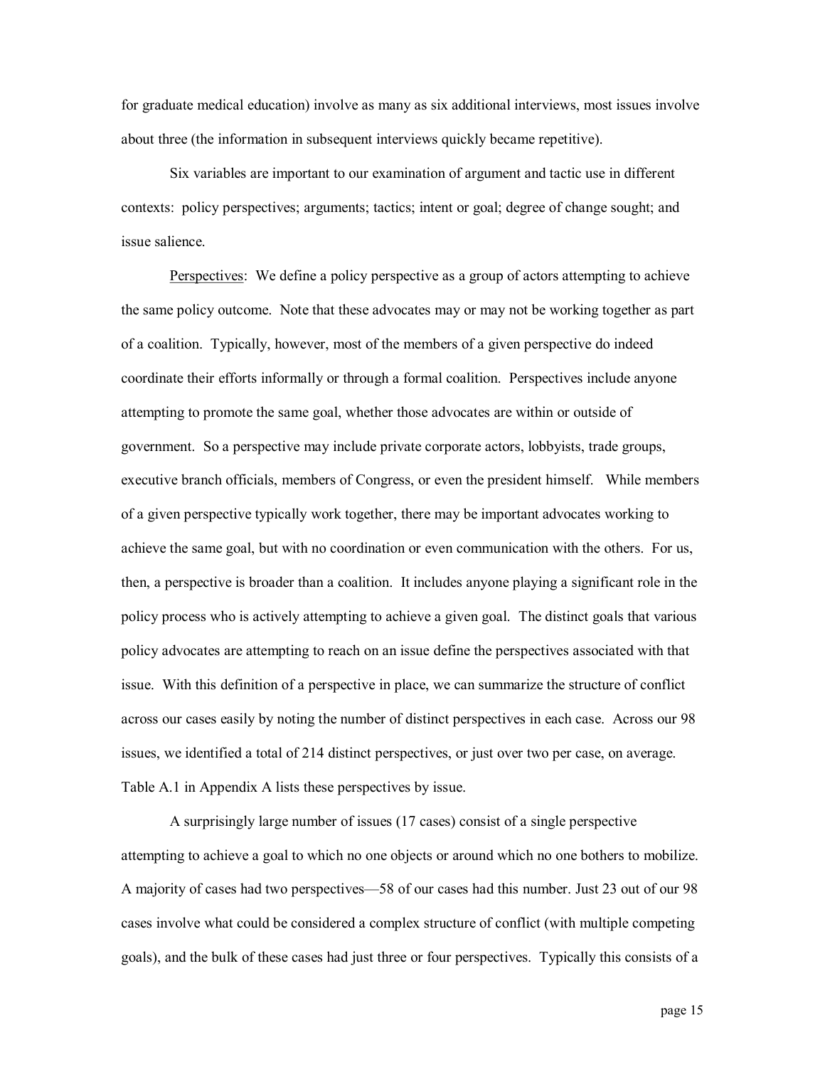for graduate medical education) involve as many as six additional interviews, most issues involve about three (the information in subsequent interviews quickly became repetitive).

Six variables are important to our examination of argument and tactic use in different contexts: policy perspectives; arguments; tactics; intent or goal; degree of change sought; and issue salience.

Perspectives: We define a policy perspective as a group of actors attempting to achieve the same policy outcome. Note that these advocates may or may not be working together as part of a coalition. Typically, however, most of the members of a given perspective do indeed coordinate their efforts informally or through a formal coalition. Perspectives include anyone attempting to promote the same goal, whether those advocates are within or outside of government. So a perspective may include private corporate actors, lobbyists, trade groups, executive branch officials, members of Congress, or even the president himself. While members of a given perspective typically work together, there may be important advocates working to achieve the same goal, but with no coordination or even communication with the others. For us, then, a perspective is broader than a coalition. It includes anyone playing a significant role in the policy process who is actively attempting to achieve a given goal. The distinct goals that various policy advocates are attempting to reach on an issue define the perspectives associated with that issue. With this definition of a perspective in place, we can summarize the structure of conflict across our cases easily by noting the number of distinct perspectives in each case. Across our 98 issues, we identified a total of 214 distinct perspectives, or just over two per case, on average. Table A.1 in Appendix A lists these perspectives by issue.

A surprisingly large number of issues (17 cases) consist of a single perspective attempting to achieve a goal to which no one objects or around which no one bothers to mobilize. A majority of cases had two perspectives—58 of our cases had this number. Just 23 out of our 98 cases involve what could be considered a complex structure of conflict (with multiple competing goals), and the bulk of these cases had just three or four perspectives. Typically this consists of a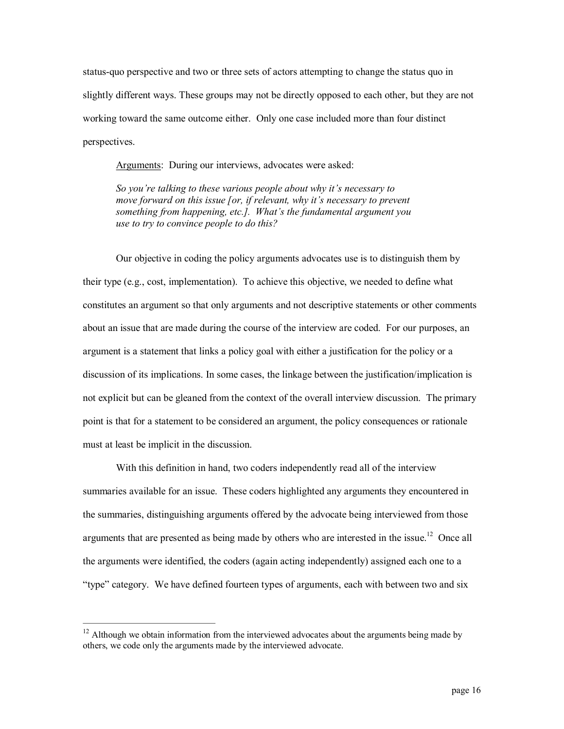status-quo perspective and two or three sets of actors attempting to change the status quo in slightly different ways. These groups may not be directly opposed to each other, but they are not working toward the same outcome either. Only one case included more than four distinct perspectives.

Arguments: During our interviews, advocates were asked:

> *So you're talking to these various people about why it's necessary to move forward on this issue [or, if relevant, why it's necessary to prevent something from happening, etc.]. What's the fundamental argument you use to try to convince people to do this?*

Our objective in coding the policy arguments advocates use is to distinguish them by their type (e.g., cost, implementation). To achieve this objective, we needed to define what constitutes an argument so that only arguments and not descriptive statements or other comments about an issue that are made during the course of the interview are coded. For our purposes, an argument is a statement that links a policy goal with either a justification for the policy or a discussion of its implications. In some cases, the linkage between the justification/implication is not explicit but can be gleaned from the context of the overall interview discussion. The primary point is that for a statement to be considered an argument, the policy consequences or rationale must at least be implicit in the discussion.

With this definition in hand, two coders independently read all of the interview summaries available for an issue. These coders highlighted any arguments they encountered in the summaries, distinguishing arguments offered by the advocate being interviewed from those arguments that are presented as being made by others who are interested in the issue.[12] Once all the arguments were identified, the coders (again acting independently) assigned each one to a "type" category. We have defined fourteen types of arguments, each with between two and six

---

[12] Although we obtain information from the interviewed advocates about the arguments being made by others, we code only the arguments made by the interviewed advocate.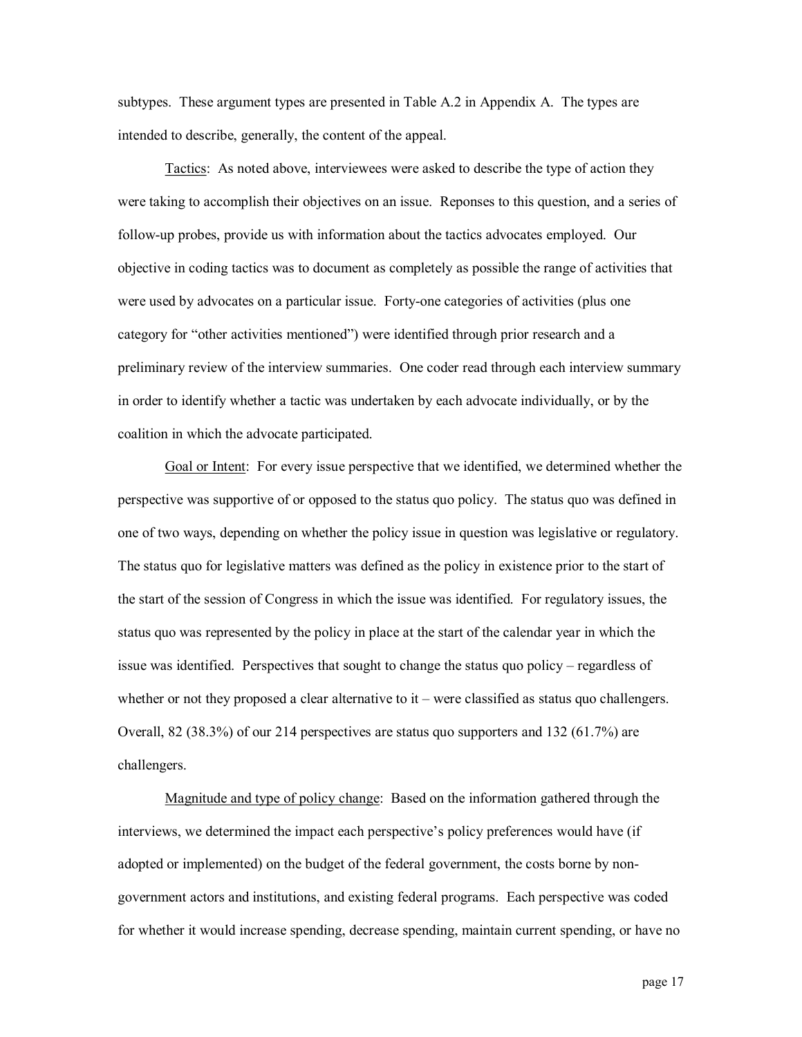subtypes. These argument types are presented in Table A.2 in Appendix A. The types are intended to describe, generally, the content of the appeal.

<u>Tactics</u>: As noted above, interviewees were asked to describe the type of action they were taking to accomplish their objectives on an issue. Reponses to this question, and a series of follow-up probes, provide us with information about the tactics advocates employed. Our objective in coding tactics was to document as completely as possible the range of activities that were used by advocates on a particular issue. Forty-one categories of activities (plus one category for "other activities mentioned") were identified through prior research and a preliminary review of the interview summaries. One coder read through each interview summary in order to identify whether a tactic was undertaken by each advocate individually, or by the coalition in which the advocate participated.

<u>Goal or Intent</u>: For every issue perspective that we identified, we determined whether the perspective was supportive of or opposed to the status quo policy. The status quo was defined in one of two ways, depending on whether the policy issue in question was legislative or regulatory. The status quo for legislative matters was defined as the policy in existence prior to the start of the start of the session of Congress in which the issue was identified. For regulatory issues, the status quo was represented by the policy in place at the start of the calendar year in which the issue was identified. Perspectives that sought to change the status quo policy – regardless of whether or not they proposed a clear alternative to it – were classified as status quo challengers. Overall, 82 (38.3%) of our 214 perspectives are status quo supporters and 132 (61.7%) are challengers.

<u>Magnitude and type of policy change</u>: Based on the information gathered through the interviews, we determined the impact each perspective's policy preferences would have (if adopted or implemented) on the budget of the federal government, the costs borne by non-government actors and institutions, and existing federal programs. Each perspective was coded for whether it would increase spending, decrease spending, maintain current spending, or have no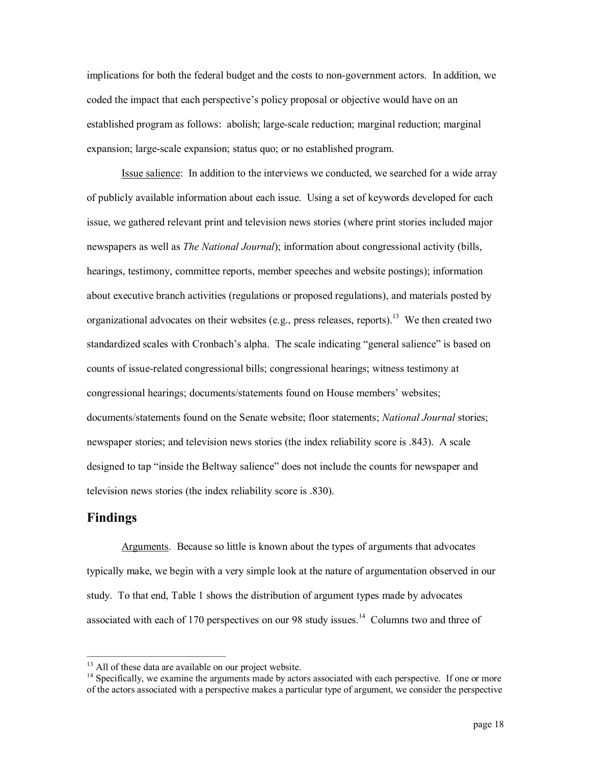implications for both the federal budget and the costs to non-government actors. In addition, we coded the impact that each perspective's policy proposal or objective would have on an established program as follows: abolish; large-scale reduction; marginal reduction; marginal expansion; large-scale expansion; status quo; or no established program.

Issue salience: In addition to the interviews we conducted, we searched for a wide array of publicly available information about each issue. Using a set of keywords developed for each issue, we gathered relevant print and television news stories (where print stories included major newspapers as well as *The National Journal*); information about congressional activity (bills, hearings, testimony, committee reports, member speeches and website postings); information about executive branch activities (regulations or proposed regulations), and materials posted by organizational advocates on their websites (e.g., press releases, reports).[13] We then created two standardized scales with Cronbach's alpha. The scale indicating "general salience" is based on counts of issue-related congressional bills; congressional hearings; witness testimony at congressional hearings; documents/statements found on House members' websites; documents/statements found on the Senate website; floor statements; *National Journal* stories; newspaper stories; and television news stories (the index reliability score is .843). A scale designed to tap "inside the Beltway salience" does not include the counts for newspaper and television news stories (the index reliability score is .830).

## Findings

Arguments. Because so little is known about the types of arguments that advocates typically make, we begin with a very simple look at the nature of argumentation observed in our study. To that end, Table 1 shows the distribution of argument types made by advocates associated with each of 170 perspectives on our 98 study issues.[14] Columns two and three of

---

[13] All of these data are available on our project website.

[14] Specifically, we examine the arguments made by actors associated with each perspective. If one or more of the actors associated with a perspective makes a particular type of argument, we consider the perspective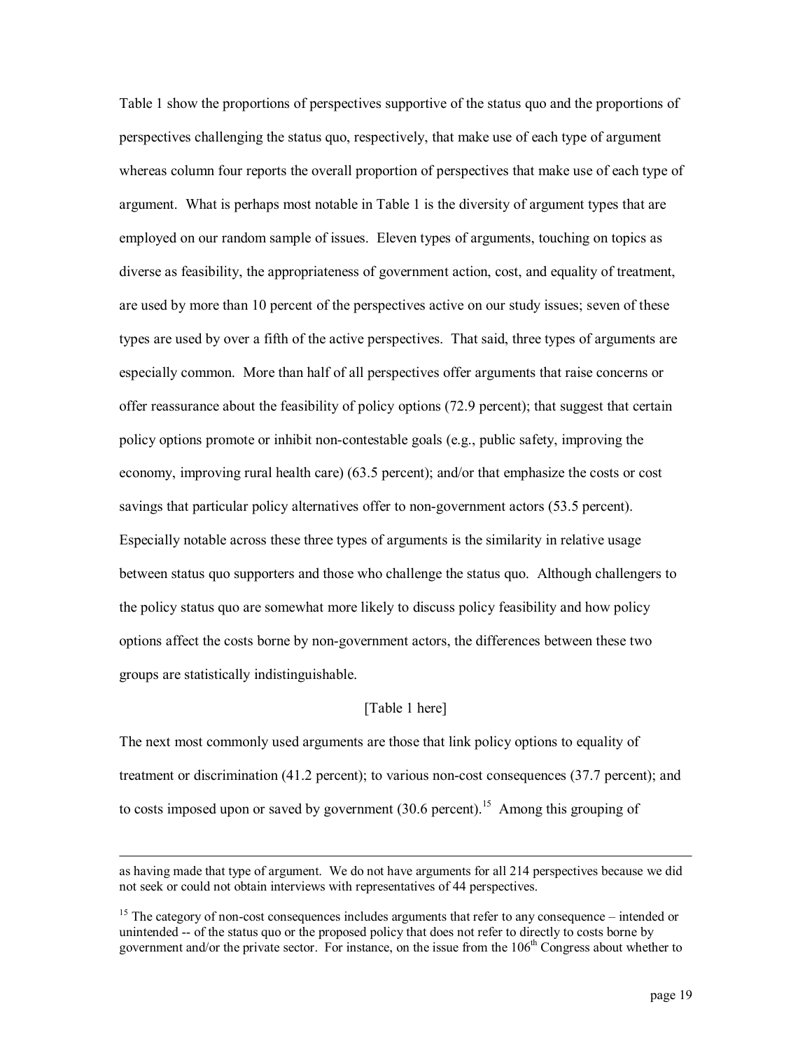Table 1 show the proportions of perspectives supportive of the status quo and the proportions of perspectives challenging the status quo, respectively, that make use of each type of argument whereas column four reports the overall proportion of perspectives that make use of each type of argument. What is perhaps most notable in Table 1 is the diversity of argument types that are employed on our random sample of issues. Eleven types of arguments, touching on topics as diverse as feasibility, the appropriateness of government action, cost, and equality of treatment, are used by more than 10 percent of the perspectives active on our study issues; seven of these types are used by over a fifth of the active perspectives. That said, three types of arguments are especially common. More than half of all perspectives offer arguments that raise concerns or offer reassurance about the feasibility of policy options (72.9 percent); that suggest that certain policy options promote or inhibit non-contestable goals (e.g., public safety, improving the economy, improving rural health care) (63.5 percent); and/or that emphasize the costs or cost savings that particular policy alternatives offer to non-government actors (53.5 percent). Especially notable across these three types of arguments is the similarity in relative usage between status quo supporters and those who challenge the status quo. Although challengers to the policy status quo are somewhat more likely to discuss policy feasibility and how policy options affect the costs borne by non-government actors, the differences between these two groups are statistically indistinguishable.

[Table 1 here]

The next most commonly used arguments are those that link policy options to equality of treatment or discrimination (41.2 percent); to various non-cost consequences (37.7 percent); and to costs imposed upon or saved by government (30.6 percent).[15] Among this grouping of

as having made that type of argument. We do not have arguments for all 214 perspectives because we did not seek or could not obtain interviews with representatives of 44 perspectives.

[15] The category of non-cost consequences includes arguments that refer to any consequence – intended or unintended -- of the status quo or the proposed policy that does not refer to directly to costs borne by government and/or the private sector. For instance, on the issue from the 106th Congress about whether to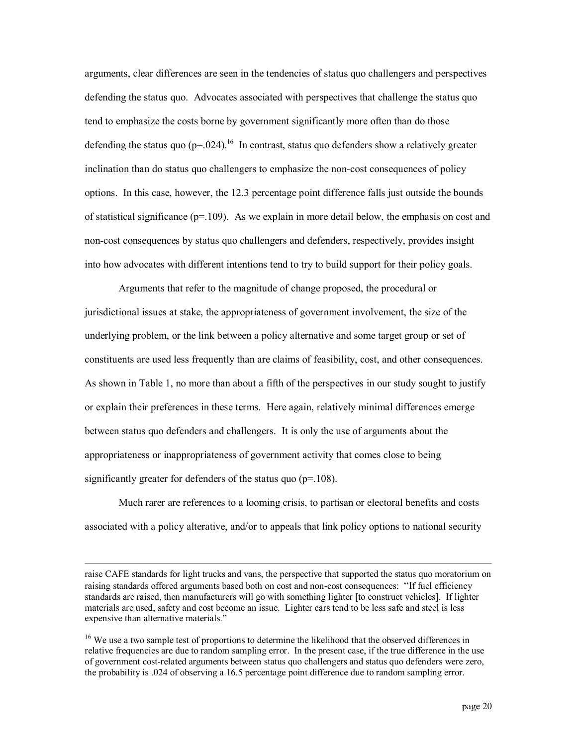arguments, clear differences are seen in the tendencies of status quo challengers and perspectives defending the status quo. Advocates associated with perspectives that challenge the status quo tend to emphasize the costs borne by government significantly more often than do those defending the status quo (p=.024).[16] In contrast, status quo defenders show a relatively greater inclination than do status quo challengers to emphasize the non-cost consequences of policy options. In this case, however, the 12.3 percentage point difference falls just outside the bounds of statistical significance (p=.109). As we explain in more detail below, the emphasis on cost and non-cost consequences by status quo challengers and defenders, respectively, provides insight into how advocates with different intentions tend to try to build support for their policy goals.

Arguments that refer to the magnitude of change proposed, the procedural or jurisdictional issues at stake, the appropriateness of government involvement, the size of the underlying problem, or the link between a policy alternative and some target group or set of constituents are used less frequently than are claims of feasibility, cost, and other consequences. As shown in Table 1, no more than about a fifth of the perspectives in our study sought to justify or explain their preferences in these terms. Here again, relatively minimal differences emerge between status quo defenders and challengers. It is only the use of arguments about the appropriateness or inappropriateness of government activity that comes close to being significantly greater for defenders of the status quo (p=.108).

Much rarer are references to a looming crisis, to partisan or electoral benefits and costs associated with a policy alterative, and/or to appeals that link policy options to national security

---

raise CAFE standards for light trucks and vans, the perspective that supported the status quo moratorium on raising standards offered arguments based both on cost and non-cost consequences: "If fuel efficiency standards are raised, then manufacturers will go with something lighter [to construct vehicles]. If lighter materials are used, safety and cost become an issue. Lighter cars tend to be less safe and steel is less expensive than alternative materials."

[16] We use a two sample test of proportions to determine the likelihood that the observed differences in relative frequencies are due to random sampling error. In the present case, if the true difference in the use of government cost-related arguments between status quo challengers and status quo defenders were zero, the probability is .024 of observing a 16.5 percentage point difference due to random sampling error.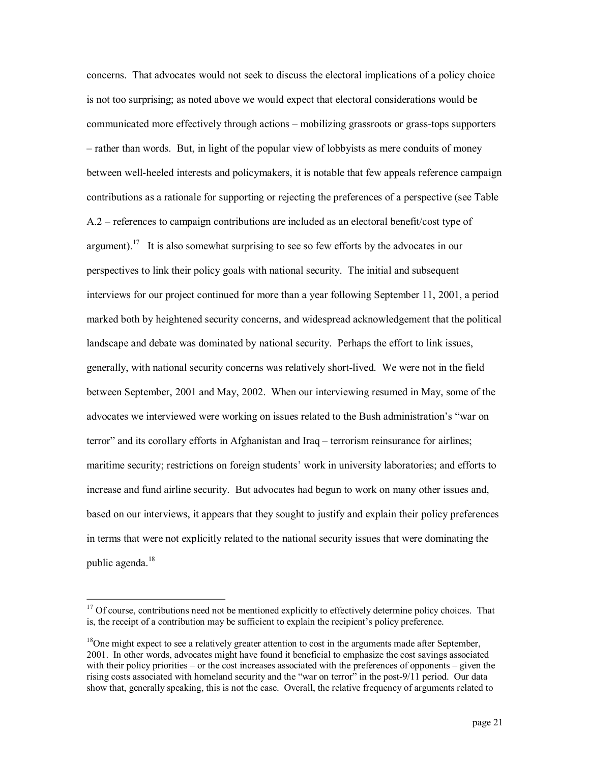concerns. That advocates would not seek to discuss the electoral implications of a policy choice is not too surprising; as noted above we would expect that electoral considerations would be communicated more effectively through actions – mobilizing grassroots or grass-tops supporters – rather than words. But, in light of the popular view of lobbyists as mere conduits of money between well-heeled interests and policymakers, it is notable that few appeals reference campaign contributions as a rationale for supporting or rejecting the preferences of a perspective (see Table A.2 – references to campaign contributions are included as an electoral benefit/cost type of argument).[17] It is also somewhat surprising to see so few efforts by the advocates in our perspectives to link their policy goals with national security. The initial and subsequent interviews for our project continued for more than a year following September 11, 2001, a period marked both by heightened security concerns, and widespread acknowledgement that the political landscape and debate was dominated by national security. Perhaps the effort to link issues, generally, with national security concerns was relatively short-lived. We were not in the field between September, 2001 and May, 2002. When our interviewing resumed in May, some of the advocates we interviewed were working on issues related to the Bush administration's "war on terror" and its corollary efforts in Afghanistan and Iraq – terrorism reinsurance for airlines; maritime security; restrictions on foreign students' work in university laboratories; and efforts to increase and fund airline security. But advocates had begun to work on many other issues and, based on our interviews, it appears that they sought to justify and explain their policy preferences in terms that were not explicitly related to the national security issues that were dominating the public agenda.[18]

---

[17] Of course, contributions need not be mentioned explicitly to effectively determine policy choices. That is, the receipt of a contribution may be sufficient to explain the recipient's policy preference.

[18] One might expect to see a relatively greater attention to cost in the arguments made after September, 2001. In other words, advocates might have found it beneficial to emphasize the cost savings associated with their policy priorities – or the cost increases associated with the preferences of opponents – given the rising costs associated with homeland security and the "war on terror" in the post-9/11 period. Our data show that, generally speaking, this is not the case. Overall, the relative frequency of arguments related to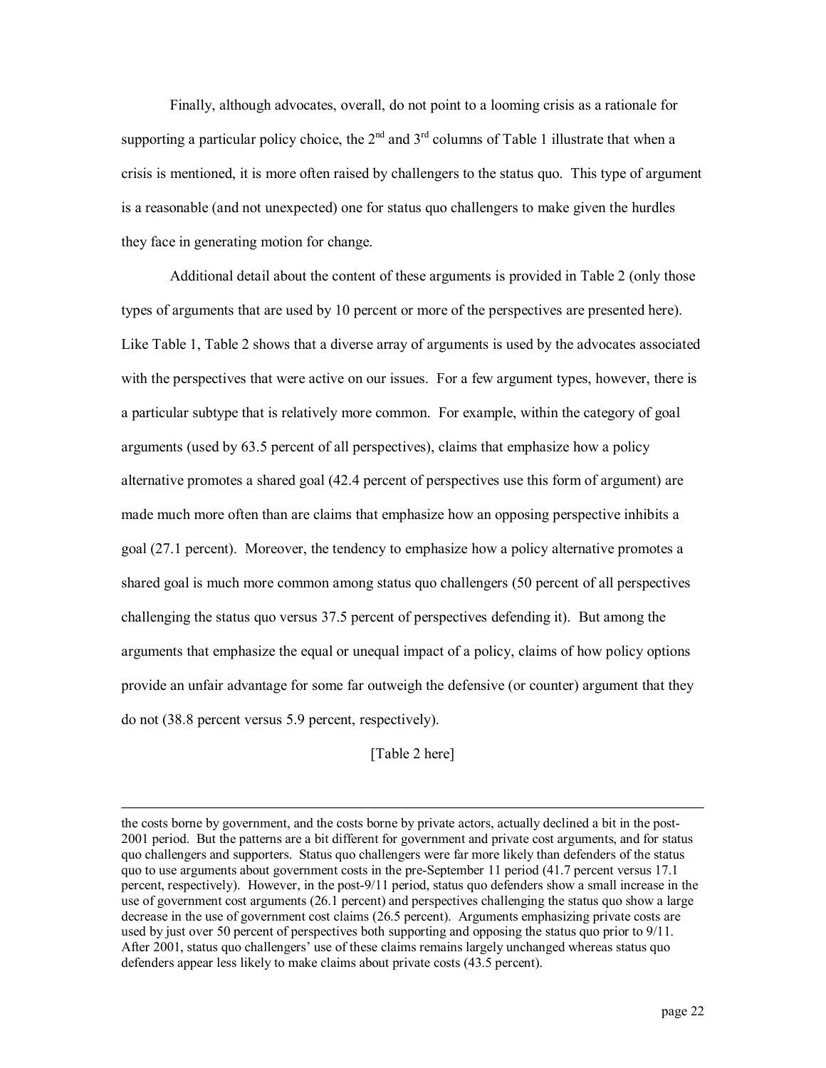Finally, although advocates, overall, do not point to a looming crisis as a rationale for supporting a particular policy choice, the 2nd and 3rd columns of Table 1 illustrate that when a crisis is mentioned, it is more often raised by challengers to the status quo. This type of argument is a reasonable (and not unexpected) one for status quo challengers to make given the hurdles they face in generating motion for change.

Additional detail about the content of these arguments is provided in Table 2 (only those types of arguments that are used by 10 percent or more of the perspectives are presented here). Like Table 1, Table 2 shows that a diverse array of arguments is used by the advocates associated with the perspectives that were active on our issues. For a few argument types, however, there is a particular subtype that is relatively more common. For example, within the category of goal arguments (used by 63.5 percent of all perspectives), claims that emphasize how a policy alternative promotes a shared goal (42.4 percent of perspectives use this form of argument) are made much more often than are claims that emphasize how an opposing perspective inhibits a goal (27.1 percent). Moreover, the tendency to emphasize how a policy alternative promotes a shared goal is much more common among status quo challengers (50 percent of all perspectives challenging the status quo versus 37.5 percent of perspectives defending it). But among the arguments that emphasize the equal or unequal impact of a policy, claims of how policy options provide an unfair advantage for some far outweigh the defensive (or counter) argument that they do not (38.8 percent versus 5.9 percent, respectively).

[Table 2 here]

---

the costs borne by government, and the costs borne by private actors, actually declined a bit in the post-2001 period. But the patterns are a bit different for government and private cost arguments, and for status quo challengers and supporters. Status quo challengers were far more likely than defenders of the status quo to use arguments about government costs in the pre-September 11 period (41.7 percent versus 17.1 percent, respectively). However, in the post-9/11 period, status quo defenders show a small increase in the use of government cost arguments (26.1 percent) and perspectives challenging the status quo show a large decrease in the use of government cost claims (26.5 percent). Arguments emphasizing private costs are used by just over 50 percent of perspectives both supporting and opposing the status quo prior to 9/11. After 2001, status quo challengers' use of these claims remains largely unchanged whereas status quo defenders appear less likely to make claims about private costs (43.5 percent).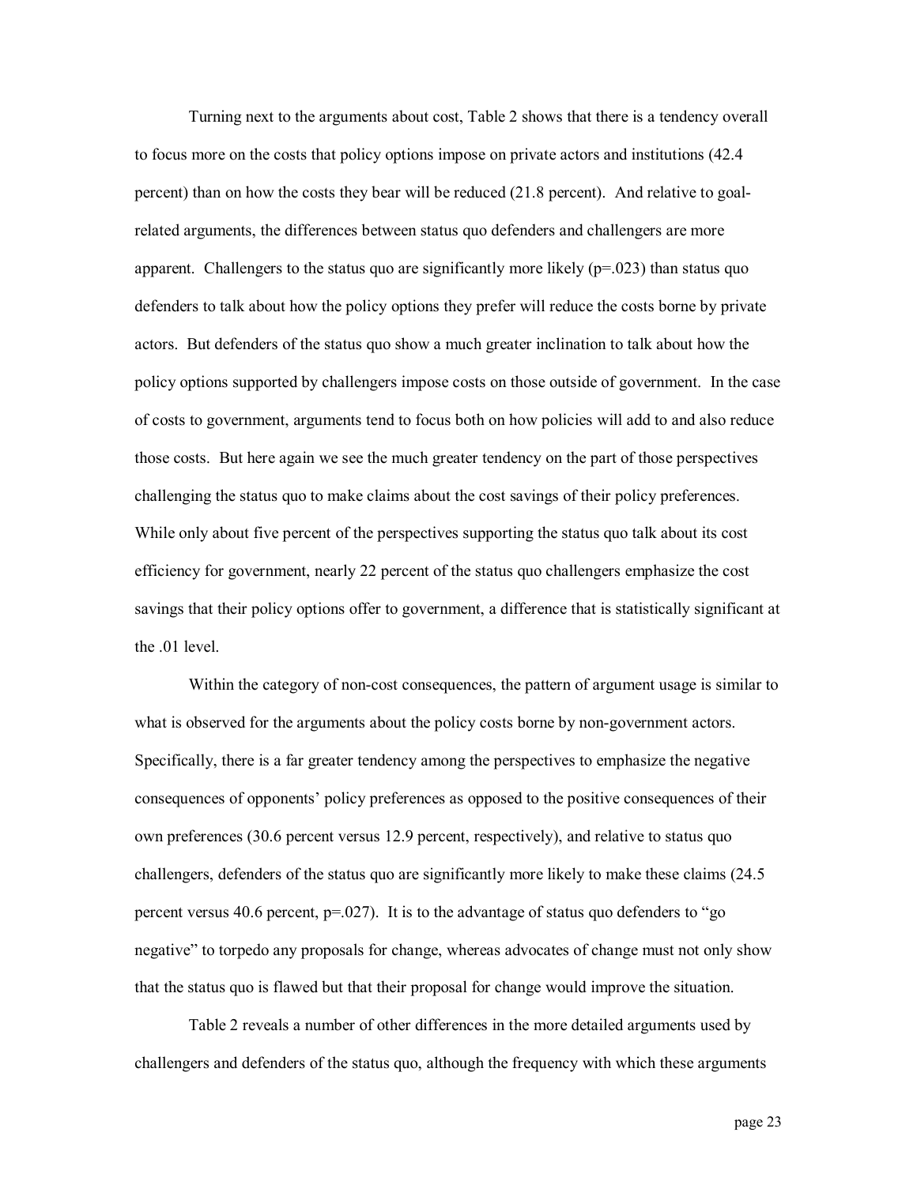Turning next to the arguments about cost, Table 2 shows that there is a tendency overall to focus more on the costs that policy options impose on private actors and institutions (42.4 percent) than on how the costs they bear will be reduced (21.8 percent). And relative to goal-related arguments, the differences between status quo defenders and challengers are more apparent. Challengers to the status quo are significantly more likely (p=.023) than status quo defenders to talk about how the policy options they prefer will reduce the costs borne by private actors. But defenders of the status quo show a much greater inclination to talk about how the policy options supported by challengers impose costs on those outside of government. In the case of costs to government, arguments tend to focus both on how policies will add to and also reduce those costs. But here again we see the much greater tendency on the part of those perspectives challenging the status quo to make claims about the cost savings of their policy preferences. While only about five percent of the perspectives supporting the status quo talk about its cost efficiency for government, nearly 22 percent of the status quo challengers emphasize the cost savings that their policy options offer to government, a difference that is statistically significant at the .01 level.

Within the category of non-cost consequences, the pattern of argument usage is similar to what is observed for the arguments about the policy costs borne by non-government actors. Specifically, there is a far greater tendency among the perspectives to emphasize the negative consequences of opponents' policy preferences as opposed to the positive consequences of their own preferences (30.6 percent versus 12.9 percent, respectively), and relative to status quo challengers, defenders of the status quo are significantly more likely to make these claims (24.5 percent versus 40.6 percent, p=.027). It is to the advantage of status quo defenders to "go negative" to torpedo any proposals for change, whereas advocates of change must not only show that the status quo is flawed but that their proposal for change would improve the situation.

Table 2 reveals a number of other differences in the more detailed arguments used by challengers and defenders of the status quo, although the frequency with which these arguments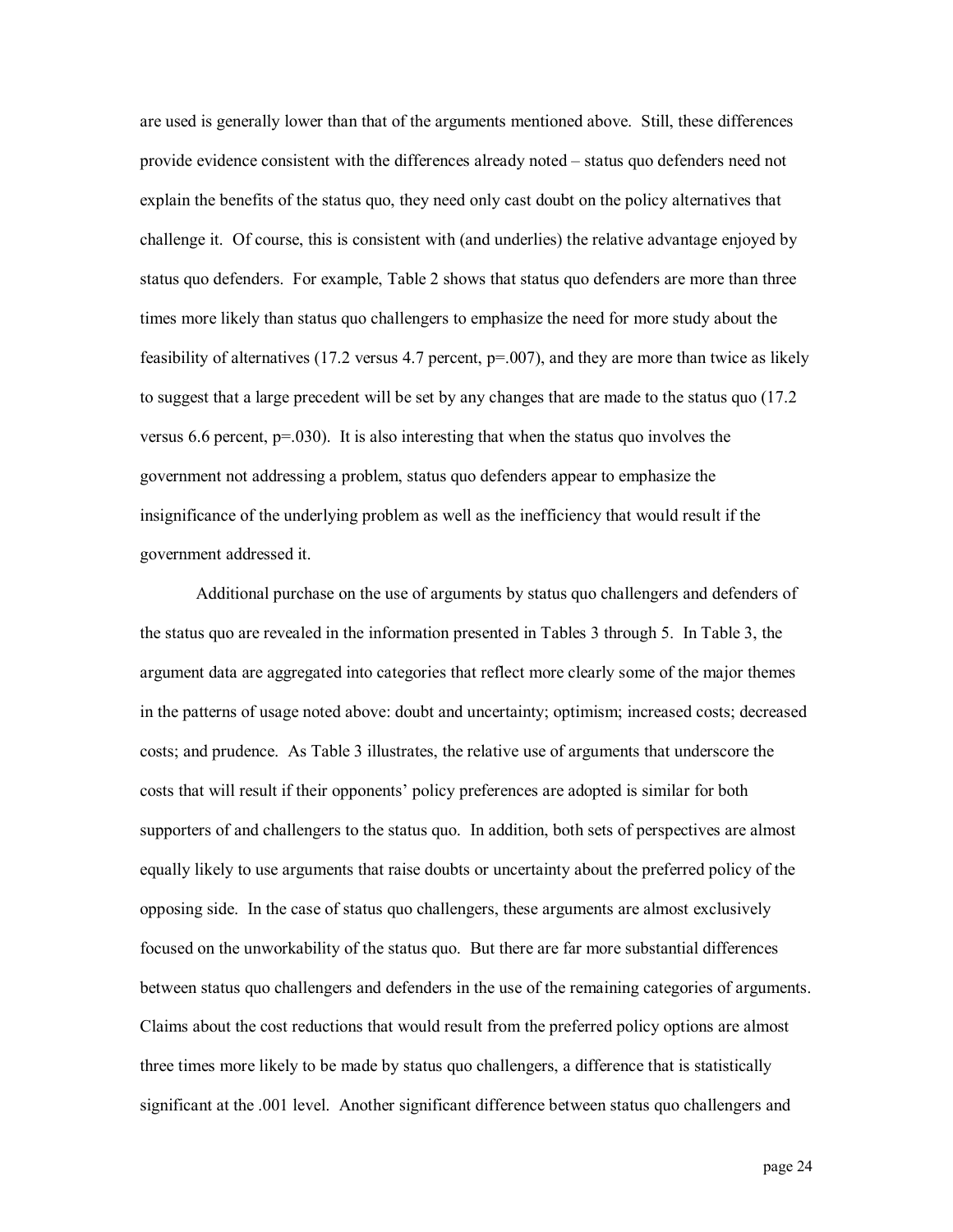are used is generally lower than that of the arguments mentioned above. Still, these differences provide evidence consistent with the differences already noted – status quo defenders need not explain the benefits of the status quo, they need only cast doubt on the policy alternatives that challenge it. Of course, this is consistent with (and underlies) the relative advantage enjoyed by status quo defenders. For example, Table 2 shows that status quo defenders are more than three times more likely than status quo challengers to emphasize the need for more study about the feasibility of alternatives (17.2 versus 4.7 percent, p=.007), and they are more than twice as likely to suggest that a large precedent will be set by any changes that are made to the status quo (17.2 versus 6.6 percent, p=.030). It is also interesting that when the status quo involves the government not addressing a problem, status quo defenders appear to emphasize the insignificance of the underlying problem as well as the inefficiency that would result if the government addressed it.

Additional purchase on the use of arguments by status quo challengers and defenders of the status quo are revealed in the information presented in Tables 3 through 5. In Table 3, the argument data are aggregated into categories that reflect more clearly some of the major themes in the patterns of usage noted above: doubt and uncertainty; optimism; increased costs; decreased costs; and prudence. As Table 3 illustrates, the relative use of arguments that underscore the costs that will result if their opponents' policy preferences are adopted is similar for both supporters of and challengers to the status quo. In addition, both sets of perspectives are almost equally likely to use arguments that raise doubts or uncertainty about the preferred policy of the opposing side. In the case of status quo challengers, these arguments are almost exclusively focused on the unworkability of the status quo. But there are far more substantial differences between status quo challengers and defenders in the use of the remaining categories of arguments. Claims about the cost reductions that would result from the preferred policy options are almost three times more likely to be made by status quo challengers, a difference that is statistically significant at the .001 level. Another significant difference between status quo challengers and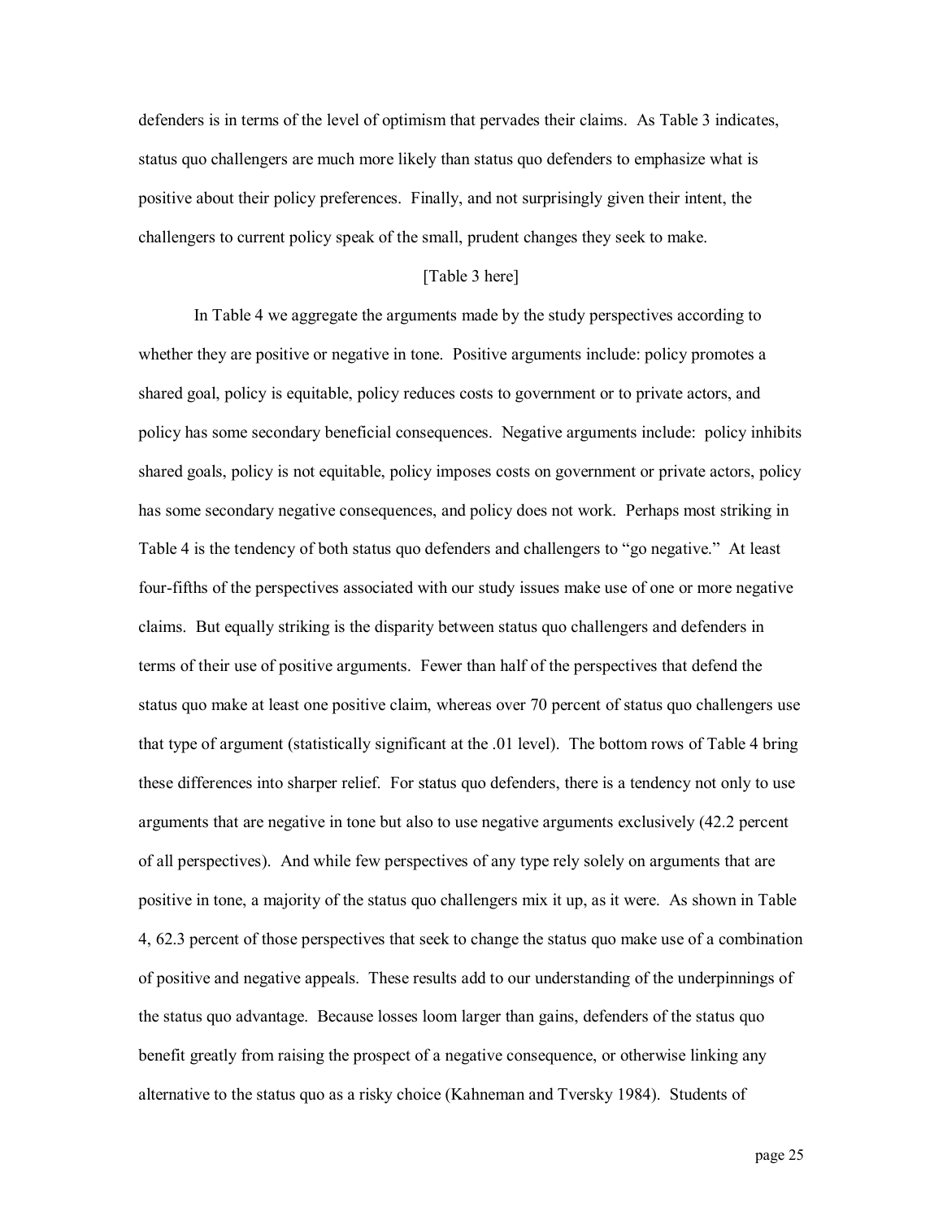defenders is in terms of the level of optimism that pervades their claims. As Table 3 indicates, status quo challengers are much more likely than status quo defenders to emphasize what is positive about their policy preferences. Finally, and not surprisingly given their intent, the challengers to current policy speak of the small, prudent changes they seek to make.

[Table 3 here]

In Table 4 we aggregate the arguments made by the study perspectives according to whether they are positive or negative in tone. Positive arguments include: policy promotes a shared goal, policy is equitable, policy reduces costs to government or to private actors, and policy has some secondary beneficial consequences. Negative arguments include: policy inhibits shared goals, policy is not equitable, policy imposes costs on government or private actors, policy has some secondary negative consequences, and policy does not work. Perhaps most striking in Table 4 is the tendency of both status quo defenders and challengers to "go negative." At least four-fifths of the perspectives associated with our study issues make use of one or more negative claims. But equally striking is the disparity between status quo challengers and defenders in terms of their use of positive arguments. Fewer than half of the perspectives that defend the status quo make at least one positive claim, whereas over 70 percent of status quo challengers use that type of argument (statistically significant at the .01 level). The bottom rows of Table 4 bring these differences into sharper relief. For status quo defenders, there is a tendency not only to use arguments that are negative in tone but also to use negative arguments exclusively (42.2 percent of all perspectives). And while few perspectives of any type rely solely on arguments that are positive in tone, a majority of the status quo challengers mix it up, as it were. As shown in Table 4, 62.3 percent of those perspectives that seek to change the status quo make use of a combination of positive and negative appeals. These results add to our understanding of the underpinnings of the status quo advantage. Because losses loom larger than gains, defenders of the status quo benefit greatly from raising the prospect of a negative consequence, or otherwise linking any alternative to the status quo as a risky choice (Kahneman and Tversky 1984). Students of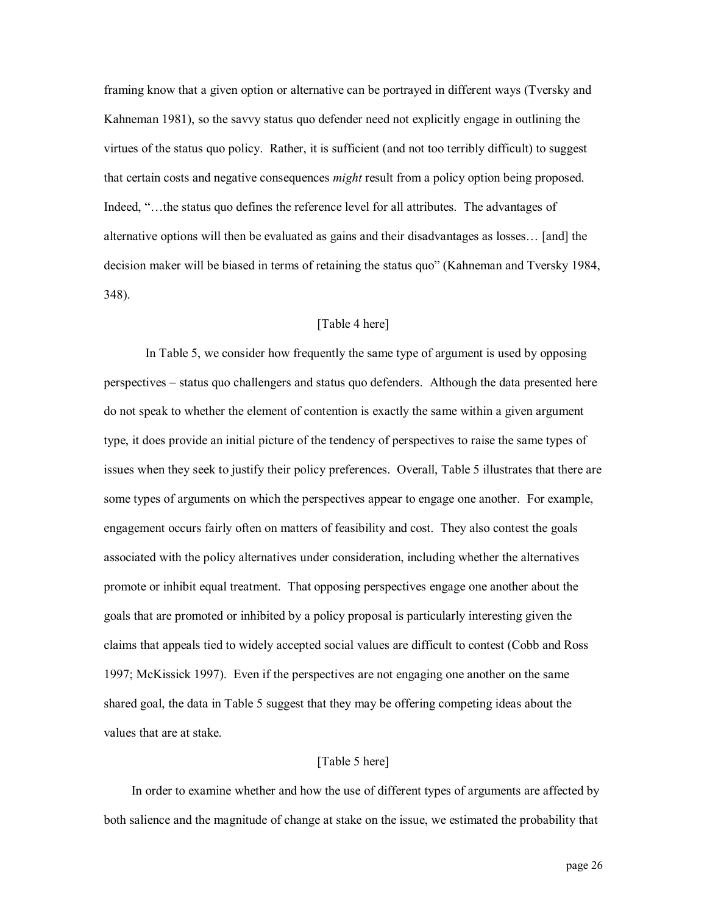framing know that a given option or alternative can be portrayed in different ways (Tversky and Kahneman 1981), so the savvy status quo defender need not explicitly engage in outlining the virtues of the status quo policy. Rather, it is sufficient (and not too terribly difficult) to suggest that certain costs and negative consequences *might* result from a policy option being proposed. Indeed, "…the status quo defines the reference level for all attributes. The advantages of alternative options will then be evaluated as gains and their disadvantages as losses… [and] the decision maker will be biased in terms of retaining the status quo" (Kahneman and Tversky 1984, 348).

[Table 4 here]

In Table 5, we consider how frequently the same type of argument is used by opposing perspectives – status quo challengers and status quo defenders. Although the data presented here do not speak to whether the element of contention is exactly the same within a given argument type, it does provide an initial picture of the tendency of perspectives to raise the same types of issues when they seek to justify their policy preferences. Overall, Table 5 illustrates that there are some types of arguments on which the perspectives appear to engage one another. For example, engagement occurs fairly often on matters of feasibility and cost. They also contest the goals associated with the policy alternatives under consideration, including whether the alternatives promote or inhibit equal treatment. That opposing perspectives engage one another about the goals that are promoted or inhibited by a policy proposal is particularly interesting given the claims that appeals tied to widely accepted social values are difficult to contest (Cobb and Ross 1997; McKissick 1997). Even if the perspectives are not engaging one another on the same shared goal, the data in Table 5 suggest that they may be offering competing ideas about the values that are at stake.

[Table 5 here]

In order to examine whether and how the use of different types of arguments are affected by both salience and the magnitude of change at stake on the issue, we estimated the probability that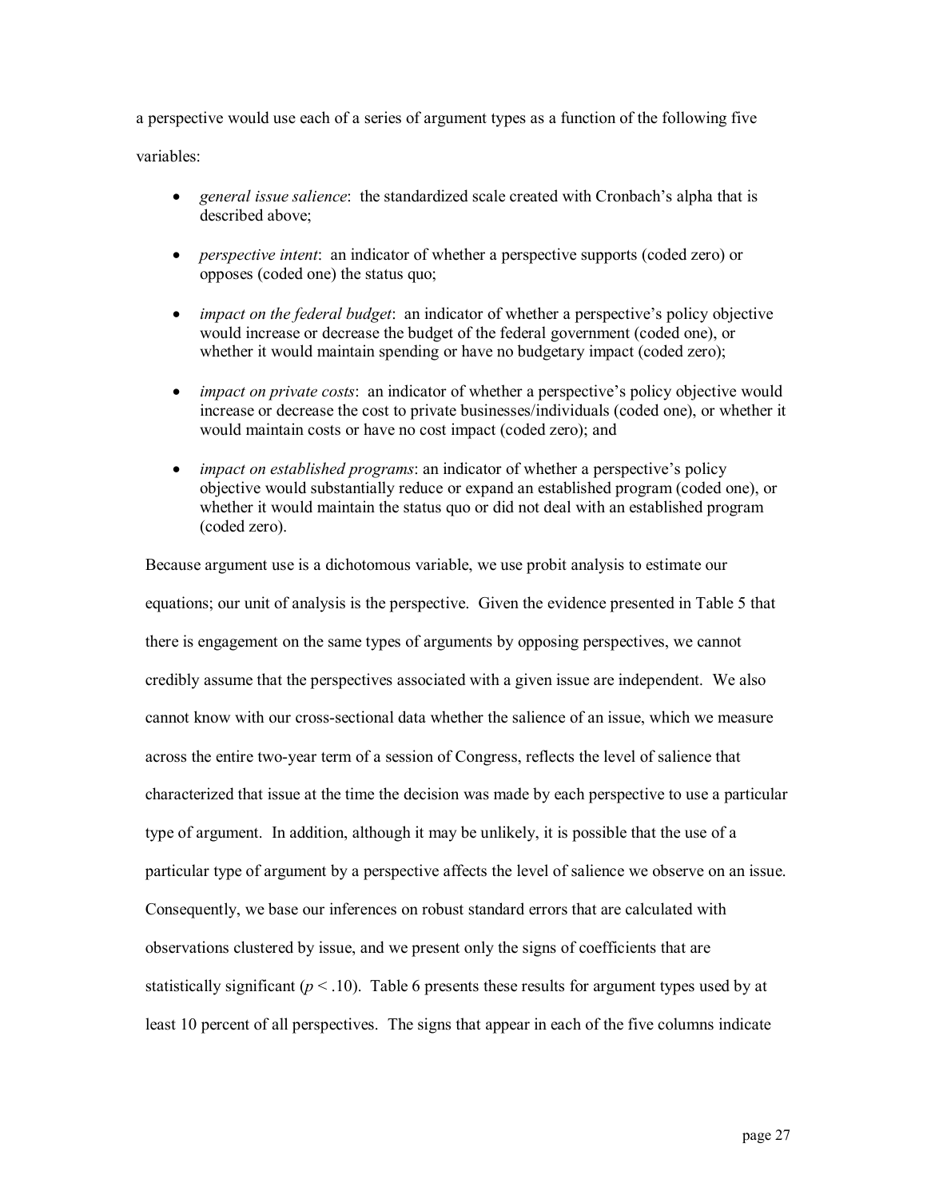a perspective would use each of a series of argument types as a function of the following five variables:

- *general issue salience*: the standardized scale created with Cronbach's alpha that is described above;
- *perspective intent*: an indicator of whether a perspective supports (coded zero) or opposes (coded one) the status quo;
- *impact on the federal budget*: an indicator of whether a perspective's policy objective would increase or decrease the budget of the federal government (coded one), or whether it would maintain spending or have no budgetary impact (coded zero);
- *impact on private costs*: an indicator of whether a perspective's policy objective would increase or decrease the cost to private businesses/individuals (coded one), or whether it would maintain costs or have no cost impact (coded zero); and
- *impact on established programs*: an indicator of whether a perspective's policy objective would substantially reduce or expand an established program (coded one), or whether it would maintain the status quo or did not deal with an established program (coded zero).

Because argument use is a dichotomous variable, we use probit analysis to estimate our equations; our unit of analysis is the perspective. Given the evidence presented in Table 5 that there is engagement on the same types of arguments by opposing perspectives, we cannot credibly assume that the perspectives associated with a given issue are independent. We also cannot know with our cross-sectional data whether the salience of an issue, which we measure across the entire two-year term of a session of Congress, reflects the level of salience that characterized that issue at the time the decision was made by each perspective to use a particular type of argument. In addition, although it may be unlikely, it is possible that the use of a particular type of argument by a perspective affects the level of salience we observe on an issue. Consequently, we base our inferences on robust standard errors that are calculated with observations clustered by issue, and we present only the signs of coefficients that are statistically significant ($p < .10$). Table 6 presents these results for argument types used by at least 10 percent of all perspectives. The signs that appear in each of the five columns indicate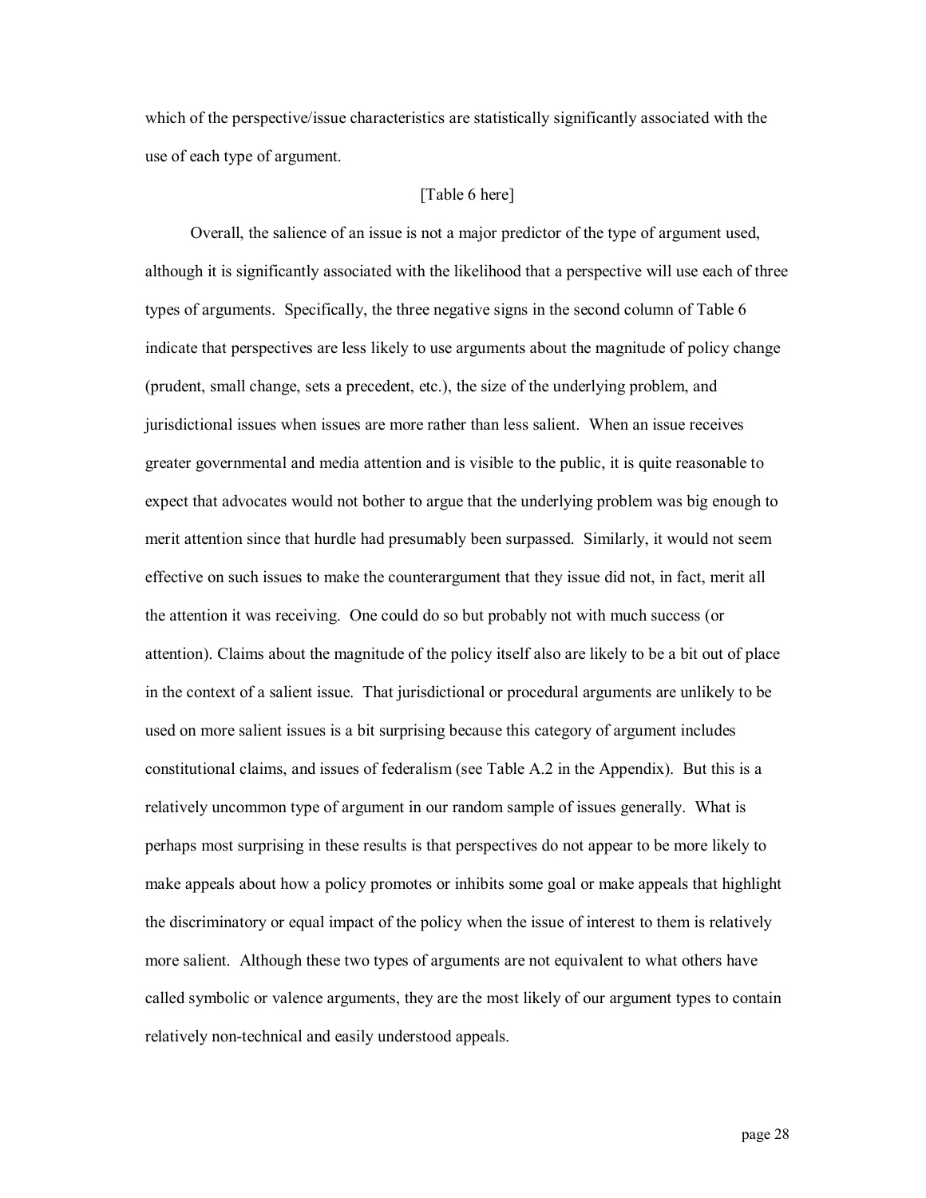which of the perspective/issue characteristics are statistically significantly associated with the use of each type of argument.

[Table 6 here]

Overall, the salience of an issue is not a major predictor of the type of argument used, although it is significantly associated with the likelihood that a perspective will use each of three types of arguments. Specifically, the three negative signs in the second column of Table 6 indicate that perspectives are less likely to use arguments about the magnitude of policy change (prudent, small change, sets a precedent, etc.), the size of the underlying problem, and jurisdictional issues when issues are more rather than less salient. When an issue receives greater governmental and media attention and is visible to the public, it is quite reasonable to expect that advocates would not bother to argue that the underlying problem was big enough to merit attention since that hurdle had presumably been surpassed. Similarly, it would not seem effective on such issues to make the counterargument that they issue did not, in fact, merit all the attention it was receiving. One could do so but probably not with much success (or attention). Claims about the magnitude of the policy itself also are likely to be a bit out of place in the context of a salient issue. That jurisdictional or procedural arguments are unlikely to be used on more salient issues is a bit surprising because this category of argument includes constitutional claims, and issues of federalism (see Table A.2 in the Appendix). But this is a relatively uncommon type of argument in our random sample of issues generally. What is perhaps most surprising in these results is that perspectives do not appear to be more likely to make appeals about how a policy promotes or inhibits some goal or make appeals that highlight the discriminatory or equal impact of the policy when the issue of interest to them is relatively more salient. Although these two types of arguments are not equivalent to what others have called symbolic or valence arguments, they are the most likely of our argument types to contain relatively non-technical and easily understood appeals.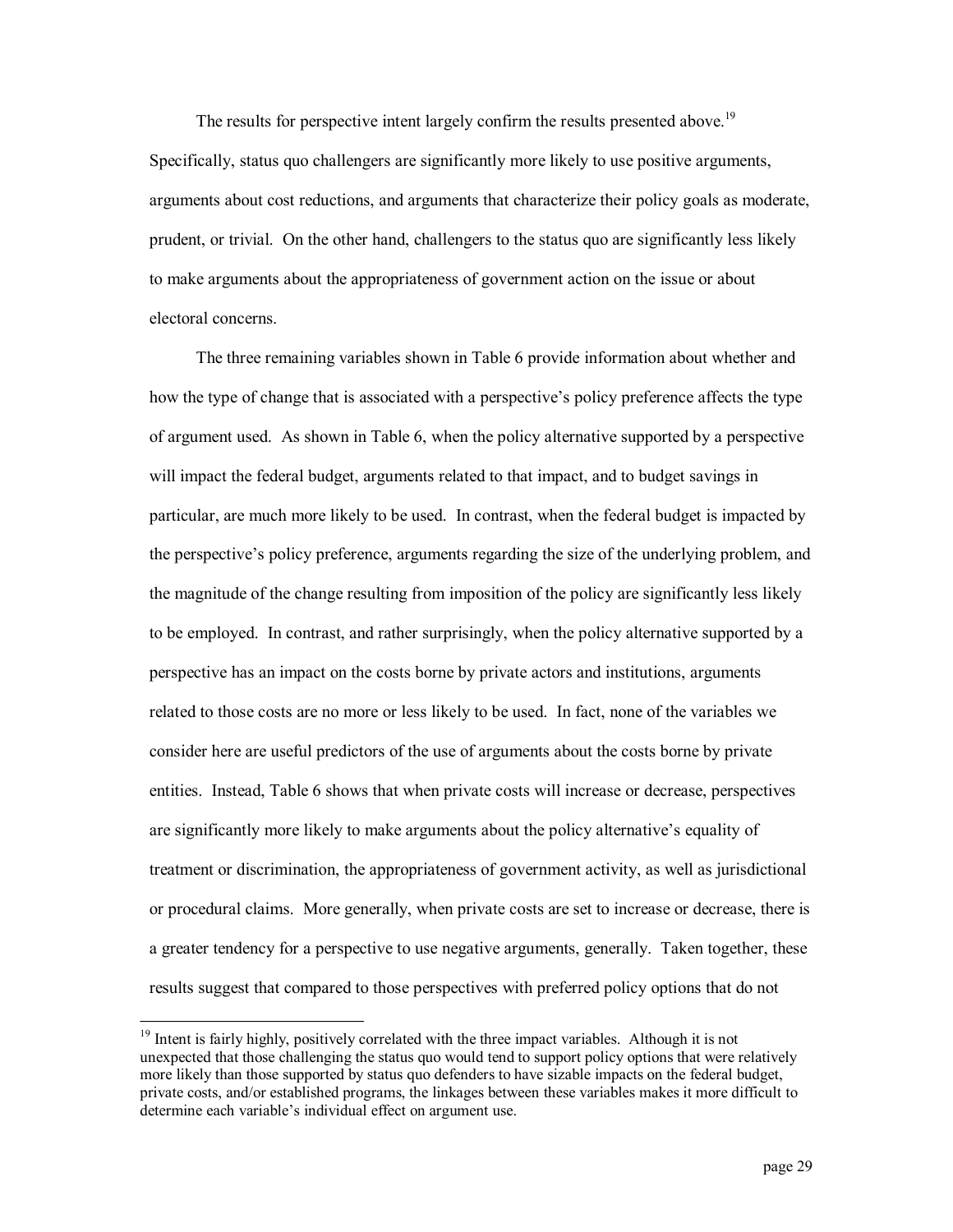The results for perspective intent largely confirm the results presented above.[19] Specifically, status quo challengers are significantly more likely to use positive arguments, arguments about cost reductions, and arguments that characterize their policy goals as moderate, prudent, or trivial. On the other hand, challengers to the status quo are significantly less likely to make arguments about the appropriateness of government action on the issue or about electoral concerns.

The three remaining variables shown in Table 6 provide information about whether and how the type of change that is associated with a perspective's policy preference affects the type of argument used. As shown in Table 6, when the policy alternative supported by a perspective will impact the federal budget, arguments related to that impact, and to budget savings in particular, are much more likely to be used. In contrast, when the federal budget is impacted by the perspective's policy preference, arguments regarding the size of the underlying problem, and the magnitude of the change resulting from imposition of the policy are significantly less likely to be employed. In contrast, and rather surprisingly, when the policy alternative supported by a perspective has an impact on the costs borne by private actors and institutions, arguments related to those costs are no more or less likely to be used. In fact, none of the variables we consider here are useful predictors of the use of arguments about the costs borne by private entities. Instead, Table 6 shows that when private costs will increase or decrease, perspectives are significantly more likely to make arguments about the policy alternative's equality of treatment or discrimination, the appropriateness of government activity, as well as jurisdictional or procedural claims. More generally, when private costs are set to increase or decrease, there is a greater tendency for a perspective to use negative arguments, generally. Taken together, these results suggest that compared to those perspectives with preferred policy options that do not

[19] Intent is fairly highly, positively correlated with the three impact variables. Although it is not unexpected that those challenging the status quo would tend to support policy options that were relatively more likely than those supported by status quo defenders to have sizable impacts on the federal budget, private costs, and/or established programs, the linkages between these variables makes it more difficult to determine each variable's individual effect on argument use.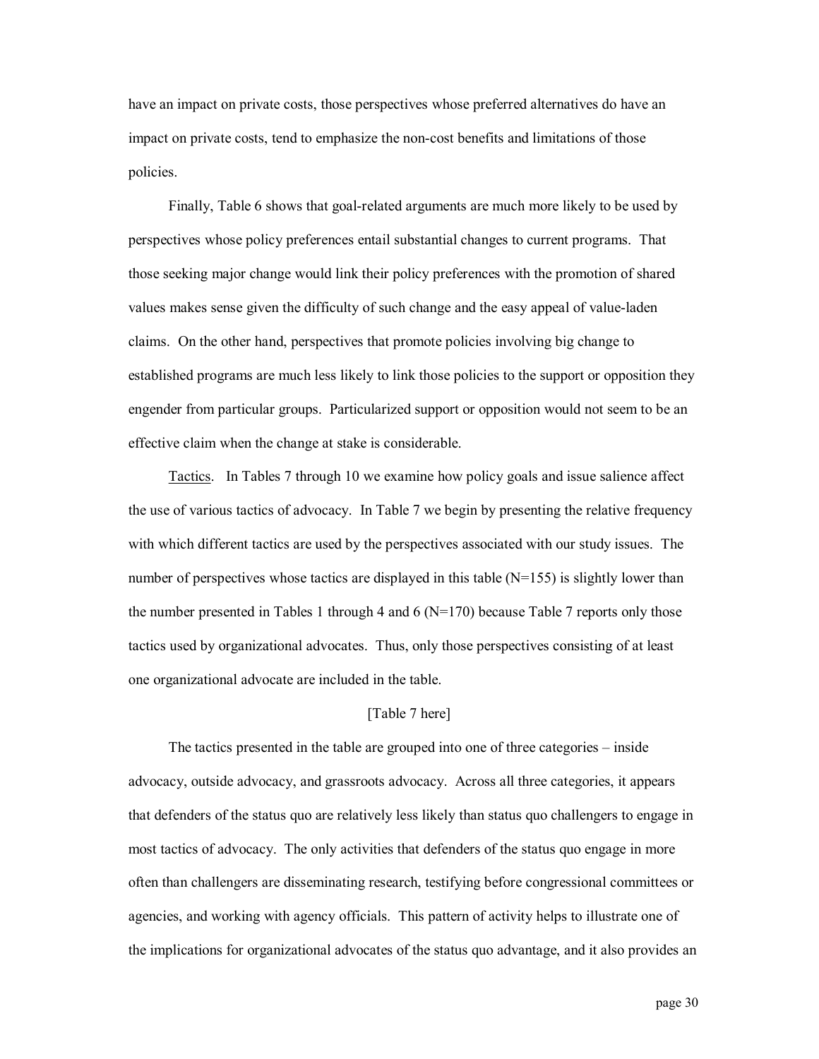have an impact on private costs, those perspectives whose preferred alternatives do have an impact on private costs, tend to emphasize the non-cost benefits and limitations of those policies.

Finally, Table 6 shows that goal-related arguments are much more likely to be used by perspectives whose policy preferences entail substantial changes to current programs. That those seeking major change would link their policy preferences with the promotion of shared values makes sense given the difficulty of such change and the easy appeal of value-laden claims. On the other hand, perspectives that promote policies involving big change to established programs are much less likely to link those policies to the support or opposition they engender from particular groups. Particularized support or opposition would not seem to be an effective claim when the change at stake is considerable.

Tactics. In Tables 7 through 10 we examine how policy goals and issue salience affect the use of various tactics of advocacy. In Table 7 we begin by presenting the relative frequency with which different tactics are used by the perspectives associated with our study issues. The number of perspectives whose tactics are displayed in this table (N=155) is slightly lower than the number presented in Tables 1 through 4 and 6 (N=170) because Table 7 reports only those tactics used by organizational advocates. Thus, only those perspectives consisting of at least one organizational advocate are included in the table.

[Table 7 here]

The tactics presented in the table are grouped into one of three categories – inside advocacy, outside advocacy, and grassroots advocacy. Across all three categories, it appears that defenders of the status quo are relatively less likely than status quo challengers to engage in most tactics of advocacy. The only activities that defenders of the status quo engage in more often than challengers are disseminating research, testifying before congressional committees or agencies, and working with agency officials. This pattern of activity helps to illustrate one of the implications for organizational advocates of the status quo advantage, and it also provides an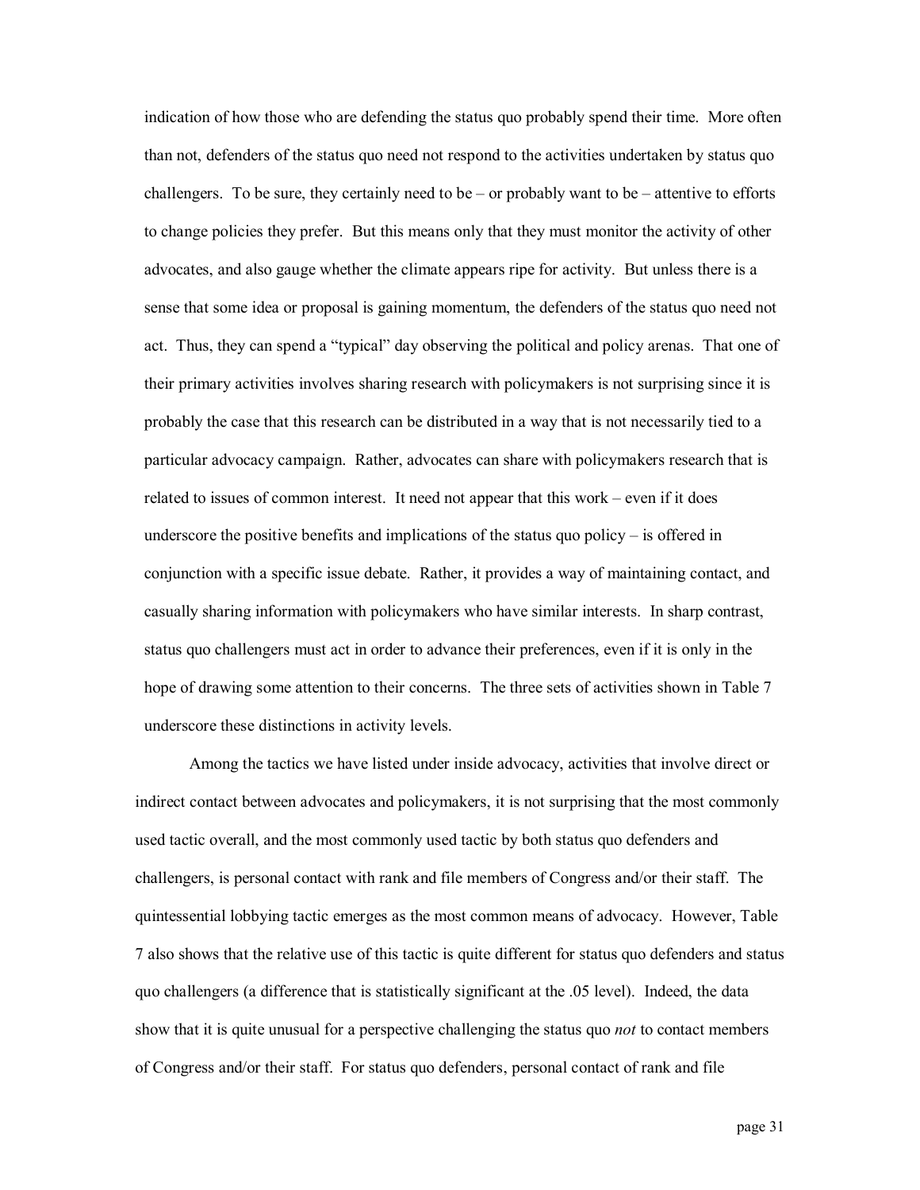indication of how those who are defending the status quo probably spend their time. More often than not, defenders of the status quo need not respond to the activities undertaken by status quo challengers. To be sure, they certainly need to be – or probably want to be – attentive to efforts to change policies they prefer. But this means only that they must monitor the activity of other advocates, and also gauge whether the climate appears ripe for activity. But unless there is a sense that some idea or proposal is gaining momentum, the defenders of the status quo need not act. Thus, they can spend a "typical" day observing the political and policy arenas. That one of their primary activities involves sharing research with policymakers is not surprising since it is probably the case that this research can be distributed in a way that is not necessarily tied to a particular advocacy campaign. Rather, advocates can share with policymakers research that is related to issues of common interest. It need not appear that this work – even if it does underscore the positive benefits and implications of the status quo policy – is offered in conjunction with a specific issue debate. Rather, it provides a way of maintaining contact, and casually sharing information with policymakers who have similar interests. In sharp contrast, status quo challengers must act in order to advance their preferences, even if it is only in the hope of drawing some attention to their concerns. The three sets of activities shown in Table 7 underscore these distinctions in activity levels.

Among the tactics we have listed under inside advocacy, activities that involve direct or indirect contact between advocates and policymakers, it is not surprising that the most commonly used tactic overall, and the most commonly used tactic by both status quo defenders and challengers, is personal contact with rank and file members of Congress and/or their staff. The quintessential lobbying tactic emerges as the most common means of advocacy. However, Table 7 also shows that the relative use of this tactic is quite different for status quo defenders and status quo challengers (a difference that is statistically significant at the .05 level). Indeed, the data show that it is quite unusual for a perspective challenging the status quo *not* to contact members of Congress and/or their staff. For status quo defenders, personal contact of rank and file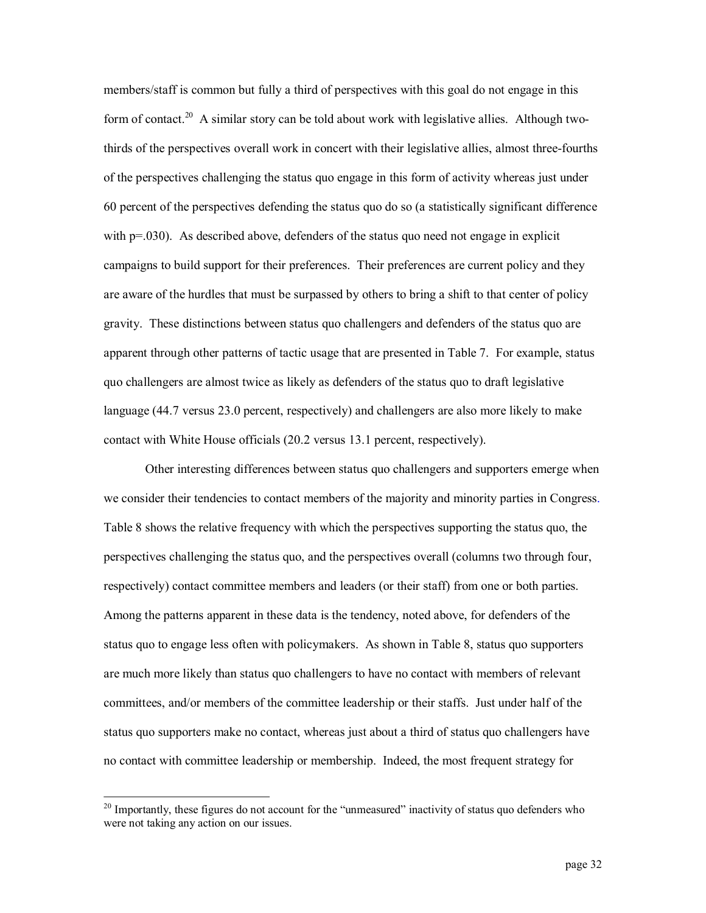members/staff is common but fully a third of perspectives with this goal do not engage in this form of contact.[20] A similar story can be told about work with legislative allies. Although two-thirds of the perspectives overall work in concert with their legislative allies, almost three-fourths of the perspectives challenging the status quo engage in this form of activity whereas just under 60 percent of the perspectives defending the status quo do so (a statistically significant difference with p=.030). As described above, defenders of the status quo need not engage in explicit campaigns to build support for their preferences. Their preferences are current policy and they are aware of the hurdles that must be surpassed by others to bring a shift to that center of policy gravity. These distinctions between status quo challengers and defenders of the status quo are apparent through other patterns of tactic usage that are presented in Table 7. For example, status quo challengers are almost twice as likely as defenders of the status quo to draft legislative language (44.7 versus 23.0 percent, respectively) and challengers are also more likely to make contact with White House officials (20.2 versus 13.1 percent, respectively).

Other interesting differences between status quo challengers and supporters emerge when we consider their tendencies to contact members of the majority and minority parties in Congress. Table 8 shows the relative frequency with which the perspectives supporting the status quo, the perspectives challenging the status quo, and the perspectives overall (columns two through four, respectively) contact committee members and leaders (or their staff) from one or both parties. Among the patterns apparent in these data is the tendency, noted above, for defenders of the status quo to engage less often with policymakers. As shown in Table 8, status quo supporters are much more likely than status quo challengers to have no contact with members of relevant committees, and/or members of the committee leadership or their staffs. Just under half of the status quo supporters make no contact, whereas just about a third of status quo challengers have no contact with committee leadership or membership. Indeed, the most frequent strategy for

[20] Importantly, these figures do not account for the "unmeasured" inactivity of status quo defenders who were not taking any action on our issues.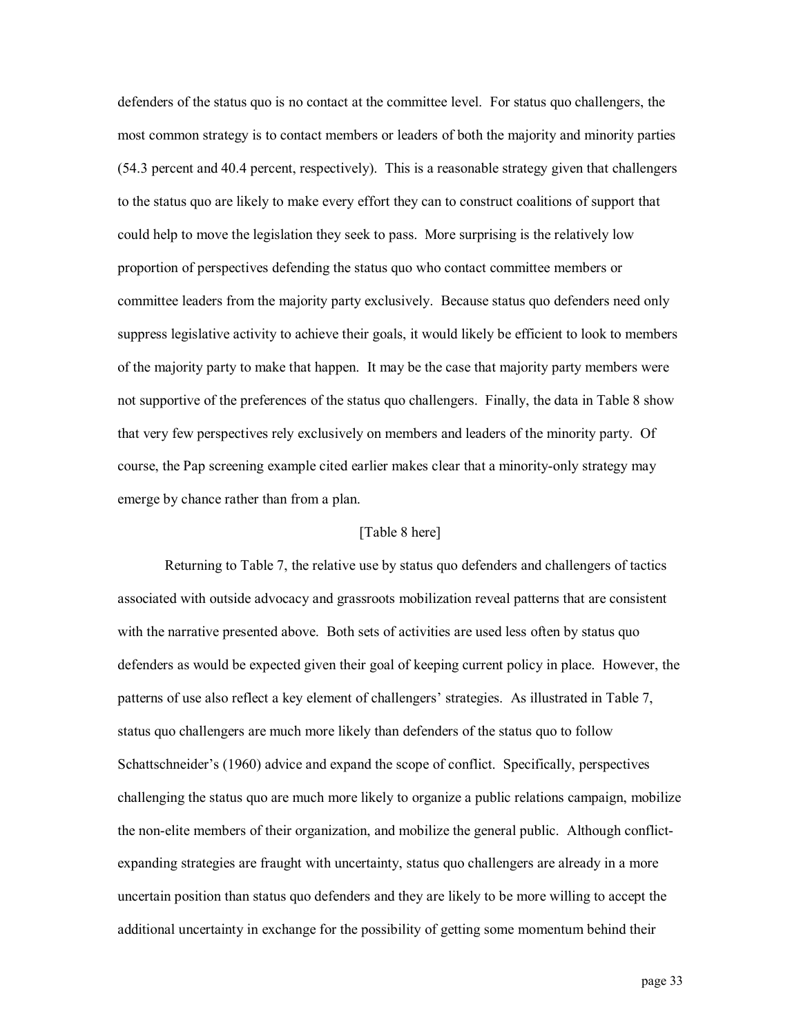defenders of the status quo is no contact at the committee level. For status quo challengers, the most common strategy is to contact members or leaders of both the majority and minority parties (54.3 percent and 40.4 percent, respectively). This is a reasonable strategy given that challengers to the status quo are likely to make every effort they can to construct coalitions of support that could help to move the legislation they seek to pass. More surprising is the relatively low proportion of perspectives defending the status quo who contact committee members or committee leaders from the majority party exclusively. Because status quo defenders need only suppress legislative activity to achieve their goals, it would likely be efficient to look to members of the majority party to make that happen. It may be the case that majority party members were not supportive of the preferences of the status quo challengers. Finally, the data in Table 8 show that very few perspectives rely exclusively on members and leaders of the minority party. Of course, the Pap screening example cited earlier makes clear that a minority-only strategy may emerge by chance rather than from a plan.

[Table 8 here]

Returning to Table 7, the relative use by status quo defenders and challengers of tactics associated with outside advocacy and grassroots mobilization reveal patterns that are consistent with the narrative presented above. Both sets of activities are used less often by status quo defenders as would be expected given their goal of keeping current policy in place. However, the patterns of use also reflect a key element of challengers' strategies. As illustrated in Table 7, status quo challengers are much more likely than defenders of the status quo to follow Schattschneider's (1960) advice and expand the scope of conflict. Specifically, perspectives challenging the status quo are much more likely to organize a public relations campaign, mobilize the non-elite members of their organization, and mobilize the general public. Although conflict-expanding strategies are fraught with uncertainty, status quo challengers are already in a more uncertain position than status quo defenders and they are likely to be more willing to accept the additional uncertainty in exchange for the possibility of getting some momentum behind their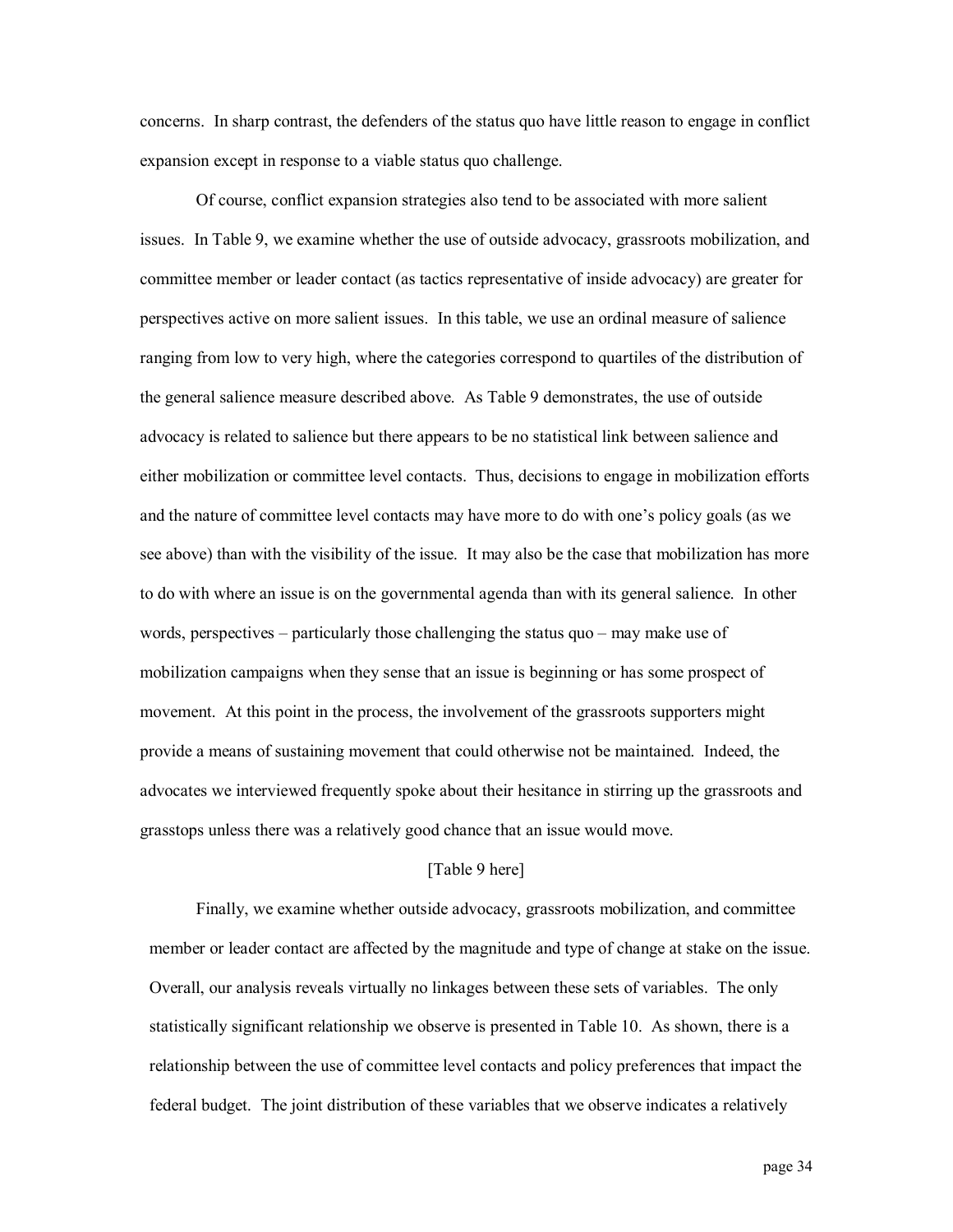concerns. In sharp contrast, the defenders of the status quo have little reason to engage in conflict expansion except in response to a viable status quo challenge.

Of course, conflict expansion strategies also tend to be associated with more salient issues. In Table 9, we examine whether the use of outside advocacy, grassroots mobilization, and committee member or leader contact (as tactics representative of inside advocacy) are greater for perspectives active on more salient issues. In this table, we use an ordinal measure of salience ranging from low to very high, where the categories correspond to quartiles of the distribution of the general salience measure described above. As Table 9 demonstrates, the use of outside advocacy is related to salience but there appears to be no statistical link between salience and either mobilization or committee level contacts. Thus, decisions to engage in mobilization efforts and the nature of committee level contacts may have more to do with one's policy goals (as we see above) than with the visibility of the issue. It may also be the case that mobilization has more to do with where an issue is on the governmental agenda than with its general salience. In other words, perspectives – particularly those challenging the status quo – may make use of mobilization campaigns when they sense that an issue is beginning or has some prospect of movement. At this point in the process, the involvement of the grassroots supporters might provide a means of sustaining movement that could otherwise not be maintained. Indeed, the advocates we interviewed frequently spoke about their hesitance in stirring up the grassroots and grasstops unless there was a relatively good chance that an issue would move.

[Table 9 here]

Finally, we examine whether outside advocacy, grassroots mobilization, and committee member or leader contact are affected by the magnitude and type of change at stake on the issue. Overall, our analysis reveals virtually no linkages between these sets of variables. The only statistically significant relationship we observe is presented in Table 10. As shown, there is a relationship between the use of committee level contacts and policy preferences that impact the federal budget. The joint distribution of these variables that we observe indicates a relatively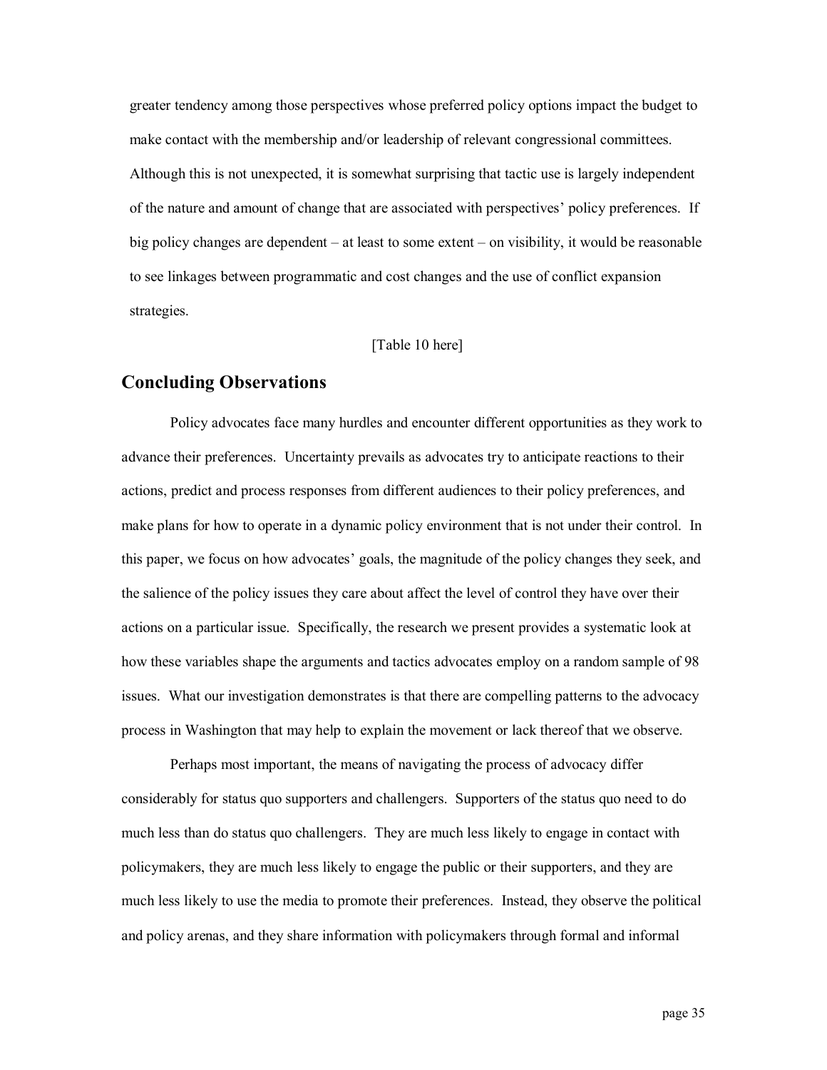greater tendency among those perspectives whose preferred policy options impact the budget to make contact with the membership and/or leadership of relevant congressional committees. Although this is not unexpected, it is somewhat surprising that tactic use is largely independent of the nature and amount of change that are associated with perspectives' policy preferences. If big policy changes are dependent – at least to some extent – on visibility, it would be reasonable to see linkages between programmatic and cost changes and the use of conflict expansion strategies.

[Table 10 here]

## Concluding Observations

Policy advocates face many hurdles and encounter different opportunities as they work to advance their preferences. Uncertainty prevails as advocates try to anticipate reactions to their actions, predict and process responses from different audiences to their policy preferences, and make plans for how to operate in a dynamic policy environment that is not under their control. In this paper, we focus on how advocates' goals, the magnitude of the policy changes they seek, and the salience of the policy issues they care about affect the level of control they have over their actions on a particular issue. Specifically, the research we present provides a systematic look at how these variables shape the arguments and tactics advocates employ on a random sample of 98 issues. What our investigation demonstrates is that there are compelling patterns to the advocacy process in Washington that may help to explain the movement or lack thereof that we observe.

Perhaps most important, the means of navigating the process of advocacy differ considerably for status quo supporters and challengers. Supporters of the status quo need to do much less than do status quo challengers. They are much less likely to engage in contact with policymakers, they are much less likely to engage the public or their supporters, and they are much less likely to use the media to promote their preferences. Instead, they observe the political and policy arenas, and they share information with policymakers through formal and informal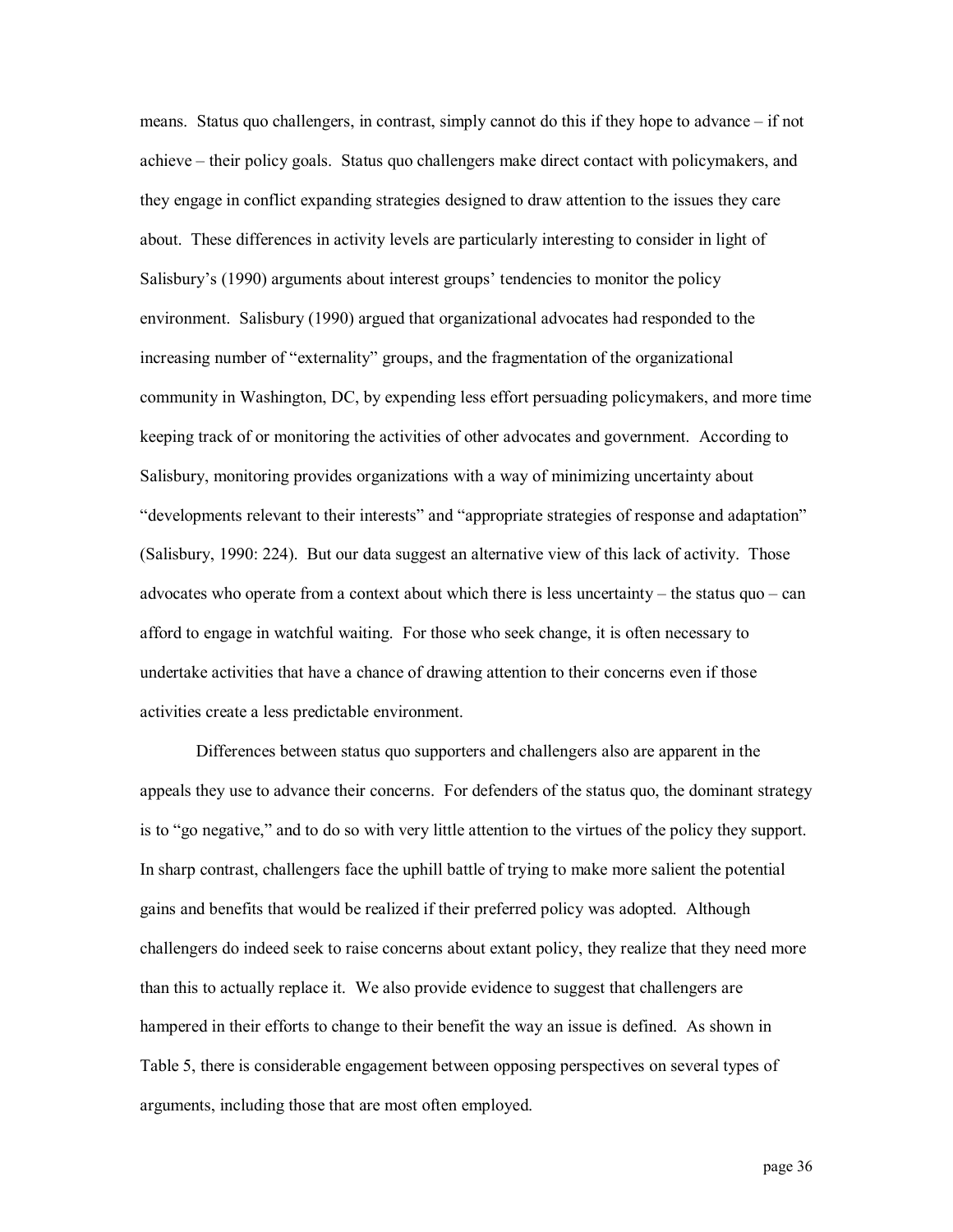means. Status quo challengers, in contrast, simply cannot do this if they hope to advance – if not achieve – their policy goals. Status quo challengers make direct contact with policymakers, and they engage in conflict expanding strategies designed to draw attention to the issues they care about. These differences in activity levels are particularly interesting to consider in light of Salisbury's (1990) arguments about interest groups' tendencies to monitor the policy environment. Salisbury (1990) argued that organizational advocates had responded to the increasing number of "externality" groups, and the fragmentation of the organizational community in Washington, DC, by expending less effort persuading policymakers, and more time keeping track of or monitoring the activities of other advocates and government. According to Salisbury, monitoring provides organizations with a way of minimizing uncertainty about "developments relevant to their interests" and "appropriate strategies of response and adaptation" (Salisbury, 1990: 224). But our data suggest an alternative view of this lack of activity. Those advocates who operate from a context about which there is less uncertainty – the status quo – can afford to engage in watchful waiting. For those who seek change, it is often necessary to undertake activities that have a chance of drawing attention to their concerns even if those activities create a less predictable environment.

Differences between status quo supporters and challengers also are apparent in the appeals they use to advance their concerns. For defenders of the status quo, the dominant strategy is to "go negative," and to do so with very little attention to the virtues of the policy they support. In sharp contrast, challengers face the uphill battle of trying to make more salient the potential gains and benefits that would be realized if their preferred policy was adopted. Although challengers do indeed seek to raise concerns about extant policy, they realize that they need more than this to actually replace it. We also provide evidence to suggest that challengers are hampered in their efforts to change to their benefit the way an issue is defined. As shown in Table 5, there is considerable engagement between opposing perspectives on several types of arguments, including those that are most often employed.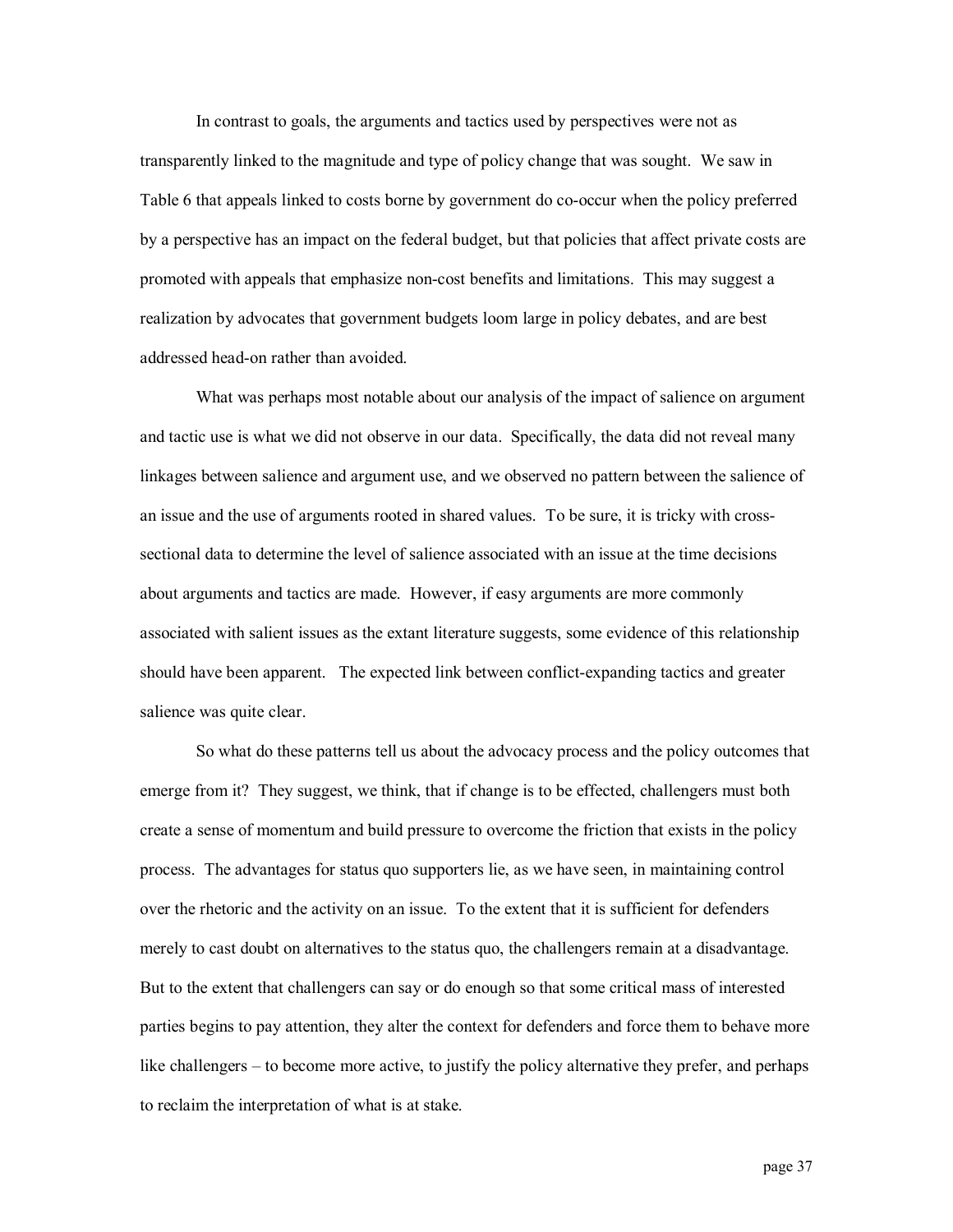In contrast to goals, the arguments and tactics used by perspectives were not as transparently linked to the magnitude and type of policy change that was sought. We saw in Table 6 that appeals linked to costs borne by government do co-occur when the policy preferred by a perspective has an impact on the federal budget, but that policies that affect private costs are promoted with appeals that emphasize non-cost benefits and limitations. This may suggest a realization by advocates that government budgets loom large in policy debates, and are best addressed head-on rather than avoided.

What was perhaps most notable about our analysis of the impact of salience on argument and tactic use is what we did not observe in our data. Specifically, the data did not reveal many linkages between salience and argument use, and we observed no pattern between the salience of an issue and the use of arguments rooted in shared values. To be sure, it is tricky with cross-sectional data to determine the level of salience associated with an issue at the time decisions about arguments and tactics are made. However, if easy arguments are more commonly associated with salient issues as the extant literature suggests, some evidence of this relationship should have been apparent. The expected link between conflict-expanding tactics and greater salience was quite clear.

So what do these patterns tell us about the advocacy process and the policy outcomes that emerge from it? They suggest, we think, that if change is to be effected, challengers must both create a sense of momentum and build pressure to overcome the friction that exists in the policy process. The advantages for status quo supporters lie, as we have seen, in maintaining control over the rhetoric and the activity on an issue. To the extent that it is sufficient for defenders merely to cast doubt on alternatives to the status quo, the challengers remain at a disadvantage. But to the extent that challengers can say or do enough so that some critical mass of interested parties begins to pay attention, they alter the context for defenders and force them to behave more like challengers – to become more active, to justify the policy alternative they prefer, and perhaps to reclaim the interpretation of what is at stake.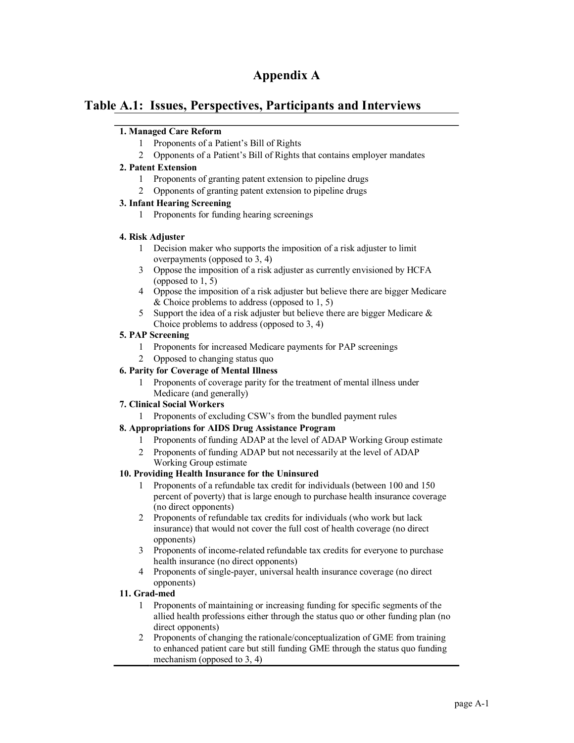# Appendix A

## Table A.1: Issues, Perspectives, Participants and Interviews

**1. Managed Care Reform**

1. Proponents of a Patient's Bill of Rights
2. Opponents of a Patient's Bill of Rights that contains employer mandates

**2. Patent Extension**

1. Proponents of granting patent extension to pipeline drugs
2. Opponents of granting patent extension to pipeline drugs

**3. Infant Hearing Screening**

1. Proponents for funding hearing screenings

**4. Risk Adjuster**

- 1 Decision maker who supports the imposition of a risk adjuster to limit overpayments (opposed to 3, 4)
- 3 Oppose the imposition of a risk adjuster as currently envisioned by HCFA (opposed to 1, 5)
- 4 Oppose the imposition of a risk adjuster but believe there are bigger Medicare & Choice problems to address (opposed to 1, 5)
- 5 Support the idea of a risk adjuster but believe there are bigger Medicare & Choice problems to address (opposed to 3, 4)

**5. PAP Screening**

1. Proponents for increased Medicare payments for PAP screenings
2. Opposed to changing status quo

**6. Parity for Coverage of Mental Illness**

1. Proponents of coverage parity for the treatment of mental illness under Medicare (and generally)

**7. Clinical Social Workers**

1. Proponents of excluding CSW's from the bundled payment rules

**8. Appropriations for AIDS Drug Assistance Program**

1. Proponents of funding ADAP at the level of ADAP Working Group estimate
2. Proponents of funding ADAP but not necessarily at the level of ADAP Working Group estimate

**10. Providing Health Insurance for the Uninsured**

1. Proponents of a refundable tax credit for individuals (between 100 and 150 percent of poverty) that is large enough to purchase health insurance coverage (no direct opponents)
2. Proponents of refundable tax credits for individuals (who work but lack insurance) that would not cover the full cost of health coverage (no direct opponents)
3. Proponents of income-related refundable tax credits for everyone to purchase health insurance (no direct opponents)
4. Proponents of single-payer, universal health insurance coverage (no direct opponents)

**11. Grad-med**

1. Proponents of maintaining or increasing funding for specific segments of the allied health professions either through the status quo or other funding plan (no direct opponents)
2. Proponents of changing the rationale/conceptualization of GME from training to enhanced patient care but still funding GME through the status quo funding mechanism (opposed to 3, 4)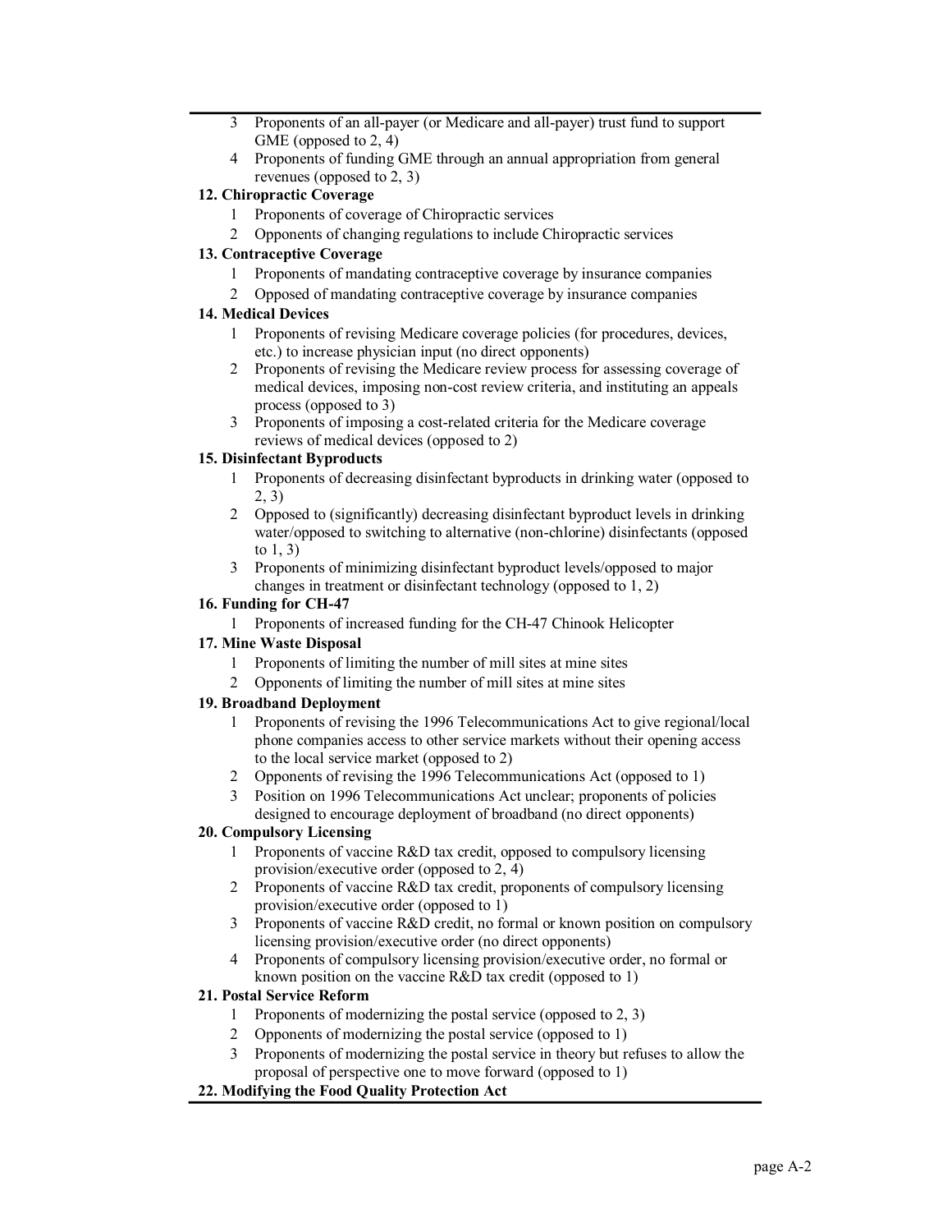3. Proponents of an all-payer (or Medicare and all-payer) trust fund to support GME (opposed to 2, 4)
4. Proponents of funding GME through an annual appropriation from general revenues (opposed to 2, 3)

**12. Chiropractic Coverage**

1. Proponents of coverage of Chiropractic services
2. Opponents of changing regulations to include Chiropractic services

**13. Contraceptive Coverage**

1. Proponents of mandating contraceptive coverage by insurance companies
2. Opposed of mandating contraceptive coverage by insurance companies

**14. Medical Devices**

1. Proponents of revising Medicare coverage policies (for procedures, devices, etc.) to increase physician input (no direct opponents)
2. Proponents of revising the Medicare review process for assessing coverage of medical devices, imposing non-cost review criteria, and instituting an appeals process (opposed to 3)
3. Proponents of imposing a cost-related criteria for the Medicare coverage reviews of medical devices (opposed to 2)

**15. Disinfectant Byproducts**

1. Proponents of decreasing disinfectant byproducts in drinking water (opposed to 2, 3)
2. Opposed to (significantly) decreasing disinfectant byproduct levels in drinking water/opposed to switching to alternative (non-chlorine) disinfectants (opposed to 1, 3)
3. Proponents of minimizing disinfectant byproduct levels/opposed to major changes in treatment or disinfectant technology (opposed to 1, 2)

**16. Funding for CH-47**

1. Proponents of increased funding for the CH-47 Chinook Helicopter

**17. Mine Waste Disposal**

1. Proponents of limiting the number of mill sites at mine sites
2. Opponents of limiting the number of mill sites at mine sites

**19. Broadband Deployment**

1. Proponents of revising the 1996 Telecommunications Act to give regional/local phone companies access to other service markets without their opening access to the local service market (opposed to 2)
2. Opponents of revising the 1996 Telecommunications Act (opposed to 1)
3. Position on 1996 Telecommunications Act unclear; proponents of policies designed to encourage deployment of broadband (no direct opponents)

**20. Compulsory Licensing**

1. Proponents of vaccine R&D tax credit, opposed to compulsory licensing provision/executive order (opposed to 2, 4)
2. Proponents of vaccine R&D tax credit, proponents of compulsory licensing provision/executive order (opposed to 1)
3. Proponents of vaccine R&D credit, no formal or known position on compulsory licensing provision/executive order (no direct opponents)
4. Proponents of compulsory licensing provision/executive order, no formal or known position on the vaccine R&D tax credit (opposed to 1)

**21. Postal Service Reform**

1. Proponents of modernizing the postal service (opposed to 2, 3)
2. Opponents of modernizing the postal service (opposed to 1)
3. Proponents of modernizing the postal service in theory but refuses to allow the proposal of perspective one to move forward (opposed to 1)

**22. Modifying the Food Quality Protection Act**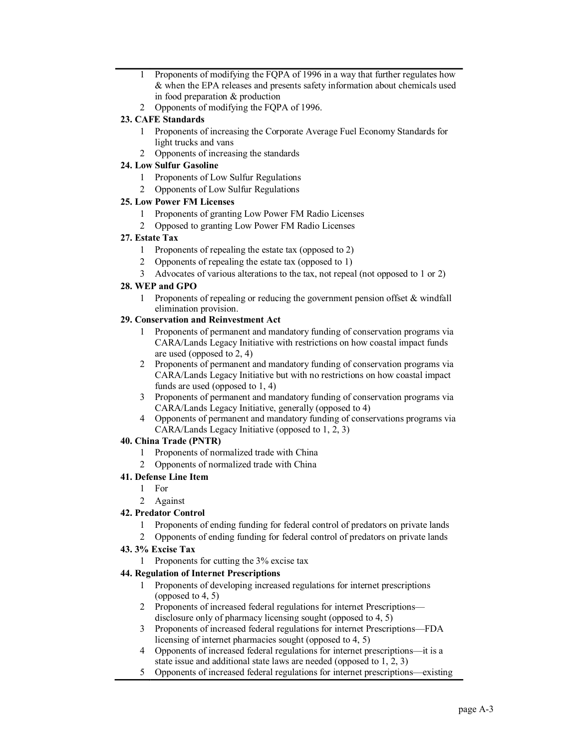1 Proponents of modifying the FQPA of 1996 in a way that further regulates how & when the EPA releases and presents safety information about chemicals used in food preparation & production
2 Opponents of modifying the FQPA of 1996.

**23. CAFE Standards**

1 Proponents of increasing the Corporate Average Fuel Economy Standards for light trucks and vans
2 Opponents of increasing the standards

**24. Low Sulfur Gasoline**

1 Proponents of Low Sulfur Regulations
2 Opponents of Low Sulfur Regulations

**25. Low Power FM Licenses**

1 Proponents of granting Low Power FM Radio Licenses
2 Opposed to granting Low Power FM Radio Licenses

**27. Estate Tax**

1 Proponents of repealing the estate tax (opposed to 2)
2 Opponents of repealing the estate tax (opposed to 1)
3 Advocates of various alterations to the tax, not repeal (not opposed to 1 or 2)

**28. WEP and GPO**

1 Proponents of repealing or reducing the government pension offset & windfall elimination provision.

**29. Conservation and Reinvestment Act**

1 Proponents of permanent and mandatory funding of conservation programs via CARA/Lands Legacy Initiative with restrictions on how coastal impact funds are used (opposed to 2, 4)
2 Proponents of permanent and mandatory funding of conservation programs via CARA/Lands Legacy Initiative but with no restrictions on how coastal impact funds are used (opposed to 1, 4)
3 Proponents of permanent and mandatory funding of conservation programs via CARA/Lands Legacy Initiative, generally (opposed to 4)
4 Opponents of permanent and mandatory funding of conservations programs via CARA/Lands Legacy Initiative (opposed to 1, 2, 3)

**40. China Trade (PNTR)**

1 Proponents of normalized trade with China
2 Opponents of normalized trade with China

**41. Defense Line Item**

1 For
2 Against

**42. Predator Control**

1 Proponents of ending funding for federal control of predators on private lands
2 Opponents of ending funding for federal control of predators on private lands

**43. 3% Excise Tax**

1 Proponents for cutting the 3% excise tax

**44. Regulation of Internet Prescriptions**

1 Proponents of developing increased regulations for internet prescriptions (opposed to 4, 5)
2 Proponents of increased federal regulations for internet Prescriptions—disclosure only of pharmacy licensing sought (opposed to 4, 5)
3 Proponents of increased federal regulations for internet Prescriptions—FDA licensing of internet pharmacies sought (opposed to 4, 5)
4 Opponents of increased federal regulations for internet prescriptions—it is a state issue and additional state laws are needed (opposed to 1, 2, 3)
5 Opponents of increased federal regulations for internet prescriptions—existing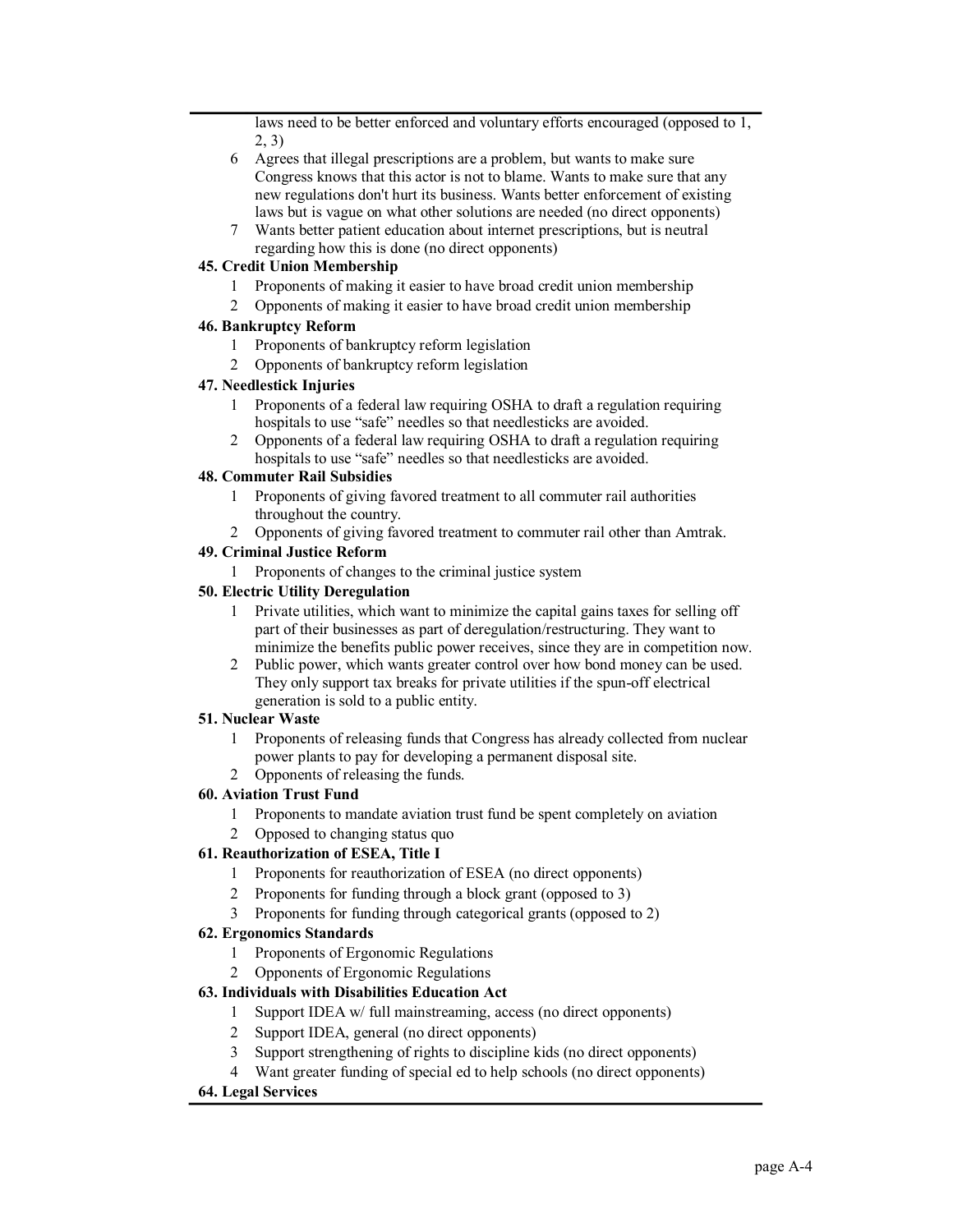laws need to be better enforced and voluntary efforts encouraged (opposed to 1, 2, 3)

6. Agrees that illegal prescriptions are a problem, but wants to make sure Congress knows that this actor is not to blame. Wants to make sure that any new regulations don't hurt its business. Wants better enforcement of existing laws but is vague on what other solutions are needed (no direct opponents)
7. Wants better patient education about internet prescriptions, but is neutral regarding how this is done (no direct opponents)

**45. Credit Union Membership**

1. Proponents of making it easier to have broad credit union membership
2. Opponents of making it easier to have broad credit union membership

**46. Bankruptcy Reform**

1. Proponents of bankruptcy reform legislation
2. Opponents of bankruptcy reform legislation

**47. Needlestick Injuries**

1. Proponents of a federal law requiring OSHA to draft a regulation requiring hospitals to use "safe" needles so that needlesticks are avoided.
2. Opponents of a federal law requiring OSHA to draft a regulation requiring hospitals to use "safe" needles so that needlesticks are avoided.

**48. Commuter Rail Subsidies**

1. Proponents of giving favored treatment to all commuter rail authorities throughout the country.
2. Opponents of giving favored treatment to commuter rail other than Amtrak.

**49. Criminal Justice Reform**

1. Proponents of changes to the criminal justice system

**50. Electric Utility Deregulation**

1. Private utilities, which want to minimize the capital gains taxes for selling off part of their businesses as part of deregulation/restructuring. They want to minimize the benefits public power receives, since they are in competition now.
2. Public power, which wants greater control over how bond money can be used. They only support tax breaks for private utilities if the spun-off electrical generation is sold to a public entity.

**51. Nuclear Waste**

1. Proponents of releasing funds that Congress has already collected from nuclear power plants to pay for developing a permanent disposal site.
2. Opponents of releasing the funds.

**60. Aviation Trust Fund**

1. Proponents to mandate aviation trust fund be spent completely on aviation
2. Opposed to changing status quo

**61. Reauthorization of ESEA, Title I**

1. Proponents for reauthorization of ESEA (no direct opponents)
2. Proponents for funding through a block grant (opposed to 3)
3. Proponents for funding through categorical grants (opposed to 2)

**62. Ergonomics Standards**

1. Proponents of Ergonomic Regulations
2. Opponents of Ergonomic Regulations

**63. Individuals with Disabilities Education Act**

1. Support IDEA w/ full mainstreaming, access (no direct opponents)
2. Support IDEA, general (no direct opponents)
3. Support strengthening of rights to discipline kids (no direct opponents)
4. Want greater funding of special ed to help schools (no direct opponents)

**64. Legal Services**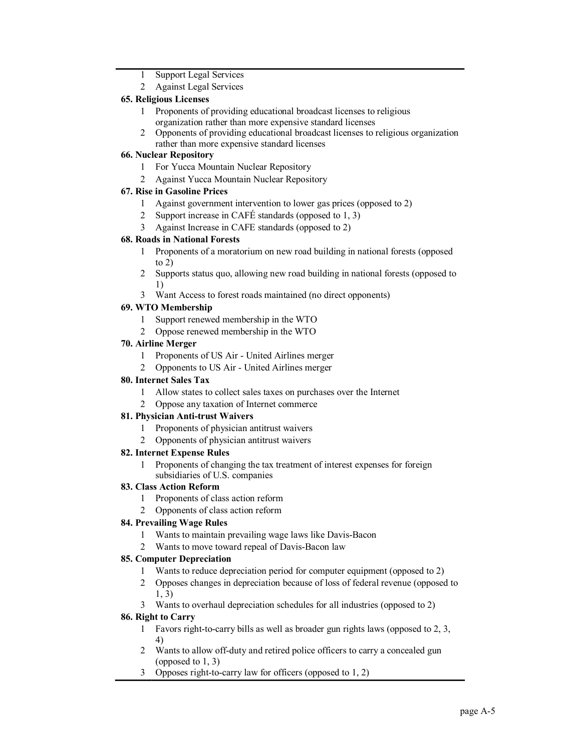1 Support Legal Services
2 Against Legal Services

**65. Religious Licenses**

1 Proponents of providing educational broadcast licenses to religious organization rather than more expensive standard licenses
2 Opponents of providing educational broadcast licenses to religious organization rather than more expensive standard licenses

**66. Nuclear Repository**

1 For Yucca Mountain Nuclear Repository
2 Against Yucca Mountain Nuclear Repository

**67. Rise in Gasoline Prices**

1 Against government intervention to lower gas prices (opposed to 2)
2 Support increase in CAFÉ standards (opposed to 1, 3)
3 Against Increase in CAFE standards (opposed to 2)

**68. Roads in National Forests**

1 Proponents of a moratorium on new road building in national forests (opposed to 2)
2 Supports status quo, allowing new road building in national forests (opposed to 1)
3 Want Access to forest roads maintained (no direct opponents)

**69. WTO Membership**

1 Support renewed membership in the WTO
2 Oppose renewed membership in the WTO

**70. Airline Merger**

1 Proponents of US Air - United Airlines merger
2 Opponents to US Air - United Airlines merger

**80. Internet Sales Tax**

1 Allow states to collect sales taxes on purchases over the Internet
2 Oppose any taxation of Internet commerce

**81. Physician Anti-trust Waivers**

1 Proponents of physician antitrust waivers
2 Opponents of physician antitrust waivers

**82. Internet Expense Rules**

1 Proponents of changing the tax treatment of interest expenses for foreign subsidiaries of U.S. companies

**83. Class Action Reform**

1 Proponents of class action reform
2 Opponents of class action reform

**84. Prevailing Wage Rules**

1 Wants to maintain prevailing wage laws like Davis-Bacon
2 Wants to move toward repeal of Davis-Bacon law

**85. Computer Depreciation**

1 Wants to reduce depreciation period for computer equipment (opposed to 2)
2 Opposes changes in depreciation because of loss of federal revenue (opposed to 1, 3)
3 Wants to overhaul depreciation schedules for all industries (opposed to 2)

**86. Right to Carry**

1 Favors right-to-carry bills as well as broader gun rights laws (opposed to 2, 3, 4)
2 Wants to allow off-duty and retired police officers to carry a concealed gun (opposed to 1, 3)
3 Opposes right-to-carry law for officers (opposed to 1, 2)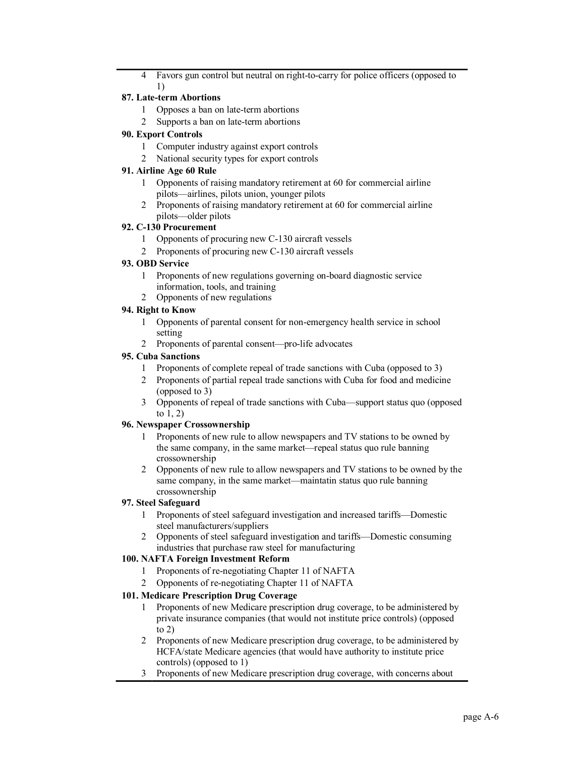4 Favors gun control but neutral on right-to-carry for police officers (opposed to 1)

**87. Late-term Abortions**

1 Opposes a ban on late-term abortions
2 Supports a ban on late-term abortions

**90. Export Controls**

1 Computer industry against export controls
2 National security types for export controls

**91. Airline Age 60 Rule**

1 Opponents of raising mandatory retirement at 60 for commercial airline pilots—airlines, pilots union, younger pilots
2 Proponents of raising mandatory retirement at 60 for commercial airline pilots—older pilots

**92. C-130 Procurement**

1 Opponents of procuring new C-130 aircraft vessels
2 Proponents of procuring new C-130 aircraft vessels

**93. OBD Service**

1 Proponents of new regulations governing on-board diagnostic service information, tools, and training
2 Opponents of new regulations

**94. Right to Know**

1 Opponents of parental consent for non-emergency health service in school setting
2 Proponents of parental consent—pro-life advocates

**95. Cuba Sanctions**

1 Proponents of complete repeal of trade sanctions with Cuba (opposed to 3)
2 Proponents of partial repeal trade sanctions with Cuba for food and medicine (opposed to 3)
3 Opponents of repeal of trade sanctions with Cuba—support status quo (opposed to 1, 2)

**96. Newspaper Crossownership**

1 Proponents of new rule to allow newspapers and TV stations to be owned by the same company, in the same market—repeal status quo rule banning crossownership
2 Opponents of new rule to allow newspapers and TV stations to be owned by the same company, in the same market—maintatin status quo rule banning crossownership

**97. Steel Safeguard**

1 Proponents of steel safeguard investigation and increased tariffs—Domestic steel manufacturers/suppliers
2 Opponents of steel safeguard investigation and tariffs—Domestic consuming industries that purchase raw steel for manufacturing

**100. NAFTA Foreign Investment Reform**

1 Proponents of re-negotiating Chapter 11 of NAFTA
2 Opponents of re-negotiating Chapter 11 of NAFTA

**101. Medicare Prescription Drug Coverage**

1 Proponents of new Medicare prescription drug coverage, to be administered by private insurance companies (that would not institute price controls) (opposed to 2)
2 Proponents of new Medicare prescription drug coverage, to be administered by HCFA/state Medicare agencies (that would have authority to institute price controls) (opposed to 1)
3 Proponents of new Medicare prescription drug coverage, with concerns about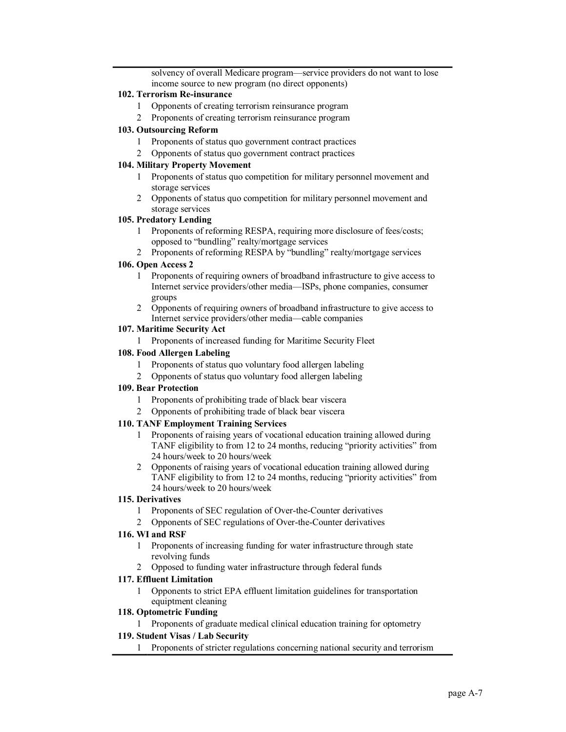solvency of overall Medicare program—service providers do not want to lose income source to new program (no direct opponents)

**102. Terrorism Re-insurance**

1. Opponents of creating terrorism reinsurance program
2. Proponents of creating terrorism reinsurance program

**103. Outsourcing Reform**

1. Proponents of status quo government contract practices
2. Opponents of status quo government contract practices

**104. Military Property Movement**

1. Proponents of status quo competition for military personnel movement and storage services
2. Opponents of status quo competition for military personnel movement and storage services

**105. Predatory Lending**

1. Proponents of reforming RESPA, requiring more disclosure of fees/costs; opposed to "bundling" realty/mortgage services
2. Proponents of reforming RESPA by "bundling" realty/mortgage services

**106. Open Access 2**

1. Proponents of requiring owners of broadband infrastructure to give access to Internet service providers/other media—ISPs, phone companies, consumer groups
2. Opponents of requiring owners of broadband infrastructure to give access to Internet service providers/other media—cable companies

**107. Maritime Security Act**

1. Proponents of increased funding for Maritime Security Fleet

**108. Food Allergen Labeling**

1. Proponents of status quo voluntary food allergen labeling
2. Opponents of status quo voluntary food allergen labeling

**109. Bear Protection**

1. Proponents of prohibiting trade of black bear viscera
2. Opponents of prohibiting trade of black bear viscera

**110. TANF Employment Training Services**

1. Proponents of raising years of vocational education training allowed during TANF eligibility to from 12 to 24 months, reducing "priority activities" from 24 hours/week to 20 hours/week
2. Opponents of raising years of vocational education training allowed during TANF eligibility to from 12 to 24 months, reducing "priority activities" from 24 hours/week to 20 hours/week

**115. Derivatives**

1. Proponents of SEC regulation of Over-the-Counter derivatives
2. Opponents of SEC regulations of Over-the-Counter derivatives

**116. WI and RSF**

1. Proponents of increasing funding for water infrastructure through state revolving funds
2. Opposed to funding water infrastructure through federal funds

**117. Effluent Limitation**

1. Opponents to strict EPA effluent limitation guidelines for transportation equiptment cleaning

**118. Optometric Funding**

1. Proponents of graduate medical clinical education training for optometry

**119. Student Visas / Lab Security**

1. Proponents of stricter regulations concerning national security and terrorism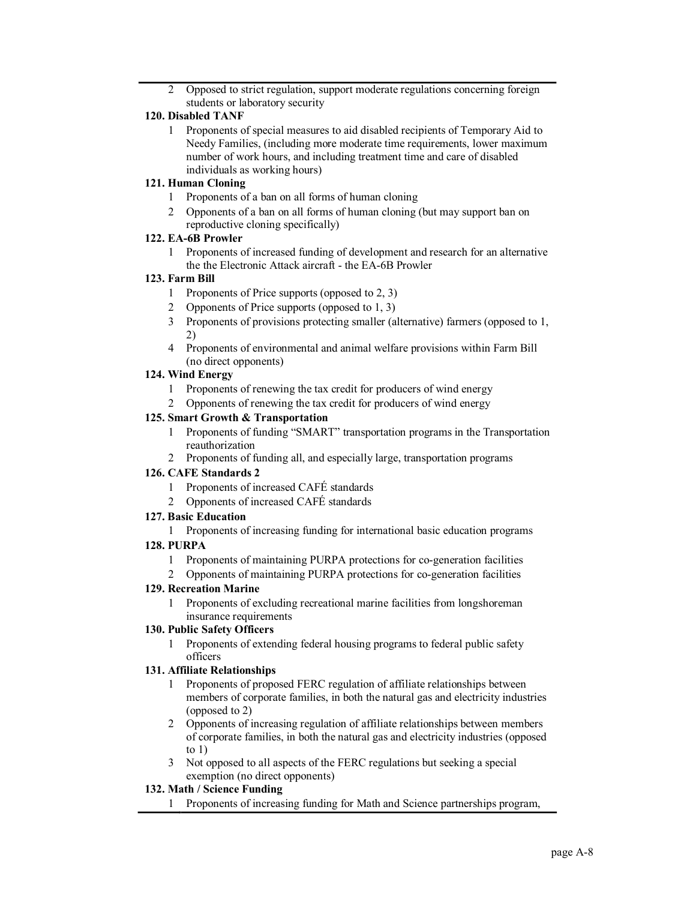2 Opposed to strict regulation, support moderate regulations concerning foreign students or laboratory security

**120. Disabled TANF**

1 Proponents of special measures to aid disabled recipients of Temporary Aid to Needy Families, (including more moderate time requirements, lower maximum number of work hours, and including treatment time and care of disabled individuals as working hours)

**121. Human Cloning**

1 Proponents of a ban on all forms of human cloning

2 Opponents of a ban on all forms of human cloning (but may support ban on reproductive cloning specifically)

**122. EA-6B Prowler**

1 Proponents of increased funding of development and research for an alternative the the Electronic Attack aircraft - the EA-6B Prowler

**123. Farm Bill**

1 Proponents of Price supports (opposed to 2, 3)

2 Opponents of Price supports (opposed to 1, 3)

3 Proponents of provisions protecting smaller (alternative) farmers (opposed to 1, 2)

4 Proponents of environmental and animal welfare provisions within Farm Bill (no direct opponents)

**124. Wind Energy**

1 Proponents of renewing the tax credit for producers of wind energy

2 Opponents of renewing the tax credit for producers of wind energy

**125. Smart Growth & Transportation**

1 Proponents of funding "SMART" transportation programs in the Transportation reauthorization

2 Proponents of funding all, and especially large, transportation programs

**126. CAFE Standards 2**

1 Proponents of increased CAFÉ standards

2 Opponents of increased CAFÉ standards

**127. Basic Education**

1 Proponents of increasing funding for international basic education programs

**128. PURPA**

1 Proponents of maintaining PURPA protections for co-generation facilities

2 Opponents of maintaining PURPA protections for co-generation facilities

**129. Recreation Marine**

1 Proponents of excluding recreational marine facilities from longshoreman insurance requirements

**130. Public Safety Officers**

1 Proponents of extending federal housing programs to federal public safety officers

**131. Affiliate Relationships**

1 Proponents of proposed FERC regulation of affiliate relationships between members of corporate families, in both the natural gas and electricity industries (opposed to 2)

2 Opponents of increasing regulation of affiliate relationships between members of corporate families, in both the natural gas and electricity industries (opposed to 1)

3 Not opposed to all aspects of the FERC regulations but seeking a special exemption (no direct opponents)

**132. Math / Science Funding**

1 Proponents of increasing funding for Math and Science partnerships program,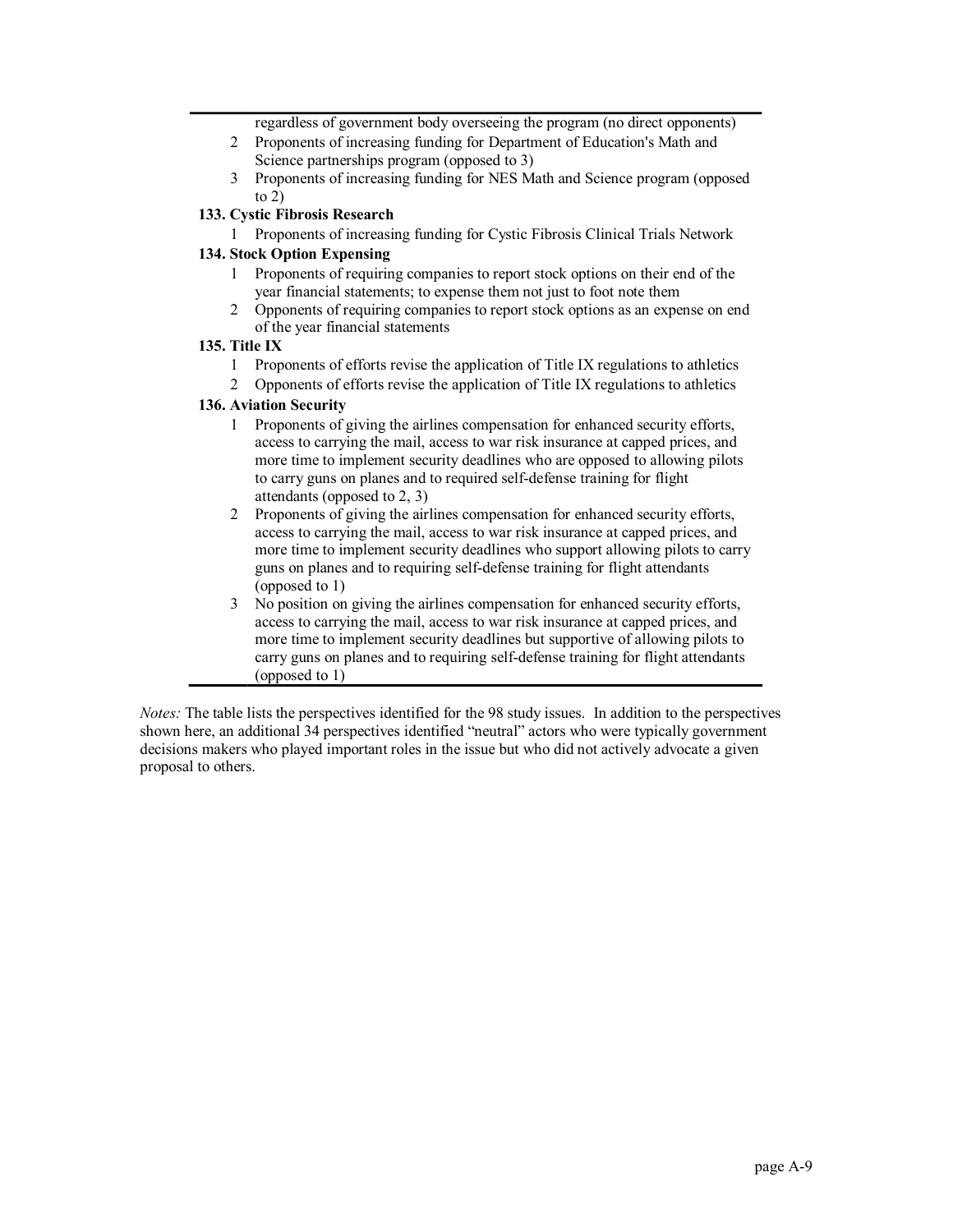regardless of government body overseeing the program (no direct opponents)

2. Proponents of increasing funding for Department of Education's Math and Science partnerships program (opposed to 3)
3. Proponents of increasing funding for NES Math and Science program (opposed to 2)

**133. Cystic Fibrosis Research**

1. Proponents of increasing funding for Cystic Fibrosis Clinical Trials Network

**134. Stock Option Expensing**

1. Proponents of requiring companies to report stock options on their end of the year financial statements; to expense them not just to foot note them
2. Opponents of requiring companies to report stock options as an expense on end of the year financial statements

**135. Title IX**

1. Proponents of efforts revise the application of Title IX regulations to athletics
2. Opponents of efforts revise the application of Title IX regulations to athletics

**136. Aviation Security**

1. Proponents of giving the airlines compensation for enhanced security efforts, access to carrying the mail, access to war risk insurance at capped prices, and more time to implement security deadlines who are opposed to allowing pilots to carry guns on planes and to required self-defense training for flight attendants (opposed to 2, 3)
2. Proponents of giving the airlines compensation for enhanced security efforts, access to carrying the mail, access to war risk insurance at capped prices, and more time to implement security deadlines who support allowing pilots to carry guns on planes and to requiring self-defense training for flight attendants (opposed to 1)
3. No position on giving the airlines compensation for enhanced security efforts, access to carrying the mail, access to war risk insurance at capped prices, and more time to implement security deadlines but supportive of allowing pilots to carry guns on planes and to requiring self-defense training for flight attendants (opposed to 1)

*Notes:* The table lists the perspectives identified for the 98 study issues. In addition to the perspectives shown here, an additional 34 perspectives identified "neutral" actors who were typically government decisions makers who played important roles in the issue but who did not actively advocate a given proposal to others.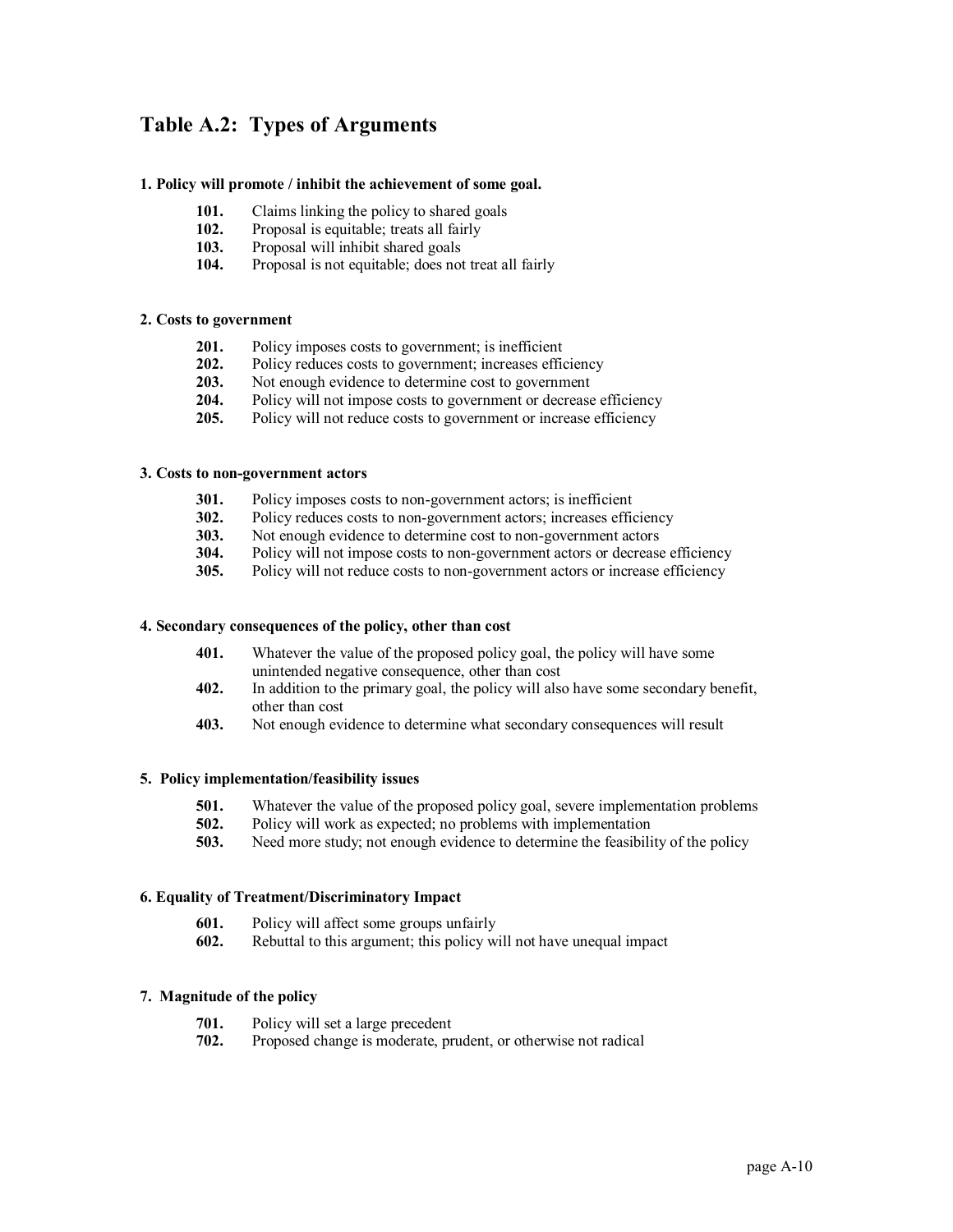## Table A.2: Types of Arguments

**1. Policy will promote / inhibit the achievement of some goal.**

- **101.** Claims linking the policy to shared goals
- **102.** Proposal is equitable; treats all fairly
- **103.** Proposal will inhibit shared goals
- **104.** Proposal is not equitable; does not treat all fairly

**2. Costs to government**

- **201.** Policy imposes costs to government; is inefficient
- **202.** Policy reduces costs to government; increases efficiency
- **203.** Not enough evidence to determine cost to government
- **204.** Policy will not impose costs to government or decrease efficiency
- **205.** Policy will not reduce costs to government or increase efficiency

**3. Costs to non-government actors**

- **301.** Policy imposes costs to non-government actors; is inefficient
- **302.** Policy reduces costs to non-government actors; increases efficiency
- **303.** Not enough evidence to determine cost to non-government actors
- **304.** Policy will not impose costs to non-government actors or decrease efficiency
- **305.** Policy will not reduce costs to non-government actors or increase efficiency

**4. Secondary consequences of the policy, other than cost**

- **401.** Whatever the value of the proposed policy goal, the policy will have some unintended negative consequence, other than cost
- **402.** In addition to the primary goal, the policy will also have some secondary benefit, other than cost
- **403.** Not enough evidence to determine what secondary consequences will result

**5. Policy implementation/feasibility issues**

- **501.** Whatever the value of the proposed policy goal, severe implementation problems
- **502.** Policy will work as expected; no problems with implementation
- **503.** Need more study; not enough evidence to determine the feasibility of the policy

**6. Equality of Treatment/Discriminatory Impact**

- **601.** Policy will affect some groups unfairly
- **602.** Rebuttal to this argument; this policy will not have unequal impact

**7. Magnitude of the policy**

- **701.** Policy will set a large precedent
- **702.** Proposed change is moderate, prudent, or otherwise not radical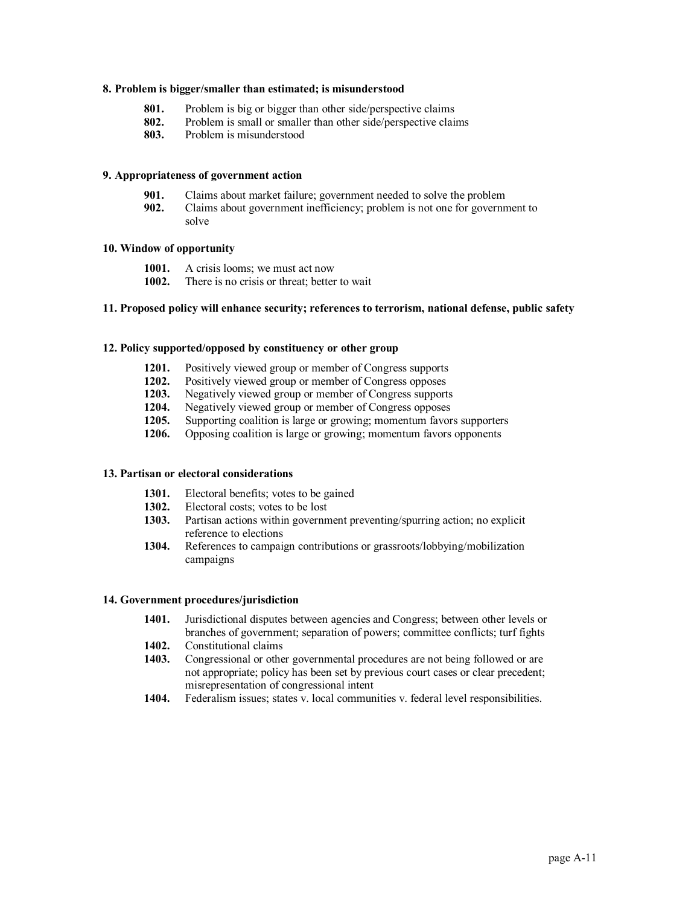**8. Problem is bigger/smaller than estimated; is misunderstood**

- **801.** Problem is big or bigger than other side/perspective claims
- **802.** Problem is small or smaller than other side/perspective claims
- **803.** Problem is misunderstood

**9. Appropriateness of government action**

- **901.** Claims about market failure; government needed to solve the problem
- **902.** Claims about government inefficiency; problem is not one for government to solve

**10. Window of opportunity**

- **1001.** A crisis looms; we must act now
- **1002.** There is no crisis or threat; better to wait

**11. Proposed policy will enhance security; references to terrorism, national defense, public safety**

**12. Policy supported/opposed by constituency or other group**

- **1201.** Positively viewed group or member of Congress supports
- **1202.** Positively viewed group or member of Congress opposes
- **1203.** Negatively viewed group or member of Congress supports
- **1204.** Negatively viewed group or member of Congress opposes
- **1205.** Supporting coalition is large or growing; momentum favors supporters
- **1206.** Opposing coalition is large or growing; momentum favors opponents

**13. Partisan or electoral considerations**

- **1301.** Electoral benefits; votes to be gained
- **1302.** Electoral costs; votes to be lost
- **1303.** Partisan actions within government preventing/spurring action; no explicit reference to elections
- **1304.** References to campaign contributions or grassroots/lobbying/mobilization campaigns

**14. Government procedures/jurisdiction**

- **1401.** Jurisdictional disputes between agencies and Congress; between other levels or branches of government; separation of powers; committee conflicts; turf fights
- **1402.** Constitutional claims
- **1403.** Congressional or other governmental procedures are not being followed or are not appropriate; policy has been set by previous court cases or clear precedent; misrepresentation of congressional intent
- **1404.** Federalism issues; states v. local communities v. federal level responsibilities.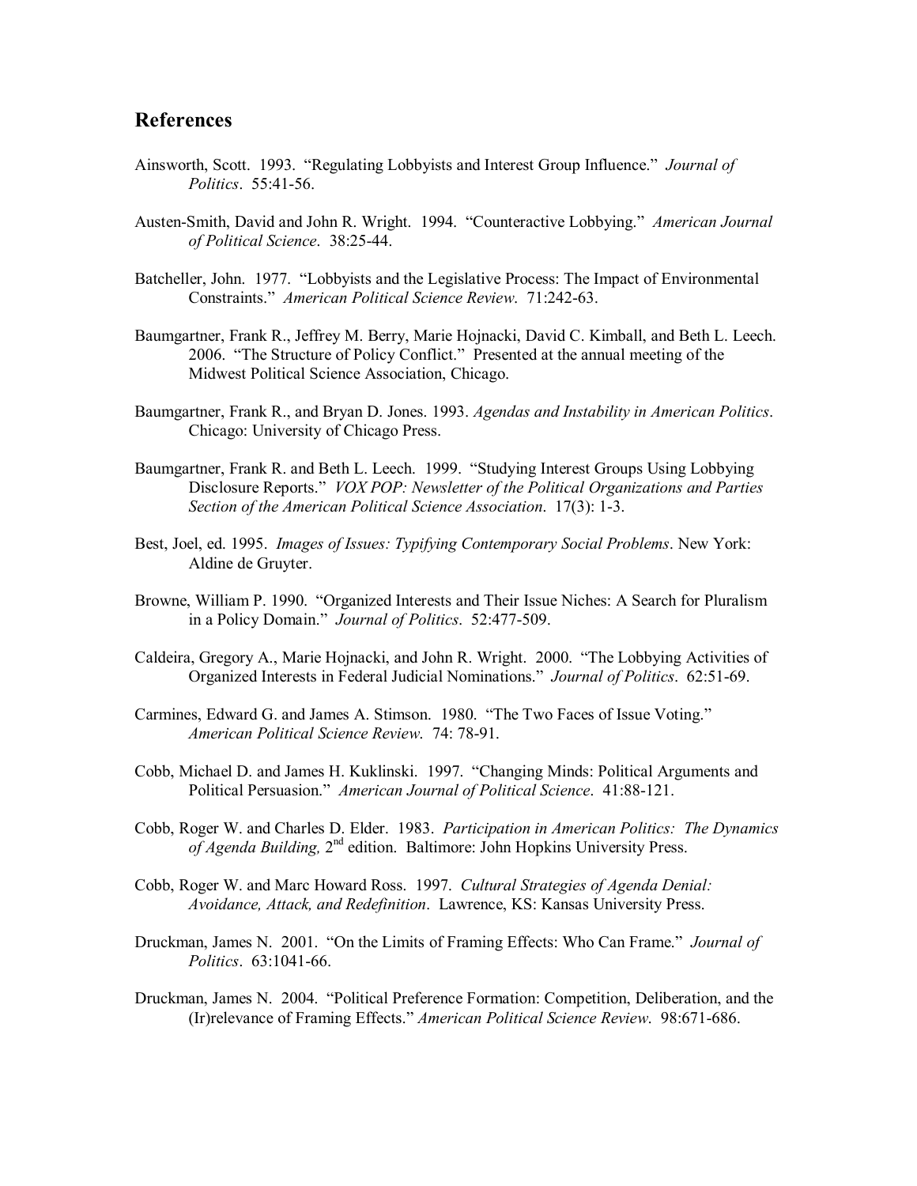## References

Ainsworth, Scott. 1993. "Regulating Lobbyists and Interest Group Influence." *Journal of Politics*. 55:41-56.

Austen-Smith, David and John R. Wright. 1994. "Counteractive Lobbying." *American Journal of Political Science*. 38:25-44.

Batcheller, John. 1977. "Lobbyists and the Legislative Process: The Impact of Environmental Constraints." *American Political Science Review*. 71:242-63.

Baumgartner, Frank R., Jeffrey M. Berry, Marie Hojnacki, David C. Kimball, and Beth L. Leech. 2006. "The Structure of Policy Conflict." Presented at the annual meeting of the Midwest Political Science Association, Chicago.

Baumgartner, Frank R., and Bryan D. Jones. 1993. *Agendas and Instability in American Politics*. Chicago: University of Chicago Press.

Baumgartner, Frank R. and Beth L. Leech. 1999. "Studying Interest Groups Using Lobbying Disclosure Reports." *VOX POP: Newsletter of the Political Organizations and Parties Section of the American Political Science Association*. 17(3): 1-3.

Best, Joel, ed. 1995. *Images of Issues: Typifying Contemporary Social Problems*. New York: Aldine de Gruyter.

Browne, William P. 1990. "Organized Interests and Their Issue Niches: A Search for Pluralism in a Policy Domain." *Journal of Politics*. 52:477-509.

Caldeira, Gregory A., Marie Hojnacki, and John R. Wright. 2000. "The Lobbying Activities of Organized Interests in Federal Judicial Nominations." *Journal of Politics*. 62:51-69.

Carmines, Edward G. and James A. Stimson. 1980. "The Two Faces of Issue Voting." *American Political Science Review*. 74: 78-91.

Cobb, Michael D. and James H. Kuklinski. 1997. "Changing Minds: Political Arguments and Political Persuasion." *American Journal of Political Science*. 41:88-121.

Cobb, Roger W. and Charles D. Elder. 1983. *Participation in American Politics: The Dynamics of Agenda Building,* 2nd edition. Baltimore: John Hopkins University Press.

Cobb, Roger W. and Marc Howard Ross. 1997. *Cultural Strategies of Agenda Denial: Avoidance, Attack, and Redefinition*. Lawrence, KS: Kansas University Press.

Druckman, James N. 2001. "On the Limits of Framing Effects: Who Can Frame." *Journal of Politics*. 63:1041-66.

Druckman, James N. 2004. "Political Preference Formation: Competition, Deliberation, and the (Ir)relevance of Framing Effects." *American Political Science Review*. 98:671-686.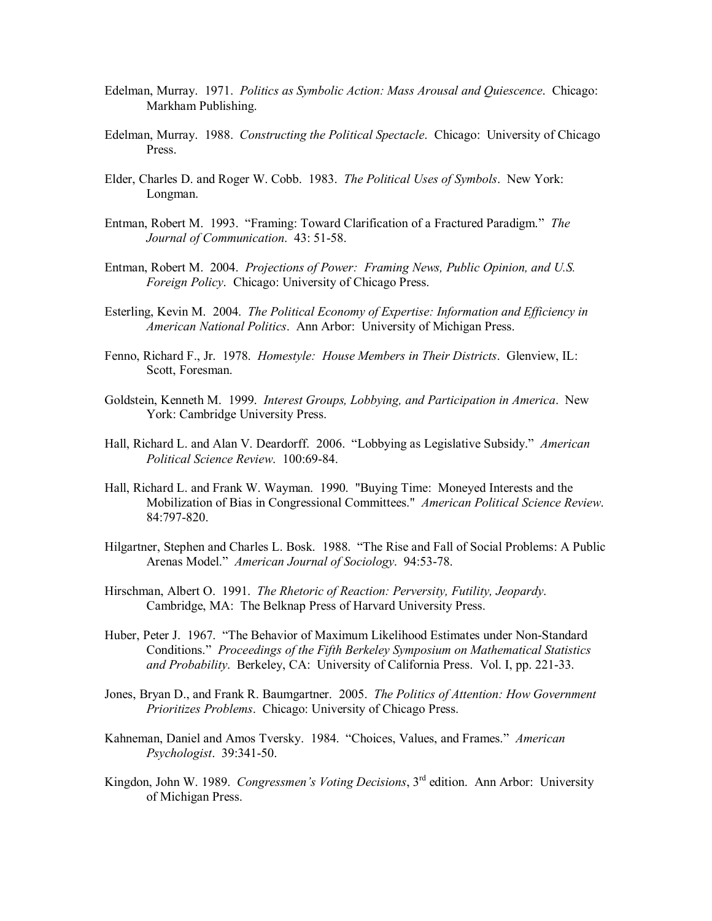Edelman, Murray. 1971. *Politics as Symbolic Action: Mass Arousal and Quiescence*. Chicago: Markham Publishing.

Edelman, Murray. 1988. *Constructing the Political Spectacle*. Chicago: University of Chicago Press.

Elder, Charles D. and Roger W. Cobb. 1983. *The Political Uses of Symbols*. New York: Longman.

Entman, Robert M. 1993. "Framing: Toward Clarification of a Fractured Paradigm." *The Journal of Communication*. 43: 51-58.

Entman, Robert M. 2004. *Projections of Power: Framing News, Public Opinion, and U.S. Foreign Policy*. Chicago: University of Chicago Press.

Esterling, Kevin M. 2004. *The Political Economy of Expertise: Information and Efficiency in American National Politics*. Ann Arbor: University of Michigan Press.

Fenno, Richard F., Jr. 1978. *Homestyle: House Members in Their Districts*. Glenview, IL: Scott, Foresman.

Goldstein, Kenneth M. 1999. *Interest Groups, Lobbying, and Participation in America*. New York: Cambridge University Press.

Hall, Richard L. and Alan V. Deardorff. 2006. "Lobbying as Legislative Subsidy." *American Political Science Review*. 100:69-84.

Hall, Richard L. and Frank W. Wayman. 1990. "Buying Time: Moneyed Interests and the Mobilization of Bias in Congressional Committees." *American Political Science Review*. 84:797-820.

Hilgartner, Stephen and Charles L. Bosk. 1988. "The Rise and Fall of Social Problems: A Public Arenas Model." *American Journal of Sociology*. 94:53-78.

Hirschman, Albert O. 1991. *The Rhetoric of Reaction: Perversity, Futility, Jeopardy*. Cambridge, MA: The Belknap Press of Harvard University Press.

Huber, Peter J. 1967. "The Behavior of Maximum Likelihood Estimates under Non-Standard Conditions." *Proceedings of the Fifth Berkeley Symposium on Mathematical Statistics and Probability*. Berkeley, CA: University of California Press. Vol. I, pp. 221-33.

Jones, Bryan D., and Frank R. Baumgartner. 2005. *The Politics of Attention: How Government Prioritizes Problems*. Chicago: University of Chicago Press.

Kahneman, Daniel and Amos Tversky. 1984. "Choices, Values, and Frames." *American Psychologist*. 39:341-50.

Kingdon, John W. 1989. *Congressmen's Voting Decisions*, 3rd edition. Ann Arbor: University of Michigan Press.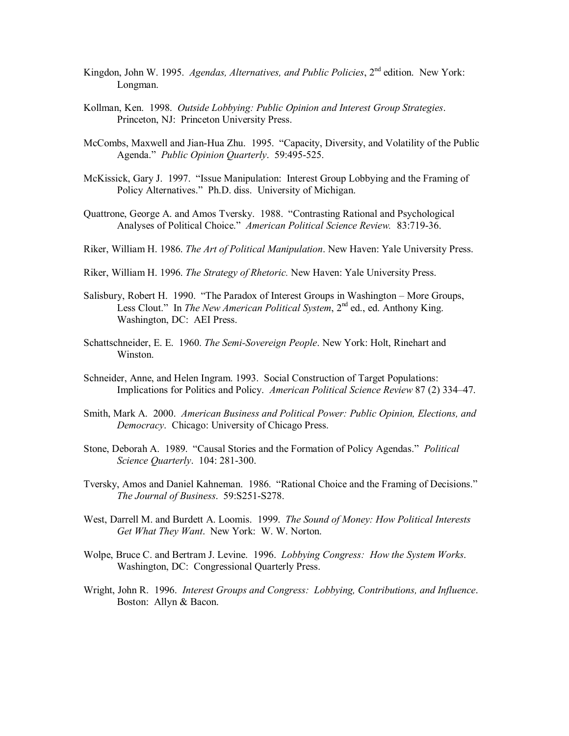Kingdon, John W. 1995. *Agendas, Alternatives, and Public Policies*, 2nd edition. New York: Longman.

Kollman, Ken. 1998. *Outside Lobbying: Public Opinion and Interest Group Strategies*. Princeton, NJ: Princeton University Press.

McCombs, Maxwell and Jian-Hua Zhu. 1995. "Capacity, Diversity, and Volatility of the Public Agenda." *Public Opinion Quarterly*. 59:495-525.

McKissick, Gary J. 1997. "Issue Manipulation: Interest Group Lobbying and the Framing of Policy Alternatives." Ph.D. diss. University of Michigan.

Quattrone, George A. and Amos Tversky. 1988. "Contrasting Rational and Psychological Analyses of Political Choice." *American Political Science Review.* 83:719-36.

Riker, William H. 1986. *The Art of Political Manipulation*. New Haven: Yale University Press.

Riker, William H. 1996. *The Strategy of Rhetoric.* New Haven: Yale University Press.

Salisbury, Robert H. 1990. "The Paradox of Interest Groups in Washington – More Groups, Less Clout." In *The New American Political System*, 2nd ed., ed. Anthony King. Washington, DC: AEI Press.

Schattschneider, E. E. 1960. *The Semi-Sovereign People*. New York: Holt, Rinehart and Winston.

Schneider, Anne, and Helen Ingram. 1993. Social Construction of Target Populations: Implications for Politics and Policy. *American Political Science Review* 87 (2) 334–47.

Smith, Mark A. 2000. *American Business and Political Power: Public Opinion, Elections, and Democracy*. Chicago: University of Chicago Press.

Stone, Deborah A. 1989. "Causal Stories and the Formation of Policy Agendas." *Political Science Quarterly*. 104: 281-300.

Tversky, Amos and Daniel Kahneman. 1986. "Rational Choice and the Framing of Decisions." *The Journal of Business*. 59:S251-S278.

West, Darrell M. and Burdett A. Loomis. 1999. *The Sound of Money: How Political Interests Get What They Want*. New York: W. W. Norton.

Wolpe, Bruce C. and Bertram J. Levine. 1996. *Lobbying Congress: How the System Works*. Washington, DC: Congressional Quarterly Press.

Wright, John R. 1996. *Interest Groups and Congress: Lobbying, Contributions, and Influence*. Boston: Allyn & Bacon.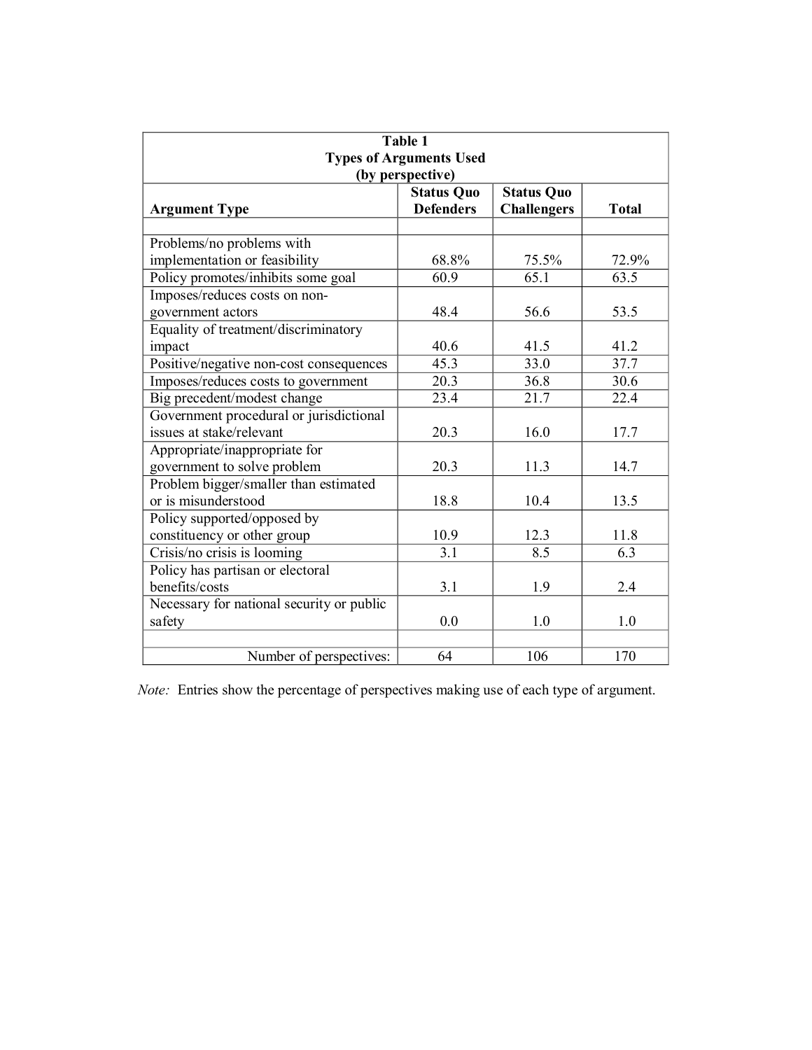**Table 1**
**Types of Arguments Used**
**(by perspective)**

| Argument Type | Status Quo Defenders | Status Quo Challengers | Total |
|---|---|---|---|
| Problems/no problems with implementation or feasibility | 68.8% | 75.5% | 72.9% |
| Policy promotes/inhibits some goal | 60.9 | 65.1 | 63.5 |
| Imposes/reduces costs on non-government actors | 48.4 | 56.6 | 53.5 |
| Equality of treatment/discriminatory impact | 40.6 | 41.5 | 41.2 |
| Positive/negative non-cost consequences | 45.3 | 33.0 | 37.7 |
| Imposes/reduces costs to government | 20.3 | 36.8 | 30.6 |
| Big precedent/modest change | 23.4 | 21.7 | 22.4 |
| Government procedural or jurisdictional issues at stake/relevant | 20.3 | 16.0 | 17.7 |
| Appropriate/inappropriate for government to solve problem | 20.3 | 11.3 | 14.7 |
| Problem bigger/smaller than estimated or is misunderstood | 18.8 | 10.4 | 13.5 |
| Policy supported/opposed by constituency or other group | 10.9 | 12.3 | 11.8 |
| Crisis/no crisis is looming | 3.1 | 8.5 | 6.3 |
| Policy has partisan or electoral benefits/costs | 3.1 | 1.9 | 2.4 |
| Necessary for national security or public safety | 0.0 | 1.0 | 1.0 |
| Number of perspectives: | 64 | 106 | 170 |

*Note:* Entries show the percentage of perspectives making use of each type of argument.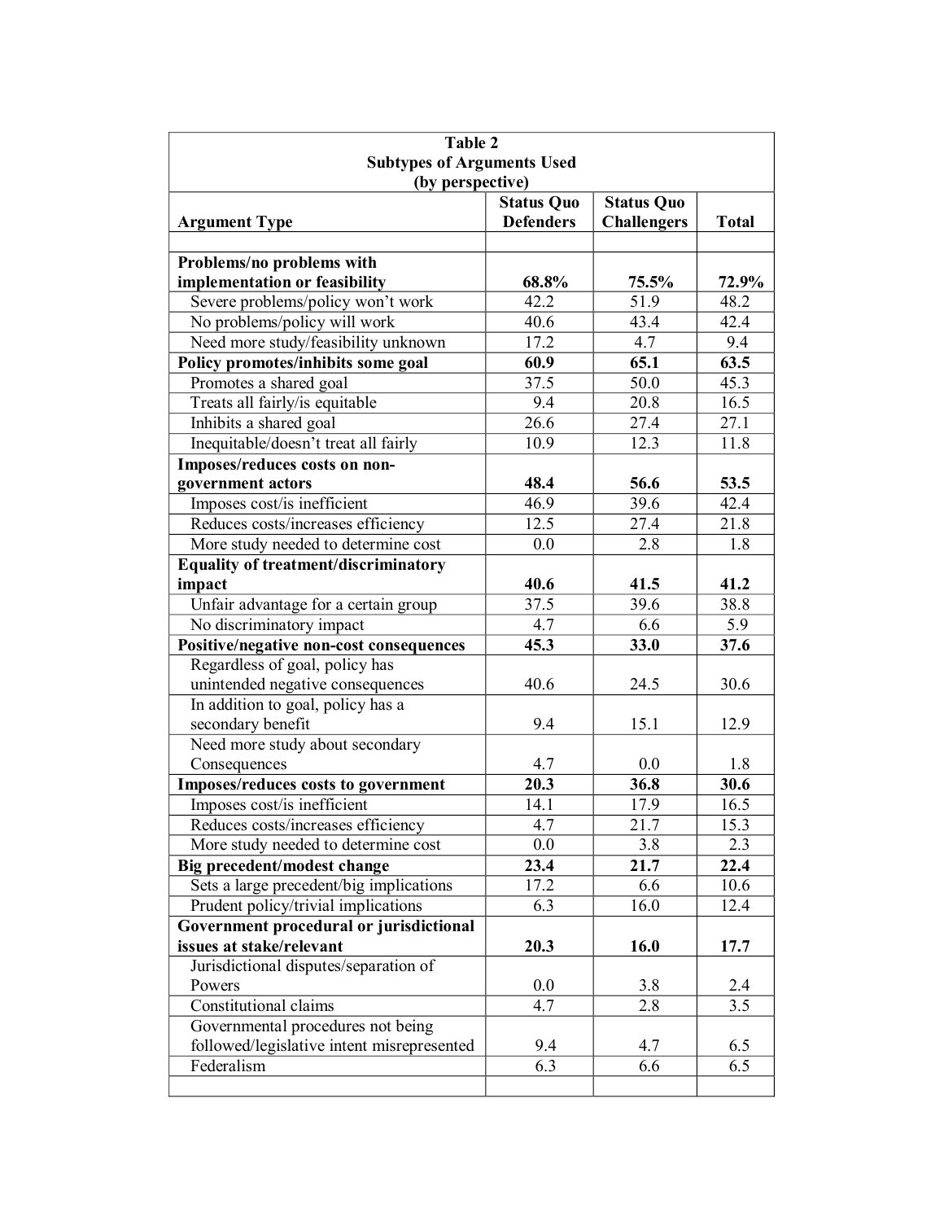**Table 2**
**Subtypes of Arguments Used**
**(by perspective)**

| Argument Type | Status Quo Defenders | Status Quo Challengers | Total |
|---|---|---|---|
| **Problems/no problems with implementation or feasibility** | **68.8%** | **75.5%** | **72.9%** |
| Severe problems/policy won't work | 42.2 | 51.9 | 48.2 |
| No problems/policy will work | 40.6 | 43.4 | 42.4 |
| Need more study/feasibility unknown | 17.2 | 4.7 | 9.4 |
| **Policy promotes/inhibits some goal** | **60.9** | **65.1** | **63.5** |
| Promotes a shared goal | 37.5 | 50.0 | 45.3 |
| Treats all fairly/is equitable | 9.4 | 20.8 | 16.5 |
| Inhibits a shared goal | 26.6 | 27.4 | 27.1 |
| Inequitable/doesn't treat all fairly | 10.9 | 12.3 | 11.8 |
| **Imposes/reduces costs on non-government actors** | **48.4** | **56.6** | **53.5** |
| Imposes cost/is inefficient | 46.9 | 39.6 | 42.4 |
| Reduces costs/increases efficiency | 12.5 | 27.4 | 21.8 |
| More study needed to determine cost | 0.0 | 2.8 | 1.8 |
| **Equality of treatment/discriminatory impact** | **40.6** | **41.5** | **41.2** |
| Unfair advantage for a certain group | 37.5 | 39.6 | 38.8 |
| No discriminatory impact | 4.7 | 6.6 | 5.9 |
| **Positive/negative non-cost consequences** | **45.3** | **33.0** | **37.6** |
| Regardless of goal, policy has unintended negative consequences | 40.6 | 24.5 | 30.6 |
| In addition to goal, policy has a secondary benefit | 9.4 | 15.1 | 12.9 |
| Need more study about secondary Consequences | 4.7 | 0.0 | 1.8 |
| **Imposes/reduces costs to government** | **20.3** | **36.8** | **30.6** |
| Imposes cost/is inefficient | 14.1 | 17.9 | 16.5 |
| Reduces costs/increases efficiency | 4.7 | 21.7 | 15.3 |
| More study needed to determine cost | 0.0 | 3.8 | 2.3 |
| **Big precedent/modest change** | **23.4** | **21.7** | **22.4** |
| Sets a large precedent/big implications | 17.2 | 6.6 | 10.6 |
| Prudent policy/trivial implications | 6.3 | 16.0 | 12.4 |
| **Government procedural or jurisdictional issues at stake/relevant** | **20.3** | **16.0** | **17.7** |
| Jurisdictional disputes/separation of Powers | 0.0 | 3.8 | 2.4 |
| Constitutional claims | 4.7 | 2.8 | 3.5 |
| Governmental procedures not being followed/legislative intent misrepresented | 9.4 | 4.7 | 6.5 |
| Federalism | 6.3 | 6.6 | 6.5 |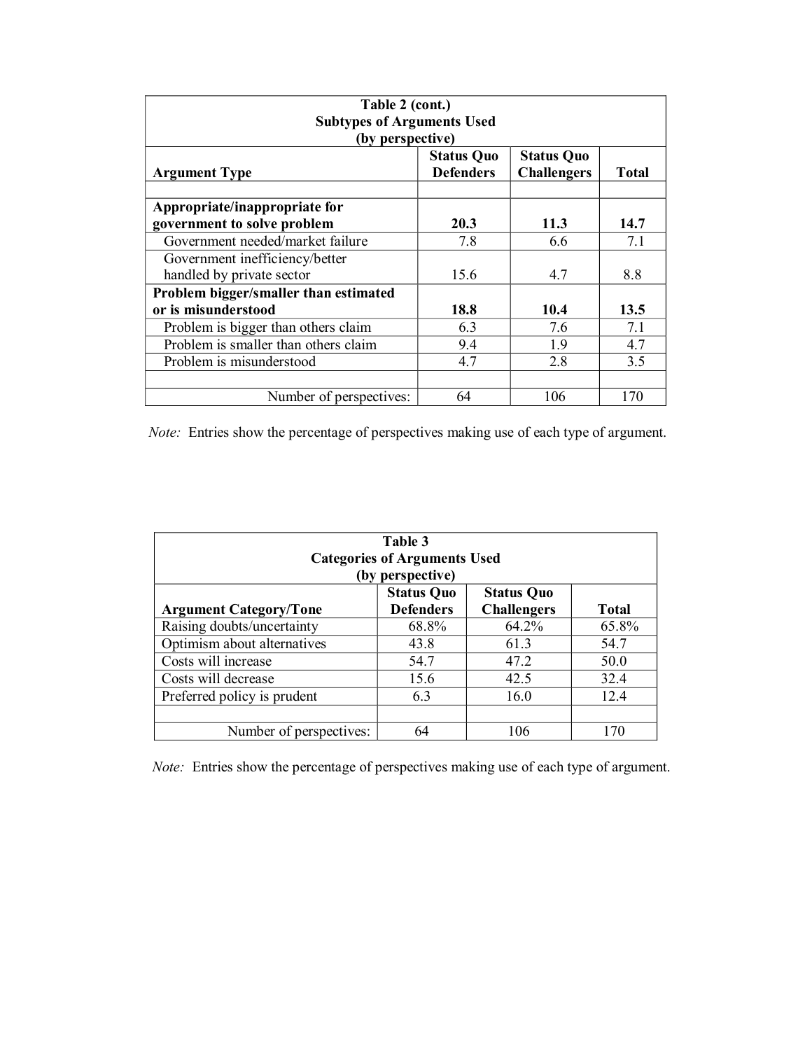| Table 2 (cont.) Subtypes of Arguments Used (by perspective) | | | |
|---|---|---|---|
| **Argument Type** | **Status Quo Defenders** | **Status Quo Challengers** | **Total** |
| | | | |
| **Appropriate/inappropriate for government to solve problem** | **20.3** | **11.3** | **14.7** |
| Government needed/market failure | 7.8 | 6.6 | 7.1 |
| Government inefficiency/better handled by private sector | 15.6 | 4.7 | 8.8 |
| **Problem bigger/smaller than estimated or is misunderstood** | **18.8** | **10.4** | **13.5** |
| Problem is bigger than others claim | 6.3 | 7.6 | 7.1 |
| Problem is smaller than others claim | 9.4 | 1.9 | 4.7 |
| Problem is misunderstood | 4.7 | 2.8 | 3.5 |
| | | | |
| Number of perspectives: | 64 | 106 | 170 |

*Note:* Entries show the percentage of perspectives making use of each type of argument.

| Table 3 Categories of Arguments Used (by perspective) | | | |
|---|---|---|---|
| **Argument Category/Tone** | **Status Quo Defenders** | **Status Quo Challengers** | **Total** |
| Raising doubts/uncertainty | 68.8% | 64.2% | 65.8% |
| Optimism about alternatives | 43.8 | 61.3 | 54.7 |
| Costs will increase | 54.7 | 47.2 | 50.0 |
| Costs will decrease | 15.6 | 42.5 | 32.4 |
| Preferred policy is prudent | 6.3 | 16.0 | 12.4 |
| | | | |
| Number of perspectives: | 64 | 106 | 170 |

*Note:* Entries show the percentage of perspectives making use of each type of argument.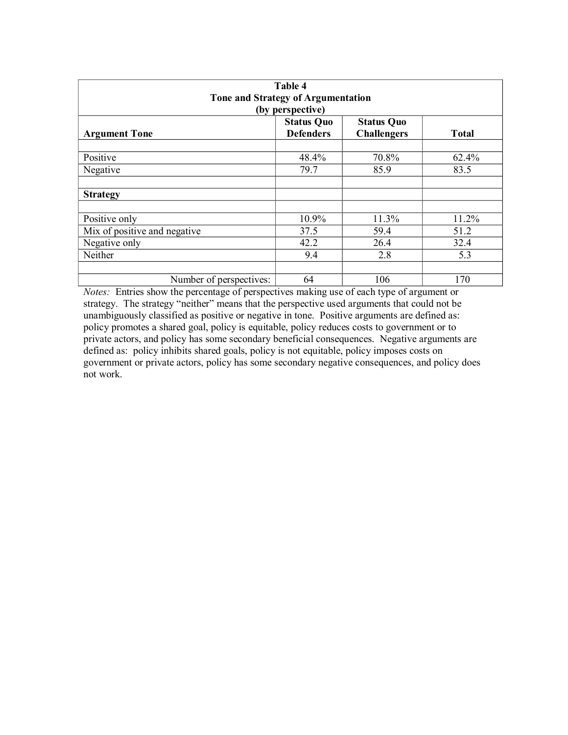**Table 4**
**Tone and Strategy of Argumentation**
**(by perspective)**

| **Argument Tone** | **Status Quo Defenders** | **Status Quo Challengers** | **Total** |
|---|---|---|---|
| | | | |
| Positive | 48.4% | 70.8% | 62.4% |
| Negative | 79.7 | 85.9 | 83.5 |
| | | | |
| **Strategy** | | | |
| | | | |
| Positive only | 10.9% | 11.3% | 11.2% |
| Mix of positive and negative | 37.5 | 59.4 | 51.2 |
| Negative only | 42.2 | 26.4 | 32.4 |
| Neither | 9.4 | 2.8 | 5.3 |
| | | | |
| Number of perspectives: | 64 | 106 | 170 |

*Notes:* Entries show the percentage of perspectives making use of each type of argument or strategy. The strategy "neither" means that the perspective used arguments that could not be unambiguously classified as positive or negative in tone. Positive arguments are defined as: policy promotes a shared goal, policy is equitable, policy reduces costs to government or to private actors, and policy has some secondary beneficial consequences. Negative arguments are defined as: policy inhibits shared goals, policy is not equitable, policy imposes costs on government or private actors, policy has some secondary negative consequences, and policy does not work.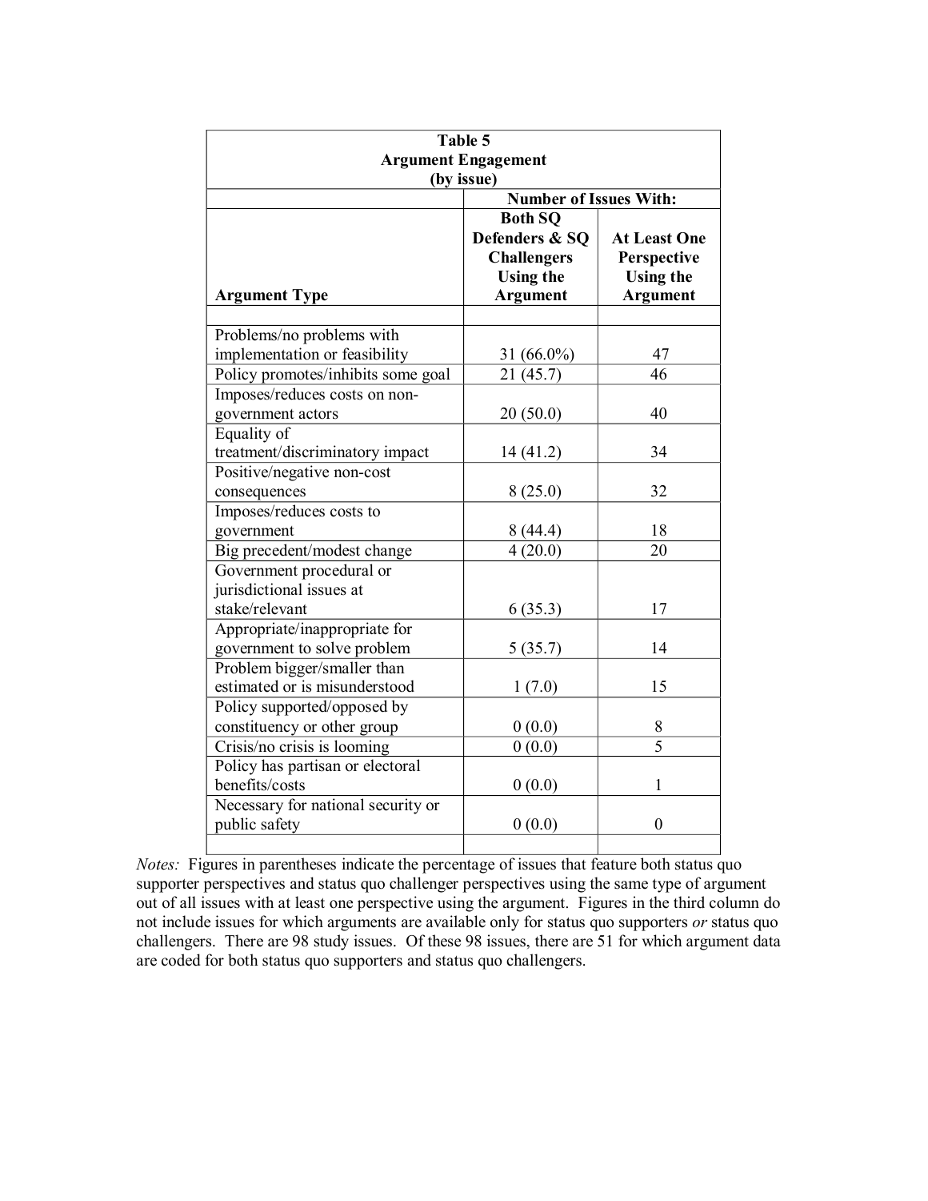**Table 5**
**Argument Engagement**
**(by issue)**

| Argument Type | Number of Issues With: Both SQ Defenders & SQ Challengers Using the Argument | At Least One Perspective Using the Argument |
|---|---|---|
| Problems/no problems with implementation or feasibility | 31 (66.0%) | 47 |
| Policy promotes/inhibits some goal | 21 (45.7) | 46 |
| Imposes/reduces costs on non-government actors | 20 (50.0) | 40 |
| Equality of treatment/discriminatory impact | 14 (41.2) | 34 |
| Positive/negative non-cost consequences | 8 (25.0) | 32 |
| Imposes/reduces costs to government | 8 (44.4) | 18 |
| Big precedent/modest change | 4 (20.0) | 20 |
| Government procedural or jurisdictional issues at stake/relevant | 6 (35.3) | 17 |
| Appropriate/inappropriate for government to solve problem | 5 (35.7) | 14 |
| Problem bigger/smaller than estimated or is misunderstood | 1 (7.0) | 15 |
| Policy supported/opposed by constituency or other group | 0 (0.0) | 8 |
| Crisis/no crisis is looming | 0 (0.0) | 5 |
| Policy has partisan or electoral benefits/costs | 0 (0.0) | 1 |
| Necessary for national security or public safety | 0 (0.0) | 0 |

*Notes:* Figures in parentheses indicate the percentage of issues that feature both status quo supporter perspectives and status quo challenger perspectives using the same type of argument out of all issues with at least one perspective using the argument. Figures in the third column do not include issues for which arguments are available only for status quo supporters *or* status quo challengers. There are 98 study issues. Of these 98 issues, there are 51 for which argument data are coded for both status quo supporters and status quo challengers.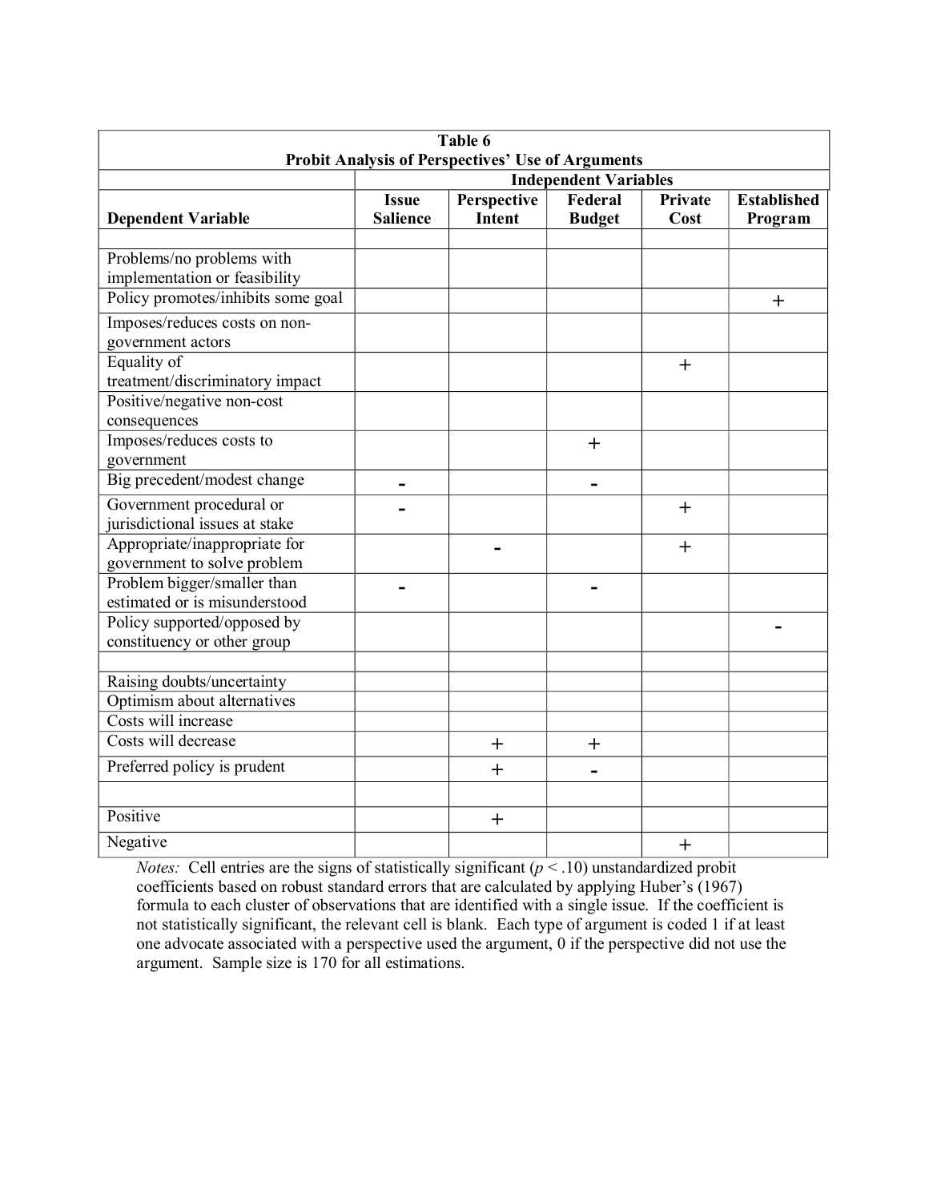| Table 6<br>Probit Analysis of Perspectives' Use of Arguments | | | | | |
|---|---|---|---|---|---|
| | Independent Variables | | | | |
| **Dependent Variable** | **Issue Salience** | **Perspective Intent** | **Federal Budget** | **Private Cost** | **Established Program** |
| | | | | | |
| Problems/no problems with implementation or feasibility | | | | | |
| Policy promotes/inhibits some goal | | | | | + |
| Imposes/reduces costs on non-government actors | | | | | |
| Equality of treatment/discriminatory impact | | | | + | |
| Positive/negative non-cost consequences | | | | | |
| Imposes/reduces costs to government | | | + | | |
| Big precedent/modest change | - | | - | | |
| Government procedural or jurisdictional issues at stake | - | | | + | |
| Appropriate/inappropriate for government to solve problem | | - | | + | |
| Problem bigger/smaller than estimated or is misunderstood | - | | - | | |
| Policy supported/opposed by constituency or other group | | | | | - |
| | | | | | |
| Raising doubts/uncertainty | | | | | |
| Optimism about alternatives | | | | | |
| Costs will increase | | | | | |
| Costs will decrease | | + | + | | |
| Preferred policy is prudent | | + | - | | |
| | | | | | |
| Positive | | + | | | |
| Negative | | | | + | |

*Notes:* Cell entries are the signs of statistically significant ($p < .10$) unstandardized probit coefficients based on robust standard errors that are calculated by applying Huber's (1967) formula to each cluster of observations that are identified with a single issue. If the coefficient is not statistically significant, the relevant cell is blank. Each type of argument is coded 1 if at least one advocate associated with a perspective used the argument, 0 if the perspective did not use the argument. Sample size is 170 for all estimations.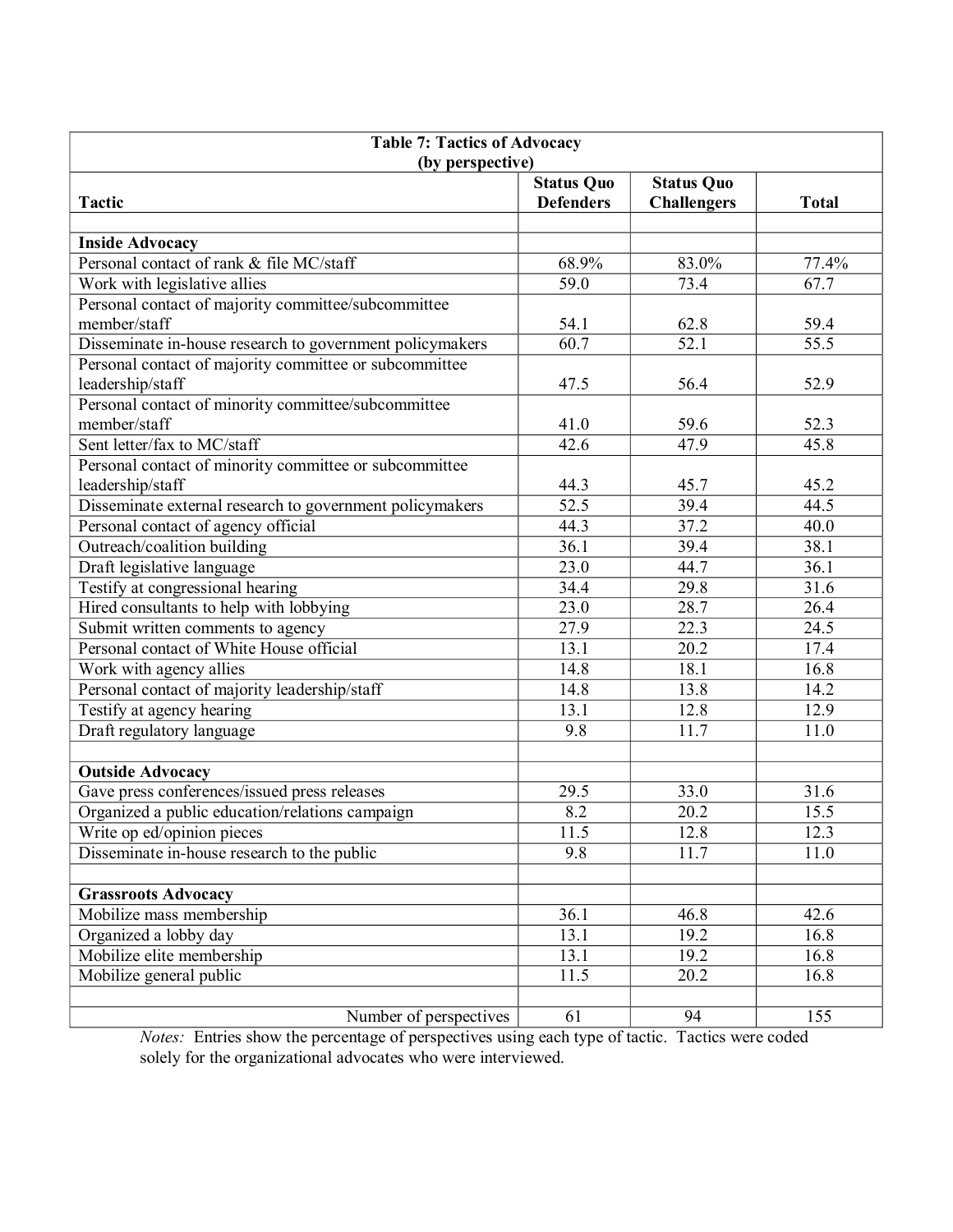| Table 7: Tactics of Advocacy (by perspective) | | | |
|---|---|---|---|
| **Tactic** | **Status Quo Defenders** | **Status Quo Challengers** | **Total** |
| | | | |
| **Inside Advocacy** | | | |
| Personal contact of rank & file MC/staff | 68.9% | 83.0% | 77.4% |
| Work with legislative allies | 59.0 | 73.4 | 67.7 |
| Personal contact of majority committee/subcommittee member/staff | 54.1 | 62.8 | 59.4 |
| Disseminate in-house research to government policymakers | 60.7 | 52.1 | 55.5 |
| Personal contact of majority committee or subcommittee leadership/staff | 47.5 | 56.4 | 52.9 |
| Personal contact of minority committee/subcommittee member/staff | 41.0 | 59.6 | 52.3 |
| Sent letter/fax to MC/staff | 42.6 | 47.9 | 45.8 |
| Personal contact of minority committee or subcommittee leadership/staff | 44.3 | 45.7 | 45.2 |
| Disseminate external research to government policymakers | 52.5 | 39.4 | 44.5 |
| Personal contact of agency official | 44.3 | 37.2 | 40.0 |
| Outreach/coalition building | 36.1 | 39.4 | 38.1 |
| Draft legislative language | 23.0 | 44.7 | 36.1 |
| Testify at congressional hearing | 34.4 | 29.8 | 31.6 |
| Hired consultants to help with lobbying | 23.0 | 28.7 | 26.4 |
| Submit written comments to agency | 27.9 | 22.3 | 24.5 |
| Personal contact of White House official | 13.1 | 20.2 | 17.4 |
| Work with agency allies | 14.8 | 18.1 | 16.8 |
| Personal contact of majority leadership/staff | 14.8 | 13.8 | 14.2 |
| Testify at agency hearing | 13.1 | 12.8 | 12.9 |
| Draft regulatory language | 9.8 | 11.7 | 11.0 |
| | | | |
| **Outside Advocacy** | | | |
| Gave press conferences/issued press releases | 29.5 | 33.0 | 31.6 |
| Organized a public education/relations campaign | 8.2 | 20.2 | 15.5 |
| Write op ed/opinion pieces | 11.5 | 12.8 | 12.3 |
| Disseminate in-house research to the public | 9.8 | 11.7 | 11.0 |
| | | | |
| **Grassroots Advocacy** | | | |
| Mobilize mass membership | 36.1 | 46.8 | 42.6 |
| Organized a lobby day | 13.1 | 19.2 | 16.8 |
| Mobilize elite membership | 13.1 | 19.2 | 16.8 |
| Mobilize general public | 11.5 | 20.2 | 16.8 |
| | | | |
| Number of perspectives | 61 | 94 | 155 |

*Notes:* Entries show the percentage of perspectives using each type of tactic. Tactics were coded solely for the organizational advocates who were interviewed.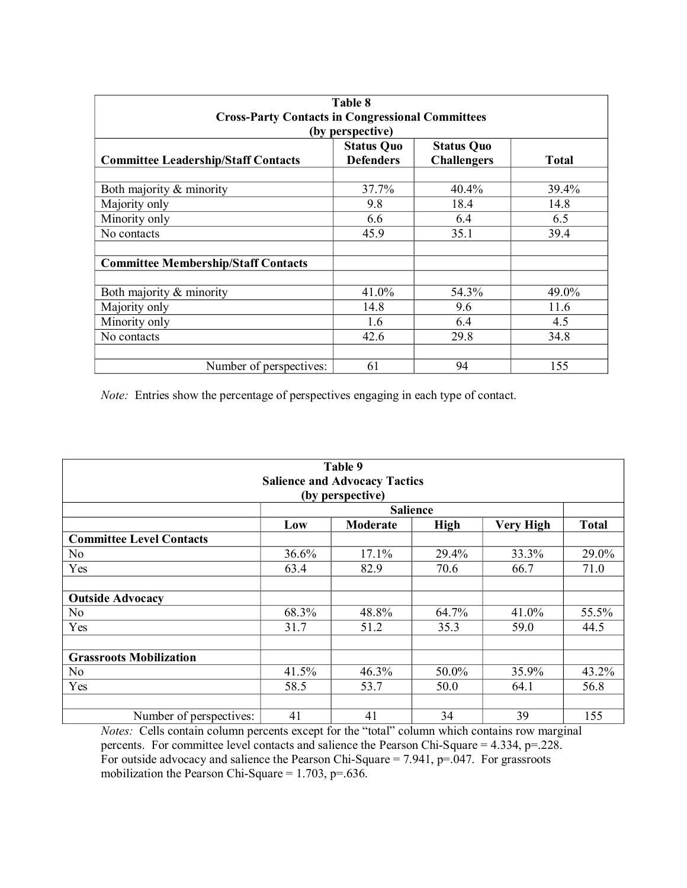**Table 8**
**Cross-Party Contacts in Congressional Committees**
**(by perspective)**

| Committee Leadership/Staff Contacts | Status Quo Defenders | Status Quo Challengers | Total |
|---|---|---|---|
| | | | |
| Both majority & minority | 37.7% | 40.4% | 39.4% |
| Majority only | 9.8 | 18.4 | 14.8 |
| Minority only | 6.6 | 6.4 | 6.5 |
| No contacts | 45.9 | 35.1 | 39.4 |
| | | | |
| **Committee Membership/Staff Contacts** | | | |
| | | | |
| Both majority & minority | 41.0% | 54.3% | 49.0% |
| Majority only | 14.8 | 9.6 | 11.6 |
| Minority only | 1.6 | 6.4 | 4.5 |
| No contacts | 42.6 | 29.8 | 34.8 |
| | | | |
| Number of perspectives: | 61 | 94 | 155 |

*Note:* Entries show the percentage of perspectives engaging in each type of contact.

**Table 9**
**Salience and Advocacy Tactics**
**(by perspective)**

| | Salience | | | | |
|---|---|---|---|---|---|
| | Low | Moderate | High | Very High | Total |
| **Committee Level Contacts** | | | | | |
| No | 36.6% | 17.1% | 29.4% | 33.3% | 29.0% |
| Yes | 63.4 | 82.9 | 70.6 | 66.7 | 71.0 |
| | | | | | |
| **Outside Advocacy** | | | | | |
| No | 68.3% | 48.8% | 64.7% | 41.0% | 55.5% |
| Yes | 31.7 | 51.2 | 35.3 | 59.0 | 44.5 |
| | | | | | |
| **Grassroots Mobilization** | | | | | |
| No | 41.5% | 46.3% | 50.0% | 35.9% | 43.2% |
| Yes | 58.5 | 53.7 | 50.0 | 64.1 | 56.8 |
| | | | | | |
| Number of perspectives: | 41 | 41 | 34 | 39 | 155 |

*Notes:* Cells contain column percents except for the "total" column which contains row marginal percents. For committee level contacts and salience the Pearson Chi-Square = 4.334, p=.228. For outside advocacy and salience the Pearson Chi-Square = 7.941, p=.047. For grassroots mobilization the Pearson Chi-Square = 1.703, p=.636.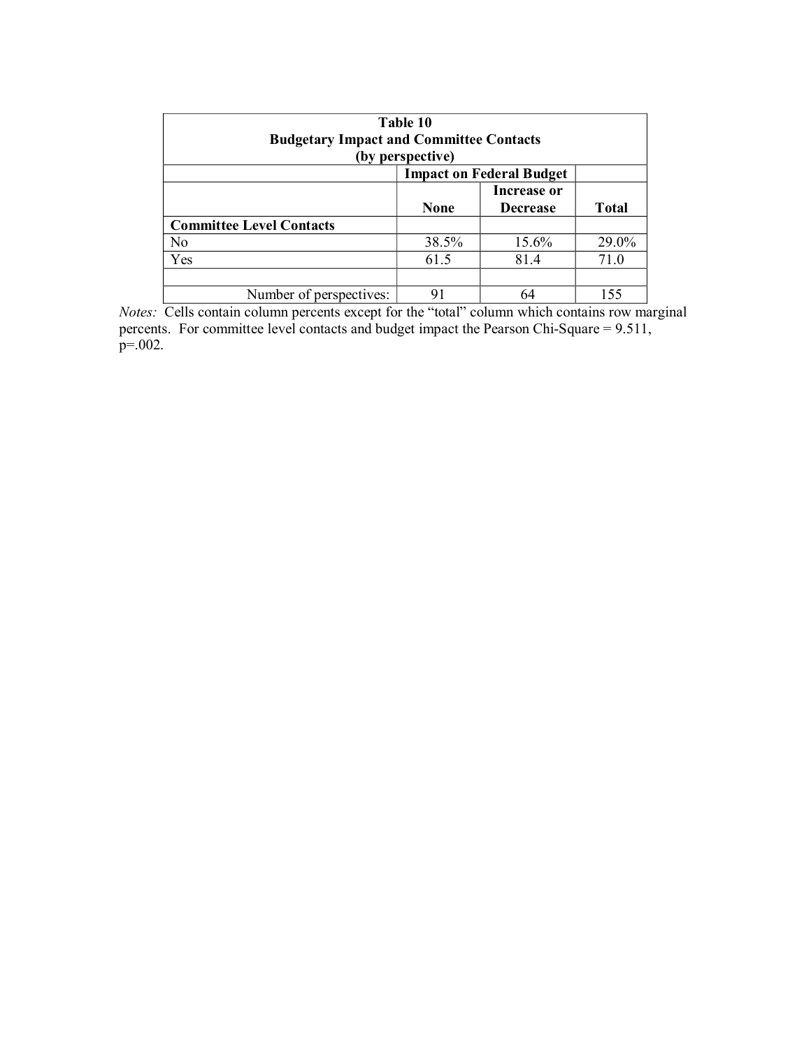**Table 10**
**Budgetary Impact and Committee Contacts**
**(by perspective)**

| | **Impact on Federal Budget** | | |
|---|---|---|---|
| | **None** | **Increase or Decrease** | **Total** |
| **Committee Level Contacts** | | | |
| No | 38.5% | 15.6% | 29.0% |
| Yes | 61.5 | 81.4 | 71.0 |
| | | | |
| Number of perspectives: | 91 | 64 | 155 |

*Notes:* Cells contain column percents except for the "total" column which contains row marginal percents. For committee level contacts and budget impact the Pearson Chi-Square = 9.511, p=.002.